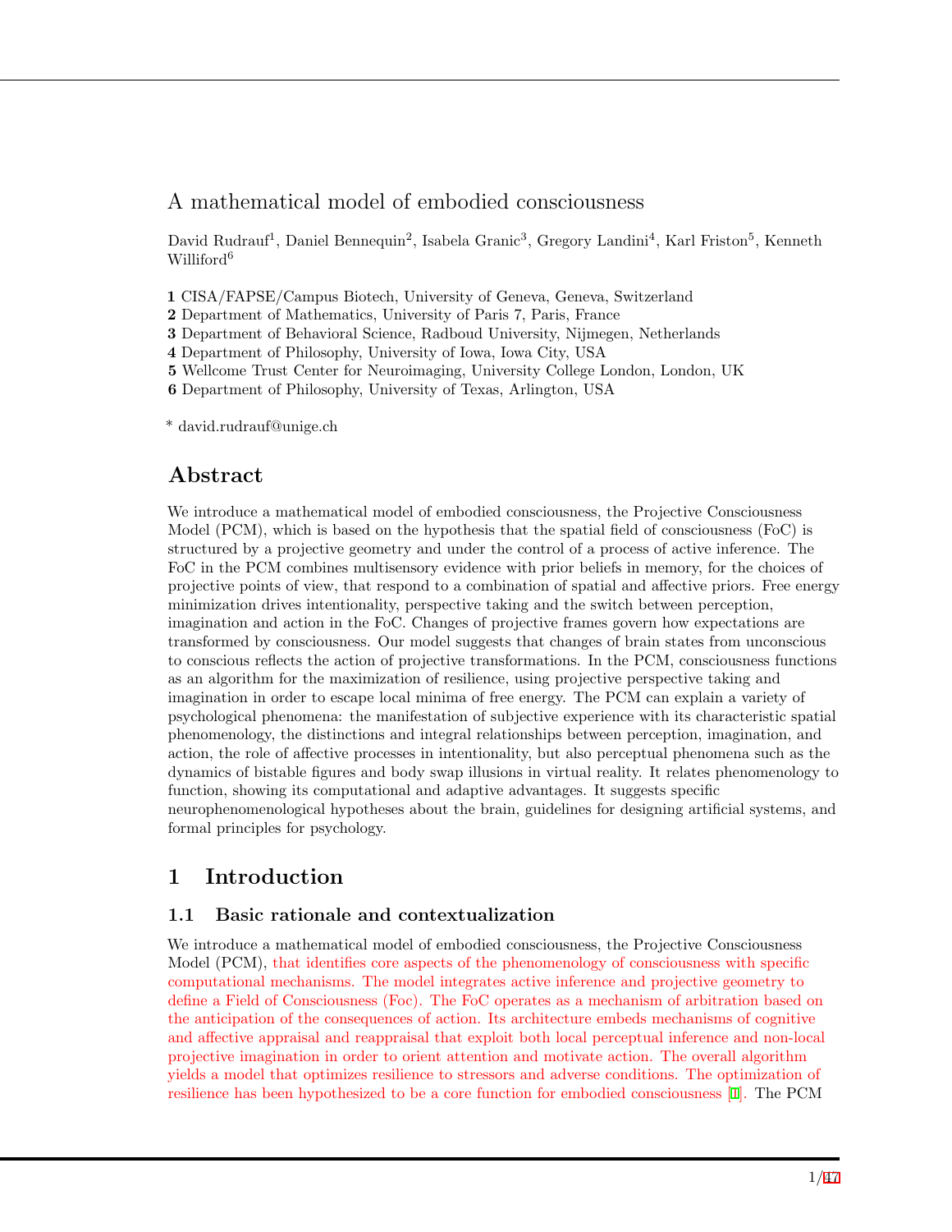# A mathematical model of embodied consciousness

David Rudrauf[1], Daniel Bennequin[2], Isabela Granic[3], Gregory Landini[4], Karl Friston[5], Kenneth Williford[6]

**1** CISA/FAPSE/Campus Biotech, University of Geneva, Geneva, Switzerland
**2** Department of Mathematics, University of Paris 7, Paris, France
**3** Department of Behavioral Science, Radboud University, Nijmegen, Netherlands
**4** Department of Philosophy, University of Iowa, Iowa City, USA
**5** Wellcome Trust Center for Neuroimaging, University College London, London, UK
**6** Department of Philosophy, University of Texas, Arlington, USA

\* david.rudrauf@unige.ch

## Abstract

We introduce a mathematical model of embodied consciousness, the Projective Consciousness Model (PCM), which is based on the hypothesis that the spatial field of consciousness (FoC) is structured by a projective geometry and under the control of a process of active inference. The FoC in the PCM combines multisensory evidence with prior beliefs in memory, for the choices of projective points of view, that respond to a combination of spatial and affective priors. Free energy minimization drives intentionality, perspective taking and the switch between perception, imagination and action in the FoC. Changes of projective frames govern how expectations are transformed by consciousness. Our model suggests that changes of brain states from unconscious to conscious reflects the action of projective transformations. In the PCM, consciousness functions as an algorithm for the maximization of resilience, using projective perspective taking and imagination in order to escape local minima of free energy. The PCM can explain a variety of psychological phenomena: the manifestation of subjective experience with its characteristic spatial phenomenology, the distinctions and integral relationships between perception, imagination, and action, the role of affective processes in intentionality, but also perceptual phenomena such as the dynamics of bistable figures and body swap illusions in virtual reality. It relates phenomenology to function, showing its computational and adaptive advantages. It suggests specific neurophenomenological hypotheses about the brain, guidelines for designing artificial systems, and formal principles for psychology.

## 1 Introduction

### 1.1 Basic rationale and contextualization

We introduce a mathematical model of embodied consciousness, the Projective Consciousness Model (PCM), that identifies core aspects of the phenomenology of consciousness with specific computational mechanisms. The model integrates active inference and projective geometry to define a Field of Consciousness (Foc). The FoC operates as a mechanism of arbitration based on the anticipation of the consequences of action. Its architecture embeds mechanisms of cognitive and affective appraisal and reappraisal that exploit both local perceptual inference and non-local projective imagination in order to orient attention and motivate action. The overall algorithm yields a model that optimizes resilience to stressors and adverse conditions. The optimization of resilience has been hypothesized to be a core function for embodied consciousness [1]. The PCM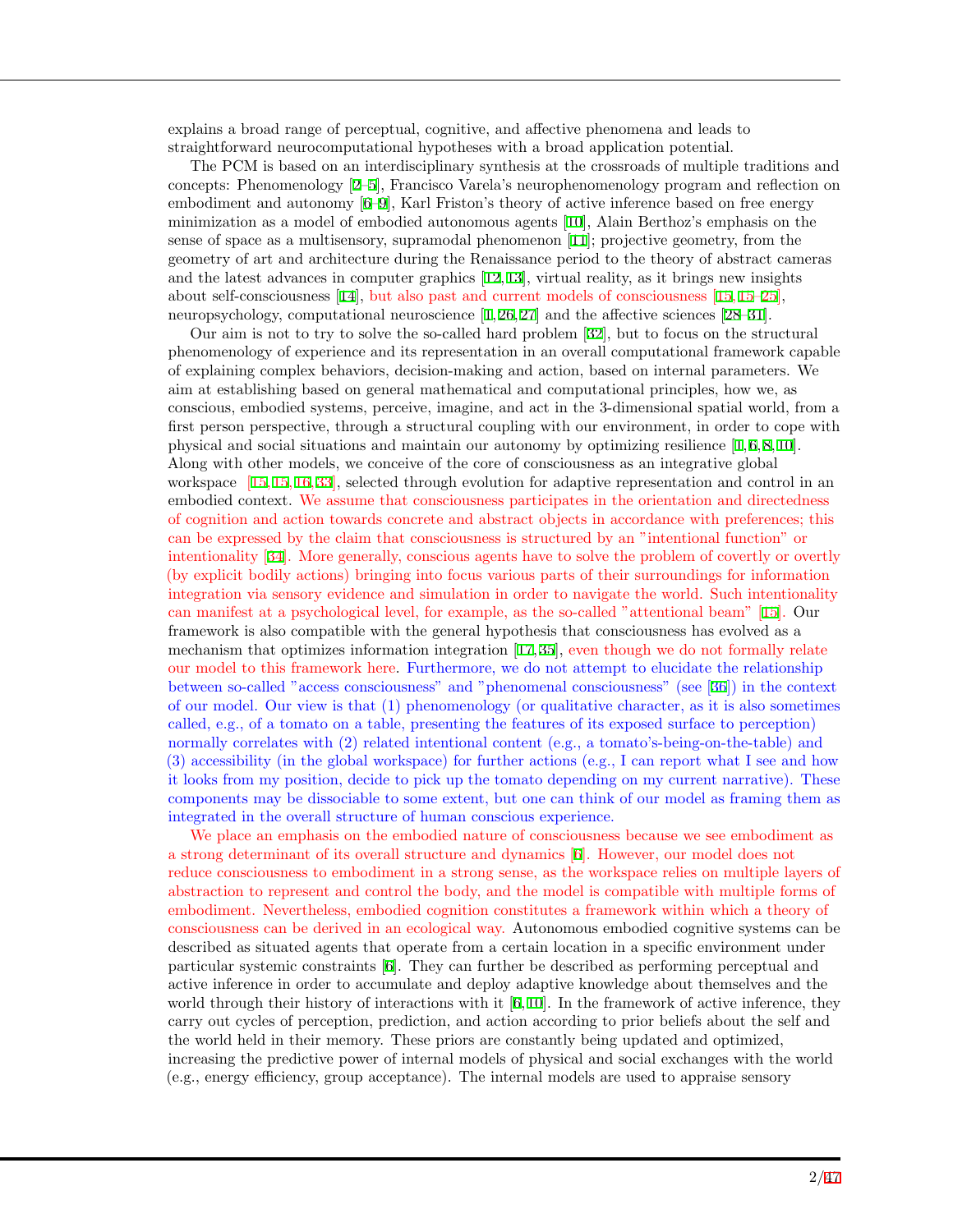explains a broad range of perceptual, cognitive, and affective phenomena and leads to straightforward neurocomputational hypotheses with a broad application potential.

The PCM is based on an interdisciplinary synthesis at the crossroads of multiple traditions and concepts: Phenomenology [2–5], Francisco Varela's neurophenomenology program and reflection on embodiment and autonomy [6–9], Karl Friston's theory of active inference based on free energy minimization as a model of embodied autonomous agents [10], Alain Berthoz's emphasis on the sense of space as a multisensory, supramodal phenomenon [11]; projective geometry, from the geometry of art and architecture during the Renaissance period to the theory of abstract cameras and the latest advances in computer graphics [12,13], virtual reality, as it brings new insights about self-consciousness [14], but also past and current models of consciousness [15,15–25], neuropsychology, computational neuroscience [1,26,27] and the affective sciences [28–31].

Our aim is not to try to solve the so-called hard problem [32], but to focus on the structural phenomenology of experience and its representation in an overall computational framework capable of explaining complex behaviors, decision-making and action, based on internal parameters. We aim at establishing based on general mathematical and computational principles, how we, as conscious, embodied systems, perceive, imagine, and act in the 3-dimensional spatial world, from a first person perspective, through a structural coupling with our environment, in order to cope with physical and social situations and maintain our autonomy by optimizing resilience [1,6,8,10]. Along with other models, we conceive of the core of consciousness as an integrative global workspace [15,15,16,33], selected through evolution for adaptive representation and control in an embodied context. We assume that consciousness participates in the orientation and directedness of cognition and action towards concrete and abstract objects in accordance with preferences; this can be expressed by the claim that consciousness is structured by an "intentional function" or intentionality [34]. More generally, conscious agents have to solve the problem of covertly or overtly (by explicit bodily actions) bringing into focus various parts of their surroundings for information integration via sensory evidence and simulation in order to navigate the world. Such intentionality can manifest at a psychological level, for example, as the so-called "attentional beam" [15]. Our framework is also compatible with the general hypothesis that consciousness has evolved as a mechanism that optimizes information integration [17,35], even though we do not formally relate our model to this framework here. Furthermore, we do not attempt to elucidate the relationship between so-called "access consciousness" and "phenomenal consciousness" (see [36]) in the context of our model. Our view is that (1) phenomenology (or qualitative character, as it is also sometimes called, e.g., of a tomato on a table, presenting the features of its exposed surface to perception) normally correlates with (2) related intentional content (e.g., a tomato's-being-on-the-table) and (3) accessibility (in the global workspace) for further actions (e.g., I can report what I see and how it looks from my position, decide to pick up the tomato depending on my current narrative). These components may be dissociable to some extent, but one can think of our model as framing them as integrated in the overall structure of human conscious experience.

We place an emphasis on the embodied nature of consciousness because we see embodiment as a strong determinant of its overall structure and dynamics [6]. However, our model does not reduce consciousness to embodiment in a strong sense, as the workspace relies on multiple layers of abstraction to represent and control the body, and the model is compatible with multiple forms of embodiment. Nevertheless, embodied cognition constitutes a framework within which a theory of consciousness can be derived in an ecological way. Autonomous embodied cognitive systems can be described as situated agents that operate from a certain location in a specific environment under particular systemic constraints [6]. They can further be described as performing perceptual and active inference in order to accumulate and deploy adaptive knowledge about themselves and the world through their history of interactions with it [6,10]. In the framework of active inference, they carry out cycles of perception, prediction, and action according to prior beliefs about the self and the world held in their memory. These priors are constantly being updated and optimized, increasing the predictive power of internal models of physical and social exchanges with the world (e.g., energy efficiency, group acceptance). The internal models are used to appraise sensory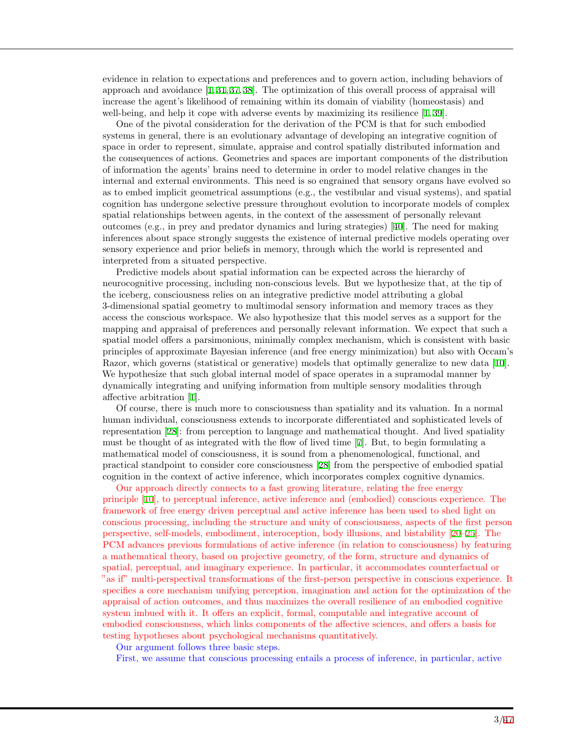evidence in relation to expectations and preferences and to govern action, including behaviors of approach and avoidance [1,31,37,38]. The optimization of this overall process of appraisal will increase the agent's likelihood of remaining within its domain of viability (homeostasis) and well-being, and help it cope with adverse events by maximizing its resilience [1,39].

One of the pivotal consideration for the derivation of the PCM is that for such embodied systems in general, there is an evolutionary advantage of developing an integrative cognition of space in order to represent, simulate, appraise and control spatially distributed information and the consequences of actions. Geometries and spaces are important components of the distribution of information the agents' brains need to determine in order to model relative changes in the internal and external environments. This need is so engrained that sensory organs have evolved so as to embed implicit geometrical assumptions (e.g., the vestibular and visual systems), and spatial cognition has undergone selective pressure throughout evolution to incorporate models of complex spatial relationships between agents, in the context of the assessment of personally relevant outcomes (e.g., in prey and predator dynamics and luring strategies) [40]. The need for making inferences about space strongly suggests the existence of internal predictive models operating over sensory experience and prior beliefs in memory, through which the world is represented and interpreted from a situated perspective.

Predictive models about spatial information can be expected across the hierarchy of neurocognitive processing, including non-conscious levels. But we hypothesize that, at the tip of the iceberg, consciousness relies on an integrative predictive model attributing a global 3-dimensional spatial geometry to multimodal sensory information and memory traces as they access the conscious workspace. We also hypothesize that this model serves as a support for the mapping and appraisal of preferences and personally relevant information. We expect that such a spatial model offers a parsimonious, minimally complex mechanism, which is consistent with basic principles of approximate Bayesian inference (and free energy minimization) but also with Occam's Razor, which governs (statistical or generative) models that optimally generalize to new data [10]. We hypothesize that such global internal model of space operates in a supramodal manner by dynamically integrating and unifying information from multiple sensory modalities through affective arbitration [1].

Of course, there is much more to consciousness than spatiality and its valuation. In a normal human individual, consciousness extends to incorporate differentiated and sophisticated levels of representation [28]: from perception to language and mathematical thought. And lived spatiality must be thought of as integrated with the flow of lived time [7]. But, to begin formulating a mathematical model of consciousness, it is sound from a phenomenological, functional, and practical standpoint to consider core consciousness [28] from the perspective of embodied spatial cognition in the context of active inference, which incorporates complex cognitive dynamics.

Our approach directly connects to a fast growing literature, relating the free energy principle [10], to perceptual inference, active inference and (embodied) conscious experience. The framework of free energy driven perceptual and active inference has been used to shed light on conscious processing, including the structure and unity of consciousness, aspects of the first person perspective, self-models, embodiment, interoception, body illusions, and bistability [20–25]. The PCM advances previous formulations of active inference (in relation to consciousness) by featuring a mathematical theory, based on projective geometry, of the form, structure and dynamics of spatial, perceptual, and imaginary experience. In particular, it accommodates counterfactual or "as if" multi-perspectival transformations of the first-person perspective in conscious experience. It specifies a core mechanism unifying perception, imagination and action for the optimization of the appraisal of action outcomes, and thus maximizes the overall resilience of an embodied cognitive system imbued with it. It offers an explicit, formal, computable and integrative account of embodied consciousness, which links components of the affective sciences, and offers a basis for testing hypotheses about psychological mechanisms quantitatively.

Our argument follows three basic steps.

First, we assume that conscious processing entails a process of inference, in particular, active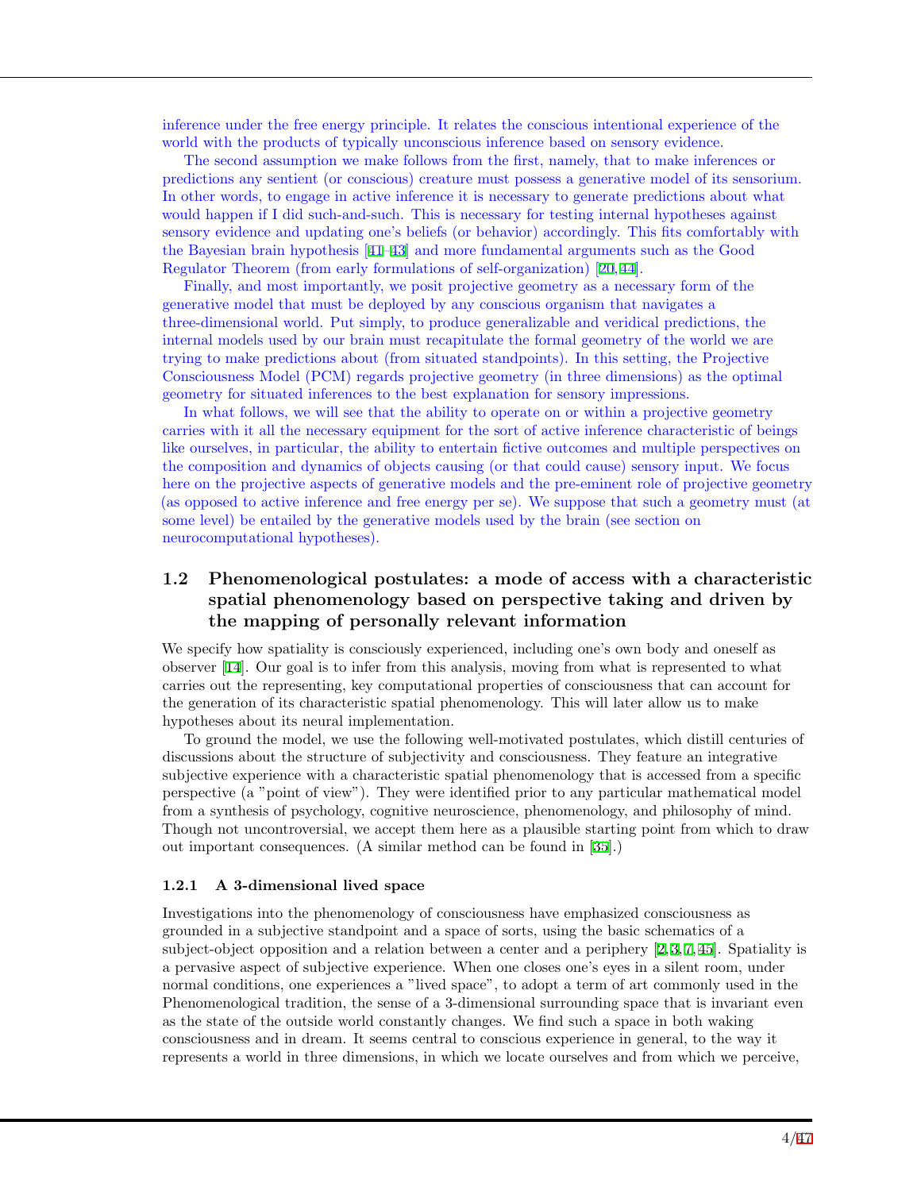inference under the free energy principle. It relates the conscious intentional experience of the world with the products of typically unconscious inference based on sensory evidence.

The second assumption we make follows from the first, namely, that to make inferences or predictions any sentient (or conscious) creature must possess a generative model of its sensorium. In other words, to engage in active inference it is necessary to generate predictions about what would happen if I did such-and-such. This is necessary for testing internal hypotheses against sensory evidence and updating one's beliefs (or behavior) accordingly. This fits comfortably with the Bayesian brain hypothesis [41–43] and more fundamental arguments such as the Good Regulator Theorem (from early formulations of self-organization) [20, 44].

Finally, and most importantly, we posit projective geometry as a necessary form of the generative model that must be deployed by any conscious organism that navigates a three-dimensional world. Put simply, to produce generalizable and veridical predictions, the internal models used by our brain must recapitulate the formal geometry of the world we are trying to make predictions about (from situated standpoints). In this setting, the Projective Consciousness Model (PCM) regards projective geometry (in three dimensions) as the optimal geometry for situated inferences to the best explanation for sensory impressions.

In what follows, we will see that the ability to operate on or within a projective geometry carries with it all the necessary equipment for the sort of active inference characteristic of beings like ourselves, in particular, the ability to entertain fictive outcomes and multiple perspectives on the composition and dynamics of objects causing (or that could cause) sensory input. We focus here on the projective aspects of generative models and the pre-eminent role of projective geometry (as opposed to active inference and free energy per se). We suppose that such a geometry must (at some level) be entailed by the generative models used by the brain (see section on neurocomputational hypotheses).

## 1.2 Phenomenological postulates: a mode of access with a characteristic spatial phenomenology based on perspective taking and driven by the mapping of personally relevant information

We specify how spatiality is consciously experienced, including one's own body and oneself as observer [14]. Our goal is to infer from this analysis, moving from what is represented to what carries out the representing, key computational properties of consciousness that can account for the generation of its characteristic spatial phenomenology. This will later allow us to make hypotheses about its neural implementation.

To ground the model, we use the following well-motivated postulates, which distill centuries of discussions about the structure of subjectivity and consciousness. They feature an integrative subjective experience with a characteristic spatial phenomenology that is accessed from a specific perspective (a "point of view"). They were identified prior to any particular mathematical model from a synthesis of psychology, cognitive neuroscience, phenomenology, and philosophy of mind. Though not uncontroversial, we accept them here as a plausible starting point from which to draw out important consequences. (A similar method can be found in [35].)

### 1.2.1 A 3-dimensional lived space

Investigations into the phenomenology of consciousness have emphasized consciousness as grounded in a subjective standpoint and a space of sorts, using the basic schematics of a subject-object opposition and a relation between a center and a periphery [2, 3, 7, 45]. Spatiality is a pervasive aspect of subjective experience. When one closes one's eyes in a silent room, under normal conditions, one experiences a "lived space", to adopt a term of art commonly used in the Phenomenological tradition, the sense of a 3-dimensional surrounding space that is invariant even as the state of the outside world constantly changes. We find such a space in both waking consciousness and in dream. It seems central to conscious experience in general, to the way it represents a world in three dimensions, in which we locate ourselves and from which we perceive,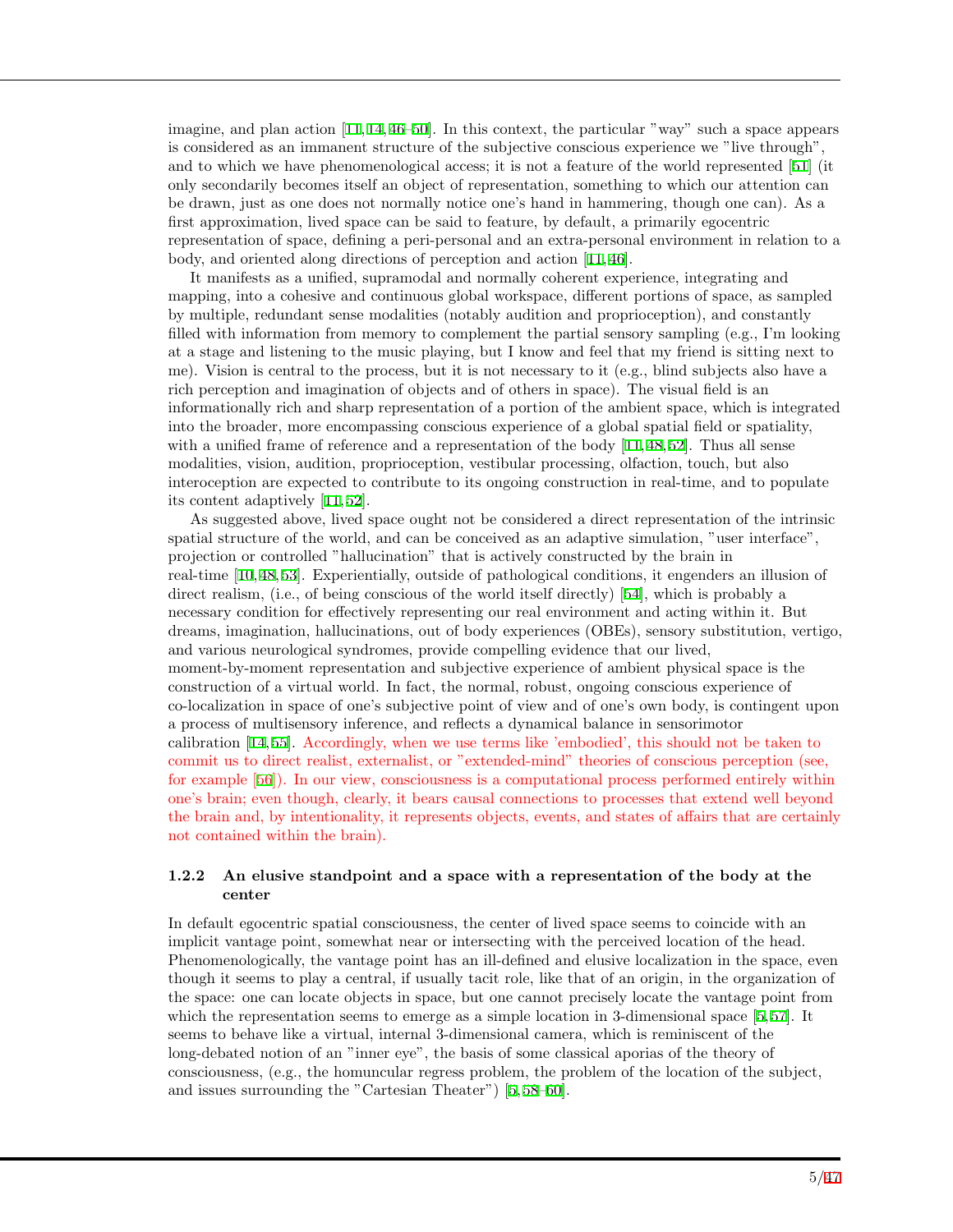imagine, and plan action [11,14,46–50]. In this context, the particular "way" such a space appears is considered as an immanent structure of the subjective conscious experience we "live through", and to which we have phenomenological access; it is not a feature of the world represented [51] (it only secondarily becomes itself an object of representation, something to which our attention can be drawn, just as one does not normally notice one's hand in hammering, though one can). As a first approximation, lived space can be said to feature, by default, a primarily egocentric representation of space, defining a peri-personal and an extra-personal environment in relation to a body, and oriented along directions of perception and action [11,46].

It manifests as a unified, supramodal and normally coherent experience, integrating and mapping, into a cohesive and continuous global workspace, different portions of space, as sampled by multiple, redundant sense modalities (notably audition and proprioception), and constantly filled with information from memory to complement the partial sensory sampling (e.g., I'm looking at a stage and listening to the music playing, but I know and feel that my friend is sitting next to me). Vision is central to the process, but it is not necessary to it (e.g., blind subjects also have a rich perception and imagination of objects and of others in space). The visual field is an informationally rich and sharp representation of a portion of the ambient space, which is integrated into the broader, more encompassing conscious experience of a global spatial field or spatiality, with a unified frame of reference and a representation of the body [11,48,52]. Thus all sense modalities, vision, audition, proprioception, vestibular processing, olfaction, touch, but also interoception are expected to contribute to its ongoing construction in real-time, and to populate its content adaptively [11,52].

As suggested above, lived space ought not be considered a direct representation of the intrinsic spatial structure of the world, and can be conceived as an adaptive simulation, "user interface", projection or controlled "hallucination" that is actively constructed by the brain in real-time [10,48,53]. Experientially, outside of pathological conditions, it engenders an illusion of direct realism, (i.e., of being conscious of the world itself directly) [54], which is probably a necessary condition for effectively representing our real environment and acting within it. But dreams, imagination, hallucinations, out of body experiences (OBEs), sensory substitution, vertigo, and various neurological syndromes, provide compelling evidence that our lived, moment-by-moment representation and subjective experience of ambient physical space is the construction of a virtual world. In fact, the normal, robust, ongoing conscious experience of co-localization in space of one's subjective point of view and of one's own body, is contingent upon a process of multisensory inference, and reflects a dynamical balance in sensorimotor calibration [14,55]. Accordingly, when we use terms like 'embodied', this should not be taken to commit us to direct realist, externalist, or "extended-mind" theories of conscious perception (see, for example [56]). In our view, consciousness is a computational process performed entirely within one's brain; even though, clearly, it bears causal connections to processes that extend well beyond the brain and, by intentionality, it represents objects, events, and states of affairs that are certainly not contained within the brain).

### 1.2.2 An elusive standpoint and a space with a representation of the body at the center

In default egocentric spatial consciousness, the center of lived space seems to coincide with an implicit vantage point, somewhat near or intersecting with the perceived location of the head. Phenomenologically, the vantage point has an ill-defined and elusive localization in the space, even though it seems to play a central, if usually tacit role, like that of an origin, in the organization of the space: one can locate objects in space, but one cannot precisely locate the vantage point from which the representation seems to emerge as a simple location in 3-dimensional space [5,57]. It seems to behave like a virtual, internal 3-dimensional camera, which is reminiscent of the long-debated notion of an "inner eye", the basis of some classical aporias of the theory of consciousness, (e.g., the homuncular regress problem, the problem of the location of the subject, and issues surrounding the "Cartesian Theater") [5,58–60].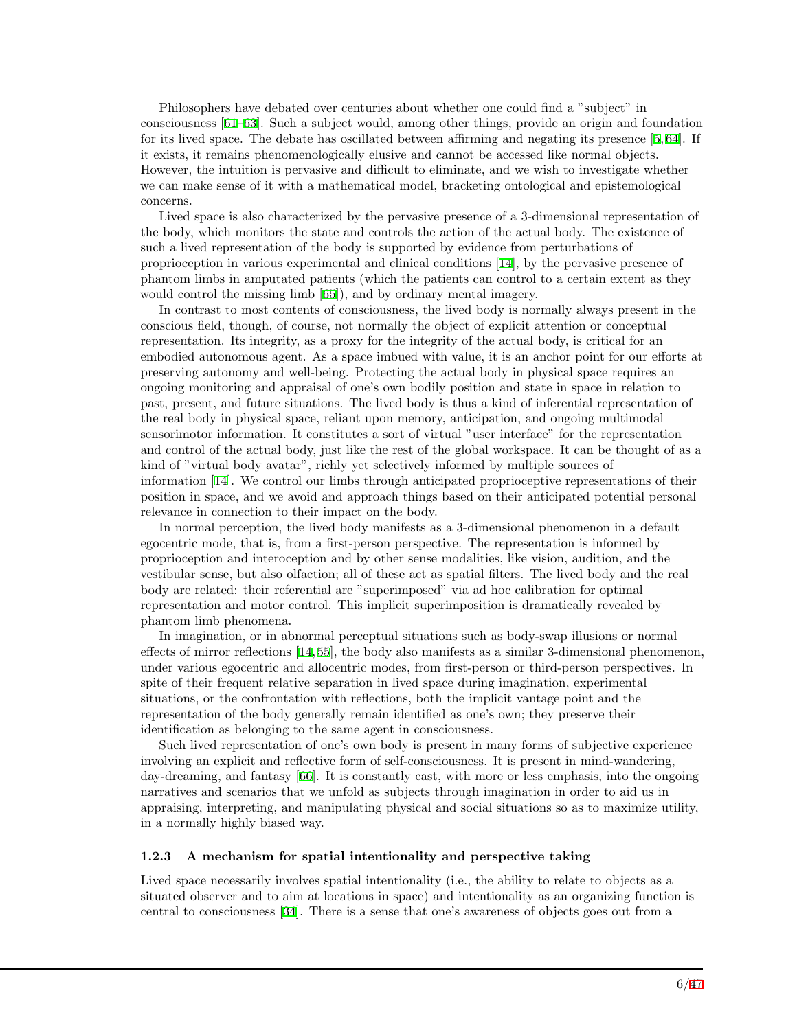Philosophers have debated over centuries about whether one could find a "subject" in consciousness [61–63]. Such a subject would, among other things, provide an origin and foundation for its lived space. The debate has oscillated between affirming and negating its presence [5,64]. If it exists, it remains phenomenologically elusive and cannot be accessed like normal objects. However, the intuition is pervasive and difficult to eliminate, and we wish to investigate whether we can make sense of it with a mathematical model, bracketing ontological and epistemological concerns.

Lived space is also characterized by the pervasive presence of a 3-dimensional representation of the body, which monitors the state and controls the action of the actual body. The existence of such a lived representation of the body is supported by evidence from perturbations of proprioception in various experimental and clinical conditions [14], by the pervasive presence of phantom limbs in amputated patients (which the patients can control to a certain extent as they would control the missing limb [65]), and by ordinary mental imagery.

In contrast to most contents of consciousness, the lived body is normally always present in the conscious field, though, of course, not normally the object of explicit attention or conceptual representation. Its integrity, as a proxy for the integrity of the actual body, is critical for an embodied autonomous agent. As a space imbued with value, it is an anchor point for our efforts at preserving autonomy and well-being. Protecting the actual body in physical space requires an ongoing monitoring and appraisal of one's own bodily position and state in space in relation to past, present, and future situations. The lived body is thus a kind of inferential representation of the real body in physical space, reliant upon memory, anticipation, and ongoing multimodal sensorimotor information. It constitutes a sort of virtual "user interface" for the representation and control of the actual body, just like the rest of the global workspace. It can be thought of as a kind of "virtual body avatar", richly yet selectively informed by multiple sources of information [14]. We control our limbs through anticipated proprioceptive representations of their position in space, and we avoid and approach things based on their anticipated potential personal relevance in connection to their impact on the body.

In normal perception, the lived body manifests as a 3-dimensional phenomenon in a default egocentric mode, that is, from a first-person perspective. The representation is informed by proprioception and interoception and by other sense modalities, like vision, audition, and the vestibular sense, but also olfaction; all of these act as spatial filters. The lived body and the real body are related: their referential are "superimposed" via ad hoc calibration for optimal representation and motor control. This implicit superimposition is dramatically revealed by phantom limb phenomena.

In imagination, or in abnormal perceptual situations such as body-swap illusions or normal effects of mirror reflections [14,55], the body also manifests as a similar 3-dimensional phenomenon, under various egocentric and allocentric modes, from first-person or third-person perspectives. In spite of their frequent relative separation in lived space during imagination, experimental situations, or the confrontation with reflections, both the implicit vantage point and the representation of the body generally remain identified as one's own; they preserve their identification as belonging to the same agent in consciousness.

Such lived representation of one's own body is present in many forms of subjective experience involving an explicit and reflective form of self-consciousness. It is present in mind-wandering, day-dreaming, and fantasy [66]. It is constantly cast, with more or less emphasis, into the ongoing narratives and scenarios that we unfold as subjects through imagination in order to aid us in appraising, interpreting, and manipulating physical and social situations so as to maximize utility, in a normally highly biased way.

### 1.2.3 A mechanism for spatial intentionality and perspective taking

Lived space necessarily involves spatial intentionality (i.e., the ability to relate to objects as a situated observer and to aim at locations in space) and intentionality as an organizing function is central to consciousness [34]. There is a sense that one's awareness of objects goes out from a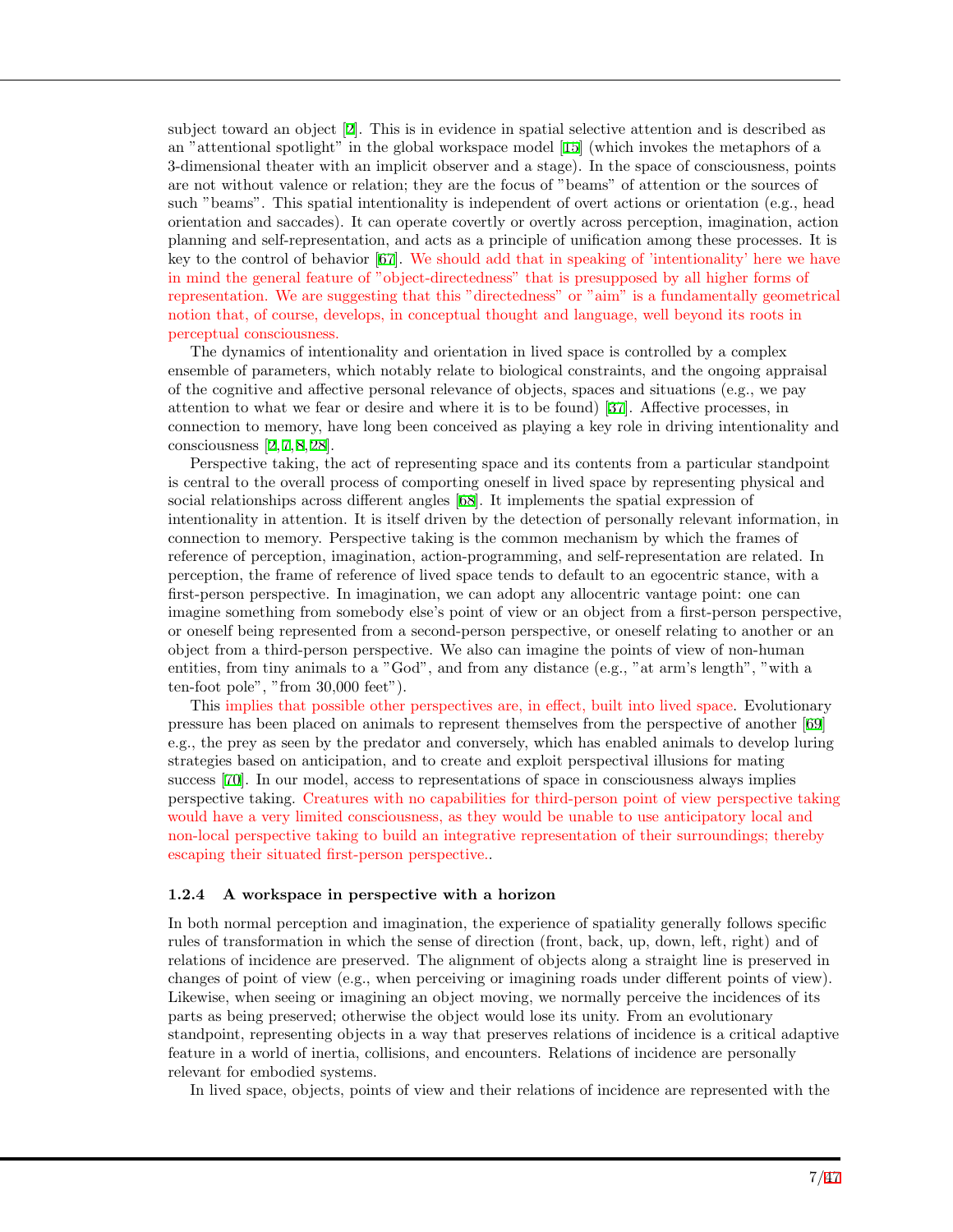subject toward an object [2]. This is in evidence in spatial selective attention and is described as an "attentional spotlight" in the global workspace model [15] (which invokes the metaphors of a 3-dimensional theater with an implicit observer and a stage). In the space of consciousness, points are not without valence or relation; they are the focus of "beams" of attention or the sources of such "beams". This spatial intentionality is independent of overt actions or orientation (e.g., head orientation and saccades). It can operate covertly or overtly across perception, imagination, action planning and self-representation, and acts as a principle of unification among these processes. It is key to the control of behavior [67]. We should add that in speaking of 'intentionality' here we have in mind the general feature of "object-directedness" that is presupposed by all higher forms of representation. We are suggesting that this "directedness" or "aim" is a fundamentally geometrical notion that, of course, develops, in conceptual thought and language, well beyond its roots in perceptual consciousness.

The dynamics of intentionality and orientation in lived space is controlled by a complex ensemble of parameters, which notably relate to biological constraints, and the ongoing appraisal of the cognitive and affective personal relevance of objects, spaces and situations (e.g., we pay attention to what we fear or desire and where it is to be found) [37]. Affective processes, in connection to memory, have long been conceived as playing a key role in driving intentionality and consciousness [2,7,8,28].

Perspective taking, the act of representing space and its contents from a particular standpoint is central to the overall process of comporting oneself in lived space by representing physical and social relationships across different angles [68]. It implements the spatial expression of intentionality in attention. It is itself driven by the detection of personally relevant information, in connection to memory. Perspective taking is the common mechanism by which the frames of reference of perception, imagination, action-programming, and self-representation are related. In perception, the frame of reference of lived space tends to default to an egocentric stance, with a first-person perspective. In imagination, we can adopt any allocentric vantage point: one can imagine something from somebody else's point of view or an object from a first-person perspective, or oneself being represented from a second-person perspective, or oneself relating to another or an object from a third-person perspective. We also can imagine the points of view of non-human entities, from tiny animals to a "God", and from any distance (e.g., "at arm's length", "with a ten-foot pole", "from 30,000 feet").

This implies that possible other perspectives are, in effect, built into lived space. Evolutionary pressure has been placed on animals to represent themselves from the perspective of another [69] e.g., the prey as seen by the predator and conversely, which has enabled animals to develop luring strategies based on anticipation, and to create and exploit perspectival illusions for mating success [70]. In our model, access to representations of space in consciousness always implies perspective taking. Creatures with no capabilities for third-person point of view perspective taking would have a very limited consciousness, as they would be unable to use anticipatory local and non-local perspective taking to build an integrative representation of their surroundings; thereby escaping their situated first-person perspective..

#### 1.2.4 A workspace in perspective with a horizon

In both normal perception and imagination, the experience of spatiality generally follows specific rules of transformation in which the sense of direction (front, back, up, down, left, right) and of relations of incidence are preserved. The alignment of objects along a straight line is preserved in changes of point of view (e.g., when perceiving or imagining roads under different points of view). Likewise, when seeing or imagining an object moving, we normally perceive the incidences of its parts as being preserved; otherwise the object would lose its unity. From an evolutionary standpoint, representing objects in a way that preserves relations of incidence is a critical adaptive feature in a world of inertia, collisions, and encounters. Relations of incidence are personally relevant for embodied systems.

In lived space, objects, points of view and their relations of incidence are represented with the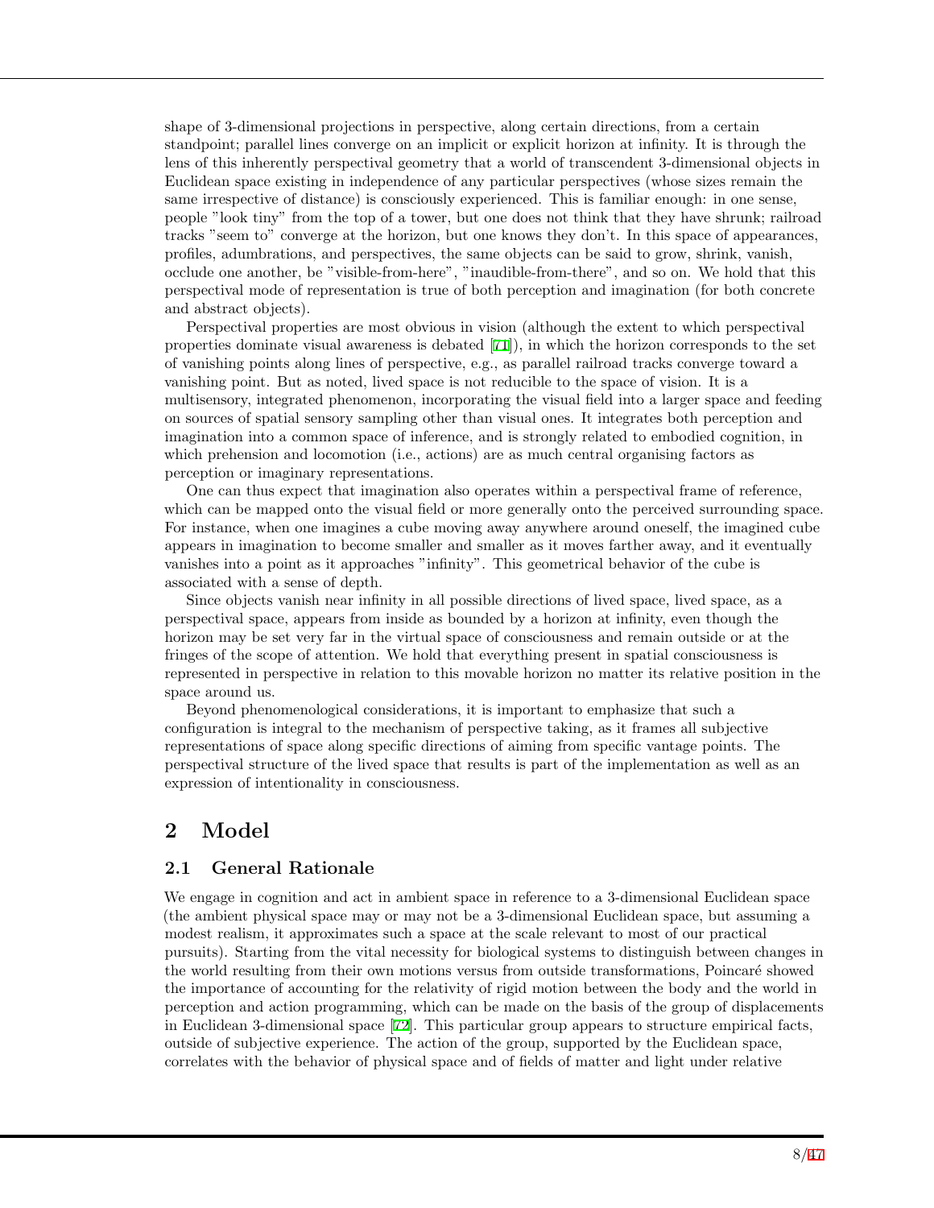shape of 3-dimensional projections in perspective, along certain directions, from a certain standpoint; parallel lines converge on an implicit or explicit horizon at infinity. It is through the lens of this inherently perspectival geometry that a world of transcendent 3-dimensional objects in Euclidean space existing in independence of any particular perspectives (whose sizes remain the same irrespective of distance) is consciously experienced. This is familiar enough: in one sense, people "look tiny" from the top of a tower, but one does not think that they have shrunk; railroad tracks "seem to" converge at the horizon, but one knows they don't. In this space of appearances, profiles, adumbrations, and perspectives, the same objects can be said to grow, shrink, vanish, occlude one another, be "visible-from-here", "inaudible-from-there", and so on. We hold that this perspectival mode of representation is true of both perception and imagination (for both concrete and abstract objects).

Perspectival properties are most obvious in vision (although the extent to which perspectival properties dominate visual awareness is debated [71]), in which the horizon corresponds to the set of vanishing points along lines of perspective, e.g., as parallel railroad tracks converge toward a vanishing point. But as noted, lived space is not reducible to the space of vision. It is a multisensory, integrated phenomenon, incorporating the visual field into a larger space and feeding on sources of spatial sensory sampling other than visual ones. It integrates both perception and imagination into a common space of inference, and is strongly related to embodied cognition, in which prehension and locomotion (i.e., actions) are as much central organising factors as perception or imaginary representations.

One can thus expect that imagination also operates within a perspectival frame of reference, which can be mapped onto the visual field or more generally onto the perceived surrounding space. For instance, when one imagines a cube moving away anywhere around oneself, the imagined cube appears in imagination to become smaller and smaller as it moves farther away, and it eventually vanishes into a point as it approaches "infinity". This geometrical behavior of the cube is associated with a sense of depth.

Since objects vanish near infinity in all possible directions of lived space, lived space, as a perspectival space, appears from inside as bounded by a horizon at infinity, even though the horizon may be set very far in the virtual space of consciousness and remain outside or at the fringes of the scope of attention. We hold that everything present in spatial consciousness is represented in perspective in relation to this movable horizon no matter its relative position in the space around us.

Beyond phenomenological considerations, it is important to emphasize that such a configuration is integral to the mechanism of perspective taking, as it frames all subjective representations of space along specific directions of aiming from specific vantage points. The perspectival structure of the lived space that results is part of the implementation as well as an expression of intentionality in consciousness.

# 2 Model

## 2.1 General Rationale

We engage in cognition and act in ambient space in reference to a 3-dimensional Euclidean space (the ambient physical space may or may not be a 3-dimensional Euclidean space, but assuming a modest realism, it approximates such a space at the scale relevant to most of our practical pursuits). Starting from the vital necessity for biological systems to distinguish between changes in the world resulting from their own motions versus from outside transformations, Poincaré showed the importance of accounting for the relativity of rigid motion between the body and the world in perception and action programming, which can be made on the basis of the group of displacements in Euclidean 3-dimensional space [72]. This particular group appears to structure empirical facts, outside of subjective experience. The action of the group, supported by the Euclidean space, correlates with the behavior of physical space and of fields of matter and light under relative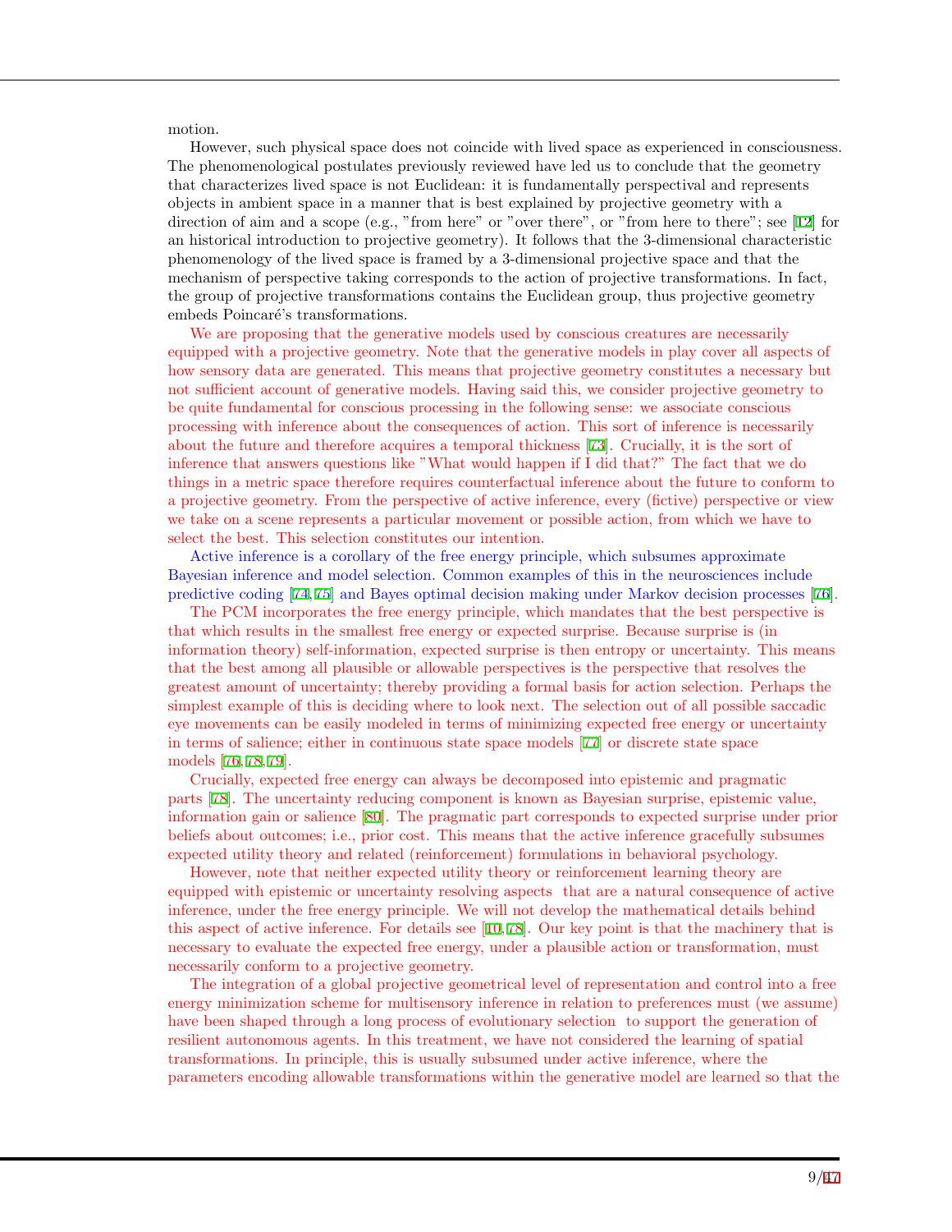motion.

However, such physical space does not coincide with lived space as experienced in consciousness. The phenomenological postulates previously reviewed have led us to conclude that the geometry that characterizes lived space is not Euclidean: it is fundamentally perspectival and represents objects in ambient space in a manner that is best explained by projective geometry with a direction of aim and a scope (e.g., "from here" or "over there", or "from here to there"; see [12] for an historical introduction to projective geometry). It follows that the 3-dimensional characteristic phenomenology of the lived space is framed by a 3-dimensional projective space and that the mechanism of perspective taking corresponds to the action of projective transformations. In fact, the group of projective transformations contains the Euclidean group, thus projective geometry embeds Poincaré's transformations.

We are proposing that the generative models used by conscious creatures are necessarily equipped with a projective geometry. Note that the generative models in play cover all aspects of how sensory data are generated. This means that projective geometry constitutes a necessary but not sufficient account of generative models. Having said this, we consider projective geometry to be quite fundamental for conscious processing in the following sense: we associate conscious processing with inference about the consequences of action. This sort of inference is necessarily about the future and therefore acquires a temporal thickness [73]. Crucially, it is the sort of inference that answers questions like "What would happen if I did that?" The fact that we do things in a metric space therefore requires counterfactual inference about the future to conform to a projective geometry. From the perspective of active inference, every (fictive) perspective or view we take on a scene represents a particular movement or possible action, from which we have to select the best. This selection constitutes our intention.

Active inference is a corollary of the free energy principle, which subsumes approximate Bayesian inference and model selection. Common examples of this in the neurosciences include predictive coding [74,75] and Bayes optimal decision making under Markov decision processes [76].

The PCM incorporates the free energy principle, which mandates that the best perspective is that which results in the smallest free energy or expected surprise. Because surprise is (in information theory) self-information, expected surprise is then entropy or uncertainty. This means that the best among all plausible or allowable perspectives is the perspective that resolves the greatest amount of uncertainty; thereby providing a formal basis for action selection. Perhaps the simplest example of this is deciding where to look next. The selection out of all possible saccadic eye movements can be easily modeled in terms of minimizing expected free energy or uncertainty in terms of salience; either in continuous state space models [77] or discrete state space models [76,78,79].

Crucially, expected free energy can always be decomposed into epistemic and pragmatic parts [78]. The uncertainty reducing component is known as Bayesian surprise, epistemic value, information gain or salience [80]. The pragmatic part corresponds to expected surprise under prior beliefs about outcomes; i.e., prior cost. This means that the active inference gracefully subsumes expected utility theory and related (reinforcement) formulations in behavioral psychology.

However, note that neither expected utility theory or reinforcement learning theory are equipped with epistemic or uncertainty resolving aspects that are a natural consequence of active inference, under the free energy principle. We will not develop the mathematical details behind this aspect of active inference. For details see [10,78]. Our key point is that the machinery that is necessary to evaluate the expected free energy, under a plausible action or transformation, must necessarily conform to a projective geometry.

The integration of a global projective geometrical level of representation and control into a free energy minimization scheme for multisensory inference in relation to preferences must (we assume) have been shaped through a long process of evolutionary selection to support the generation of resilient autonomous agents. In this treatment, we have not considered the learning of spatial transformations. In principle, this is usually subsumed under active inference, where the parameters encoding allowable transformations within the generative model are learned so that the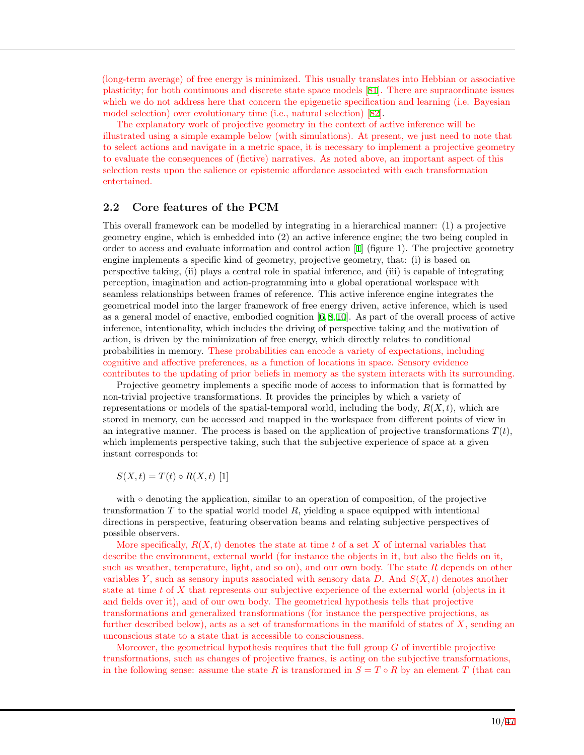(long-term average) of free energy is minimized. This usually translates into Hebbian or associative plasticity; for both continuous and discrete state space models [81]. There are supraordinate issues which we do not address here that concern the epigenetic specification and learning (i.e. Bayesian model selection) over evolutionary time (i.e., natural selection) [82].

The explanatory work of projective geometry in the context of active inference will be illustrated using a simple example below (with simulations). At present, we just need to note that to select actions and navigate in a metric space, it is necessary to implement a projective geometry to evaluate the consequences of (fictive) narratives. As noted above, an important aspect of this selection rests upon the salience or epistemic affordance associated with each transformation entertained.

## 2.2 Core features of the PCM

This overall framework can be modelled by integrating in a hierarchical manner: (1) a projective geometry engine, which is embedded into (2) an active inference engine; the two being coupled in order to access and evaluate information and control action [1] (figure 1). The projective geometry engine implements a specific kind of geometry, projective geometry, that: (i) is based on perspective taking, (ii) plays a central role in spatial inference, and (iii) is capable of integrating perception, imagination and action-programming into a global operational workspace with seamless relationships between frames of reference. This active inference engine integrates the geometrical model into the larger framework of free energy driven, active inference, which is used as a general model of enactive, embodied cognition [6,8,10]. As part of the overall process of active inference, intentionality, which includes the driving of perspective taking and the motivation of action, is driven by the minimization of free energy, which directly relates to conditional probabilities in memory. These probabilities can encode a variety of expectations, including cognitive and affective preferences, as a function of locations in space. Sensory evidence contributes to the updating of prior beliefs in memory as the system interacts with its surrounding.

Projective geometry implements a specific mode of access to information that is formatted by non-trivial projective transformations. It provides the principles by which a variety of representations or models of the spatial-temporal world, including the body, $R(X,t)$, which are stored in memory, can be accessed and mapped in the workspace from different points of view in an integrative manner. The process is based on the application of projective transformations $T(t)$, which implements perspective taking, such that the subjective experience of space at a given instant corresponds to:

$S(X,t) = T(t) \circ R(X,t)$ [1]

with $\circ$ denoting the application, similar to an operation of composition, of the projective transformation $T$ to the spatial world model $R$, yielding a space equipped with intentional directions in perspective, featuring observation beams and relating subjective perspectives of possible observers.

More specifically, $R(X,t)$ denotes the state at time $t$ of a set $X$ of internal variables that describe the environment, external world (for instance the objects in it, but also the fields on it, such as weather, temperature, light, and so on), and our own body. The state $R$ depends on other variables $Y$, such as sensory inputs associated with sensory data $D$. And $S(X,t)$ denotes another state at time $t$ of $X$ that represents our subjective experience of the external world (objects in it and fields over it), and of our own body. The geometrical hypothesis tells that projective transformations and generalized transformations (for instance the perspective projections, as further described below), acts as a set of transformations in the manifold of states of $X$, sending an unconscious state to a state that is accessible to consciousness.

Moreover, the geometrical hypothesis requires that the full group $G$ of invertible projective transformations, such as changes of projective frames, is acting on the subjective transformations, in the following sense: assume the state $R$ is transformed in $S = T \circ R$ by an element $T$ (that can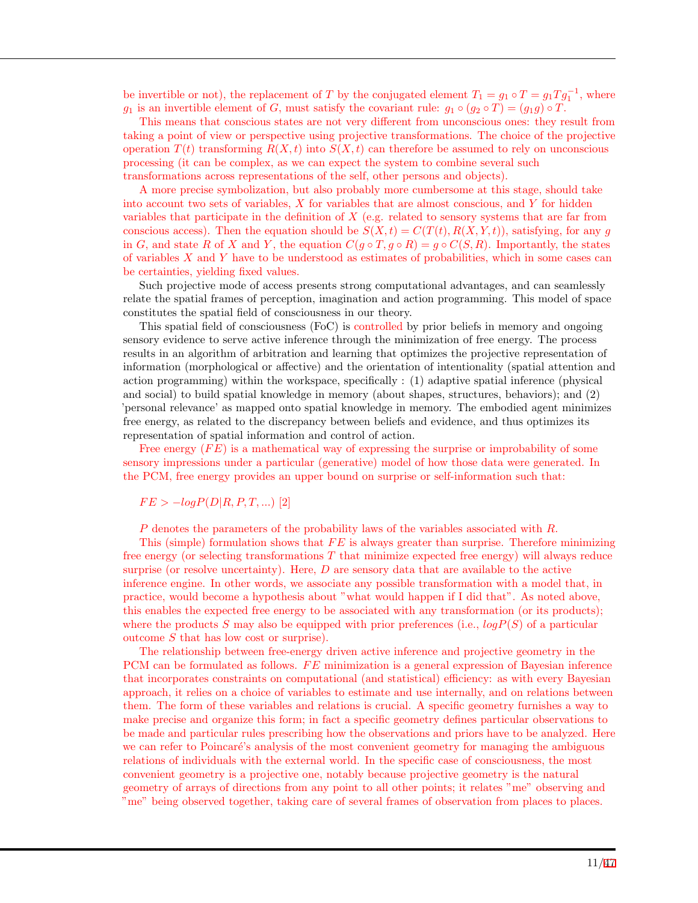be invertible or not), the replacement of $T$ by the conjugated element $T_1 = g_1 \circ T = g_1 T g_1^{-1}$, where $g_1$ is an invertible element of $G$, must satisfy the covariant rule: $g_1 \circ (g_2 \circ T) = (g_1 g) \circ T$.

This means that conscious states are not very different from unconscious ones: they result from taking a point of view or perspective using projective transformations. The choice of the projective operation $T(t)$ transforming $R(X,t)$ into $S(X,t)$ can therefore be assumed to rely on unconscious processing (it can be complex, as we can expect the system to combine several such transformations across representations of the self, other persons and objects).

A more precise symbolization, but also probably more cumbersome at this stage, should take into account two sets of variables, $X$ for variables that are almost conscious, and $Y$ for hidden variables that participate in the definition of $X$ (e.g. related to sensory systems that are far from conscious access). Then the equation should be $S(X,t) = C(T(t), R(X,Y,t))$, satisfying, for any $g$ in $G$, and state $R$ of $X$ and $Y$, the equation $C(g \circ T, g \circ R) = g \circ C(S,R)$. Importantly, the states of variables $X$ and $Y$ have to be understood as estimates of probabilities, which in some cases can be certainties, yielding fixed values.

Such projective mode of access presents strong computational advantages, and can seamlessly relate the spatial frames of perception, imagination and action programming. This model of space constitutes the spatial field of consciousness in our theory.

This spatial field of consciousness (FoC) is controlled by prior beliefs in memory and ongoing sensory evidence to serve active inference through the minimization of free energy. The process results in an algorithm of arbitration and learning that optimizes the projective representation of information (morphological or affective) and the orientation of intentionality (spatial attention and action programming) within the workspace, specifically : (1) adaptive spatial inference (physical and social) to build spatial knowledge in memory (about shapes, structures, behaviors); and (2) 'personal relevance' as mapped onto spatial knowledge in memory. The embodied agent minimizes free energy, as related to the discrepancy between beliefs and evidence, and thus optimizes its representation of spatial information and control of action.

Free energy ($FE$) is a mathematical way of expressing the surprise or improbability of some sensory impressions under a particular (generative) model of how those data were generated. In the PCM, free energy provides an upper bound on surprise or self-information such that:

$FE > -logP(D|R, P, T, ...)$ [2]

$P$ denotes the parameters of the probability laws of the variables associated with $R$.

This (simple) formulation shows that $FE$ is always greater than surprise. Therefore minimizing free energy (or selecting transformations $T$ that minimize expected free energy) will always reduce surprise (or resolve uncertainty). Here, $D$ are sensory data that are available to the active inference engine. In other words, we associate any possible transformation with a model that, in practice, would become a hypothesis about "what would happen if I did that". As noted above, this enables the expected free energy to be associated with any transformation (or its products); where the products $S$ may also be equipped with prior preferences (i.e., $logP(S)$ of a particular outcome $S$ that has low cost or surprise).

The relationship between free-energy driven active inference and projective geometry in the PCM can be formulated as follows. $FE$ minimization is a general expression of Bayesian inference that incorporates constraints on computational (and statistical) efficiency: as with every Bayesian approach, it relies on a choice of variables to estimate and use internally, and on relations between them. The form of these variables and relations is crucial. A specific geometry furnishes a way to make precise and organize this form; in fact a specific geometry defines particular observations to be made and particular rules prescribing how the observations and priors have to be analyzed. Here we can refer to Poincaré's analysis of the most convenient geometry for managing the ambiguous relations of individuals with the external world. In the specific case of consciousness, the most convenient geometry is a projective one, notably because projective geometry is the natural geometry of arrays of directions from any point to all other points; it relates "me" observing and "me" being observed together, taking care of several frames of observation from places to places.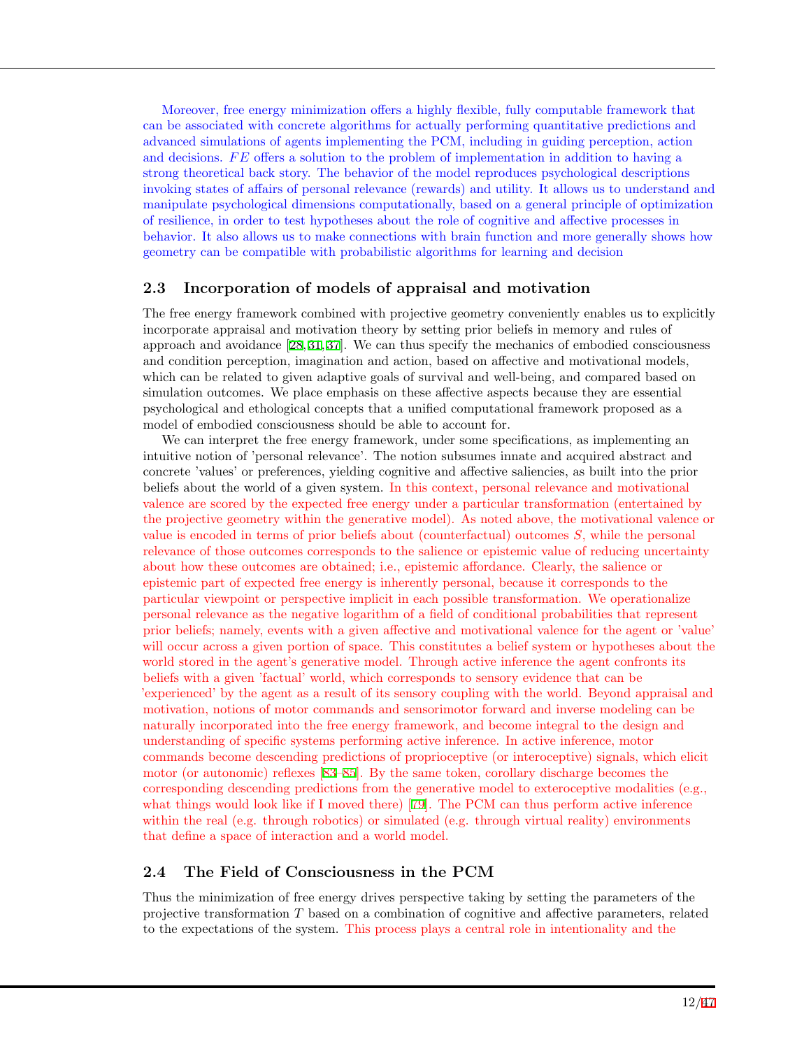Moreover, free energy minimization offers a highly flexible, fully computable framework that can be associated with concrete algorithms for actually performing quantitative predictions and advanced simulations of agents implementing the PCM, including in guiding perception, action and decisions. $FE$ offers a solution to the problem of implementation in addition to having a strong theoretical back story. The behavior of the model reproduces psychological descriptions invoking states of affairs of personal relevance (rewards) and utility. It allows us to understand and manipulate psychological dimensions computationally, based on a general principle of optimization of resilience, in order to test hypotheses about the role of cognitive and affective processes in behavior. It also allows us to make connections with brain function and more generally shows how geometry can be compatible with probabilistic algorithms for learning and decision

## 2.3 Incorporation of models of appraisal and motivation

The free energy framework combined with projective geometry conveniently enables us to explicitly incorporate appraisal and motivation theory by setting prior beliefs in memory and rules of approach and avoidance [28,31,37]. We can thus specify the mechanics of embodied consciousness and condition perception, imagination and action, based on affective and motivational models, which can be related to given adaptive goals of survival and well-being, and compared based on simulation outcomes. We place emphasis on these affective aspects because they are essential psychological and ethological concepts that a unified computational framework proposed as a model of embodied consciousness should be able to account for.

We can interpret the free energy framework, under some specifications, as implementing an intuitive notion of 'personal relevance'. The notion subsumes innate and acquired abstract and concrete 'values' or preferences, yielding cognitive and affective saliencies, as built into the prior beliefs about the world of a given system. In this context, personal relevance and motivational valence are scored by the expected free energy under a particular transformation (entertained by the projective geometry within the generative model). As noted above, the motivational valence or value is encoded in terms of prior beliefs about (counterfactual) outcomes $S$, while the personal relevance of those outcomes corresponds to the salience or epistemic value of reducing uncertainty about how these outcomes are obtained; i.e., epistemic affordance. Clearly, the salience or epistemic part of expected free energy is inherently personal, because it corresponds to the particular viewpoint or perspective implicit in each possible transformation. We operationalize personal relevance as the negative logarithm of a field of conditional probabilities that represent prior beliefs; namely, events with a given affective and motivational valence for the agent or 'value' will occur across a given portion of space. This constitutes a belief system or hypotheses about the world stored in the agent's generative model. Through active inference the agent confronts its beliefs with a given 'factual' world, which corresponds to sensory evidence that can be 'experienced' by the agent as a result of its sensory coupling with the world. Beyond appraisal and motivation, notions of motor commands and sensorimotor forward and inverse modeling can be naturally incorporated into the free energy framework, and become integral to the design and understanding of specific systems performing active inference. In active inference, motor commands become descending predictions of proprioceptive (or interoceptive) signals, which elicit motor (or autonomic) reflexes [83–85]. By the same token, corollary discharge becomes the corresponding descending predictions from the generative model to exteroceptive modalities (e.g., what things would look like if I moved there) [79]. The PCM can thus perform active inference within the real (e.g. through robotics) or simulated (e.g. through virtual reality) environments that define a space of interaction and a world model.

## 2.4 The Field of Consciousness in the PCM

Thus the minimization of free energy drives perspective taking by setting the parameters of the projective transformation $T$ based on a combination of cognitive and affective parameters, related to the expectations of the system. This process plays a central role in intentionality and the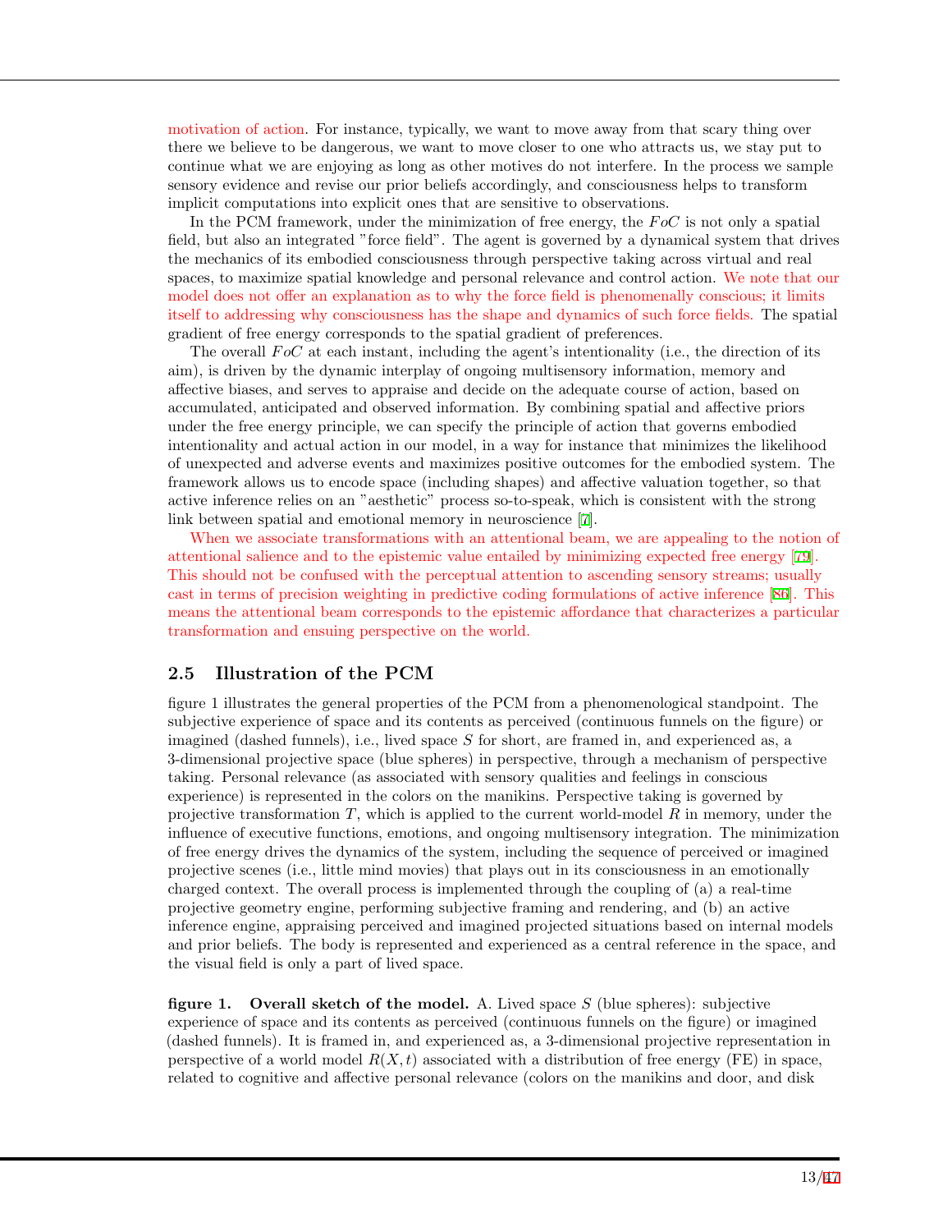motivation of action. For instance, typically, we want to move away from that scary thing over there we believe to be dangerous, we want to move closer to one who attracts us, we stay put to continue what we are enjoying as long as other motives do not interfere. In the process we sample sensory evidence and revise our prior beliefs accordingly, and consciousness helps to transform implicit computations into explicit ones that are sensitive to observations.

In the PCM framework, under the minimization of free energy, the $FoC$ is not only a spatial field, but also an integrated "force field". The agent is governed by a dynamical system that drives the mechanics of its embodied consciousness through perspective taking across virtual and real spaces, to maximize spatial knowledge and personal relevance and control action. We note that our model does not offer an explanation as to why the force field is phenomenally conscious; it limits itself to addressing why consciousness has the shape and dynamics of such force fields. The spatial gradient of free energy corresponds to the spatial gradient of preferences.

The overall $FoC$ at each instant, including the agent's intentionality (i.e., the direction of its aim), is driven by the dynamic interplay of ongoing multisensory information, memory and affective biases, and serves to appraise and decide on the adequate course of action, based on accumulated, anticipated and observed information. By combining spatial and affective priors under the free energy principle, we can specify the principle of action that governs embodied intentionality and actual action in our model, in a way for instance that minimizes the likelihood of unexpected and adverse events and maximizes positive outcomes for the embodied system. The framework allows us to encode space (including shapes) and affective valuation together, so that active inference relies on an "aesthetic" process so-to-speak, which is consistent with the strong link between spatial and emotional memory in neuroscience [7].

When we associate transformations with an attentional beam, we are appealing to the notion of attentional salience and to the epistemic value entailed by minimizing expected free energy [79]. This should not be confused with the perceptual attention to ascending sensory streams; usually cast in terms of precision weighting in predictive coding formulations of active inference [86]. This means the attentional beam corresponds to the epistemic affordance that characterizes a particular transformation and ensuing perspective on the world.

## 2.5 Illustration of the PCM

figure 1 illustrates the general properties of the PCM from a phenomenological standpoint. The subjective experience of space and its contents as perceived (continuous funnels on the figure) or imagined (dashed funnels), i.e., lived space $S$ for short, are framed in, and experienced as, a 3-dimensional projective space (blue spheres) in perspective, through a mechanism of perspective taking. Personal relevance (as associated with sensory qualities and feelings in conscious experience) is represented in the colors on the manikins. Perspective taking is governed by projective transformation $T$, which is applied to the current world-model $R$ in memory, under the influence of executive functions, emotions, and ongoing multisensory integration. The minimization of free energy drives the dynamics of the system, including the sequence of perceived or imagined projective scenes (i.e., little mind movies) that plays out in its consciousness in an emotionally charged context. The overall process is implemented through the coupling of (a) a real-time projective geometry engine, performing subjective framing and rendering, and (b) an active inference engine, appraising perceived and imagined projected situations based on internal models and prior beliefs. The body is represented and experienced as a central reference in the space, and the visual field is only a part of lived space.

**figure 1. Overall sketch of the model.** A. Lived space $S$ (blue spheres): subjective experience of space and its contents as perceived (continuous funnels on the figure) or imagined (dashed funnels). It is framed in, and experienced as, a 3-dimensional projective representation in perspective of a world model $R(X, t)$ associated with a distribution of free energy (FE) in space, related to cognitive and affective personal relevance (colors on the manikins and door, and disk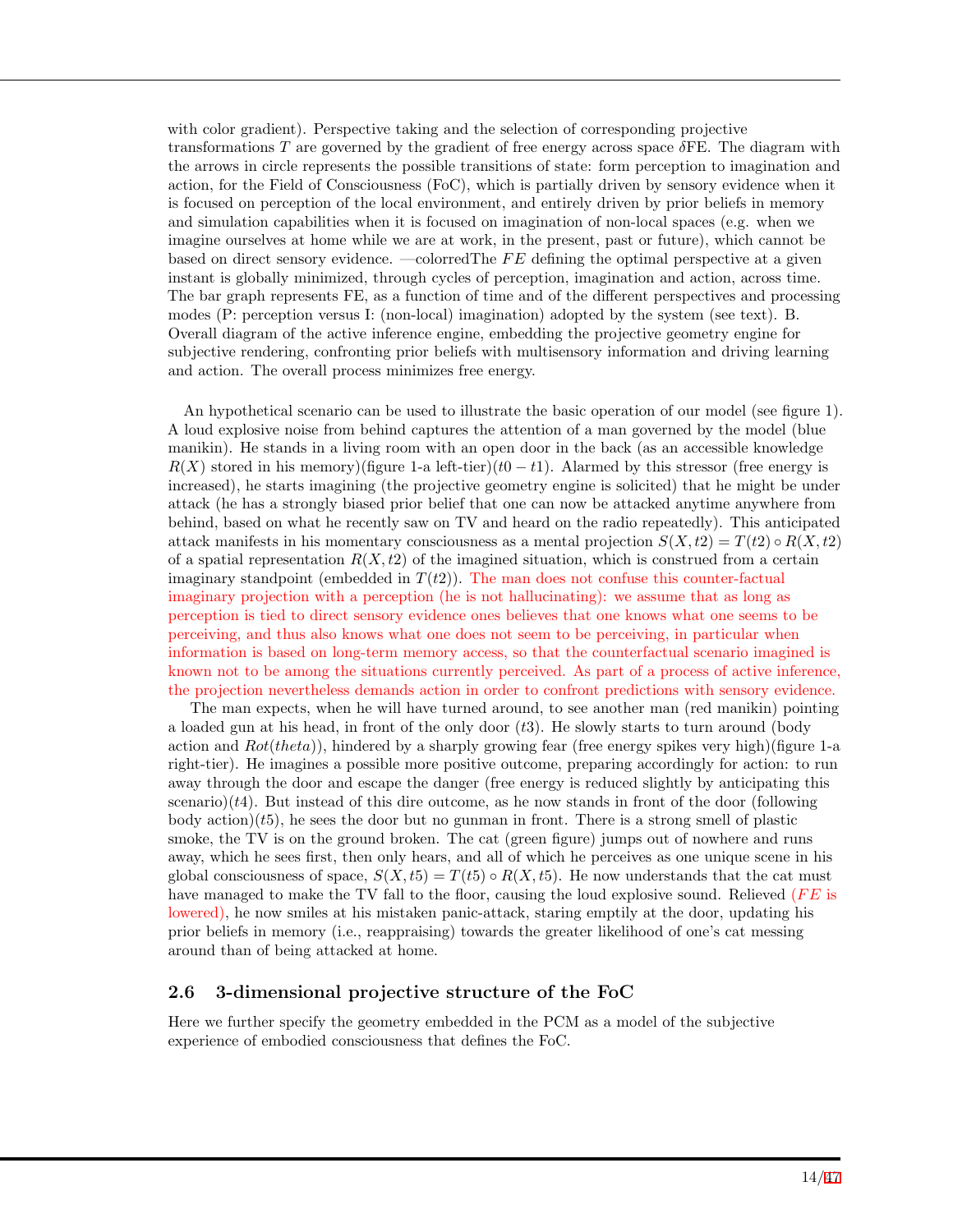with color gradient). Perspective taking and the selection of corresponding projective transformations $T$ are governed by the gradient of free energy across space $\delta$FE. The diagram with the arrows in circle represents the possible transitions of state: form perception to imagination and action, for the Field of Consciousness (FoC), which is partially driven by sensory evidence when it is focused on perception of the local environment, and entirely driven by prior beliefs in memory and simulation capabilities when it is focused on imagination of non-local spaces (e.g. when we imagine ourselves at home while we are at work, in the present, past or future), which cannot be based on direct sensory evidence. —colorredThe $FE$ defining the optimal perspective at a given instant is globally minimized, through cycles of perception, imagination and action, across time. The bar graph represents FE, as a function of time and of the different perspectives and processing modes (P: perception versus I: (non-local) imagination) adopted by the system (see text). B. Overall diagram of the active inference engine, embedding the projective geometry engine for subjective rendering, confronting prior beliefs with multisensory information and driving learning and action. The overall process minimizes free energy.

An hypothetical scenario can be used to illustrate the basic operation of our model (see figure 1). A loud explosive noise from behind captures the attention of a man governed by the model (blue manikin). He stands in a living room with an open door in the back (as an accessible knowledge $R(X)$ stored in his memory)(figure 1-a left-tier)($t0 - t1$). Alarmed by this stressor (free energy is increased), he starts imagining (the projective geometry engine is solicited) that he might be under attack (he has a strongly biased prior belief that one can now be attacked anytime anywhere from behind, based on what he recently saw on TV and heard on the radio repeatedly). This anticipated attack manifests in his momentary consciousness as a mental projection $S(X, t2) = T(t2) \circ R(X, t2)$ of a spatial representation $R(X, t2)$ of the imagined situation, which is construed from a certain imaginary standpoint (embedded in $T(t2)$). The man does not confuse this counter-factual imaginary projection with a perception (he is not hallucinating): we assume that as long as perception is tied to direct sensory evidence ones believes that one knows what one seems to be perceiving, and thus also knows what one does not seem to be perceiving, in particular when information is based on long-term memory access, so that the counterfactual scenario imagined is known not to be among the situations currently perceived. As part of a process of active inference, the projection nevertheless demands action in order to confront predictions with sensory evidence.

The man expects, when he will have turned around, to see another man (red manikin) pointing a loaded gun at his head, in front of the only door ($t3$). He slowly starts to turn around (body action and $Rot(theta)$), hindered by a sharply growing fear (free energy spikes very high)(figure 1-a right-tier). He imagines a possible more positive outcome, preparing accordingly for action: to run away through the door and escape the danger (free energy is reduced slightly by anticipating this scenario)($t4$). But instead of this dire outcome, as he now stands in front of the door (following body action)($t5$), he sees the door but no gunman in front. There is a strong smell of plastic smoke, the TV is on the ground broken. The cat (green figure) jumps out of nowhere and runs away, which he sees first, then only hears, and all of which he perceives as one unique scene in his global consciousness of space, $S(X, t5) = T(t5) \circ R(X, t5)$. He now understands that the cat must have managed to make the TV fall to the floor, causing the loud explosive sound. Relieved ($FE$ is lowered), he now smiles at his mistaken panic-attack, staring emptily at the door, updating his prior beliefs in memory (i.e., reappraising) towards the greater likelihood of one's cat messing around than of being attacked at home.

## 2.6 3-dimensional projective structure of the FoC

Here we further specify the geometry embedded in the PCM as a model of the subjective experience of embodied consciousness that defines the FoC.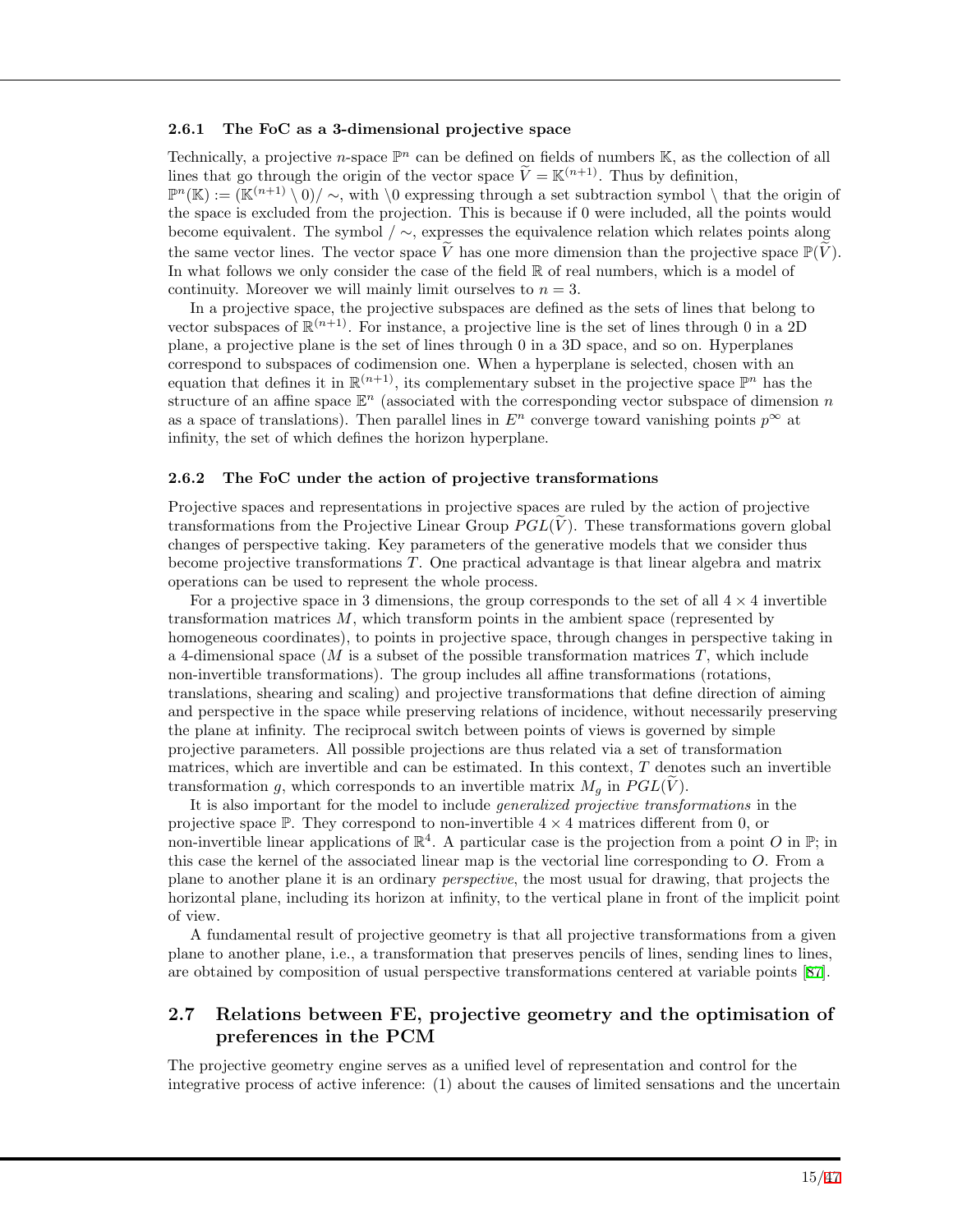### 2.6.1 The FoC as a 3-dimensional projective space

Technically, a projective $n$-space $\mathbb{P}^n$ can be defined on fields of numbers $\mathbb{K}$, as the collection of all lines that go through the origin of the vector space $\widetilde{V} = \mathbb{K}^{(n+1)}$. Thus by definition, $\mathbb{P}^n(\mathbb{K}) := (\mathbb{K}^{(n+1)} \setminus 0)/\sim$, with $\setminus 0$ expressing through a set subtraction symbol $\setminus$ that the origin of the space is excluded from the projection. This is because if 0 were included, all the points would become equivalent. The symbol $/\sim$, expresses the equivalence relation which relates points along the same vector lines. The vector space $\widetilde{V}$ has one more dimension than the projective space $\mathbb{P}(\widetilde{V})$. In what follows we only consider the case of the field $\mathbb{R}$ of real numbers, which is a model of continuity. Moreover we will mainly limit ourselves to $n = 3$.

In a projective space, the projective subspaces are defined as the sets of lines that belong to vector subspaces of $\mathbb{R}^{(n+1)}$. For instance, a projective line is the set of lines through 0 in a 2D plane, a projective plane is the set of lines through 0 in a 3D space, and so on. Hyperplanes correspond to subspaces of codimension one. When a hyperplane is selected, chosen with an equation that defines it in $\mathbb{R}^{(n+1)}$, its complementary subset in the projective space $\mathbb{P}^n$ has the structure of an affine space $\mathbb{E}^n$ (associated with the corresponding vector subspace of dimension $n$ as a space of translations). Then parallel lines in $E^n$ converge toward vanishing points $p^\infty$ at infinity, the set of which defines the horizon hyperplane.

### 2.6.2 The FoC under the action of projective transformations

Projective spaces and representations in projective spaces are ruled by the action of projective transformations from the Projective Linear Group $PGL(\widetilde{V})$. These transformations govern global changes of perspective taking. Key parameters of the generative models that we consider thus become projective transformations $T$. One practical advantage is that linear algebra and matrix operations can be used to represent the whole process.

For a projective space in 3 dimensions, the group corresponds to the set of all $4 \times 4$ invertible transformation matrices $M$, which transform points in the ambient space (represented by homogeneous coordinates), to points in projective space, through changes in perspective taking in a 4-dimensional space ($M$ is a subset of the possible transformation matrices $T$, which include non-invertible transformations). The group includes all affine transformations (rotations, translations, shearing and scaling) and projective transformations that define direction of aiming and perspective in the space while preserving relations of incidence, without necessarily preserving the plane at infinity. The reciprocal switch between points of views is governed by simple projective parameters. All possible projections are thus related via a set of transformation matrices, which are invertible and can be estimated. In this context, $T$ denotes such an invertible transformation $g$, which corresponds to an invertible matrix $M_g$ in $PGL(\widetilde{V})$.

It is also important for the model to include *generalized projective transformations* in the projective space $\mathbb{P}$. They correspond to non-invertible $4 \times 4$ matrices different from 0, or non-invertible linear applications of $\mathbb{R}^4$. A particular case is the projection from a point $O$ in $\mathbb{P}$; in this case the kernel of the associated linear map is the vectorial line corresponding to $O$. From a plane to another plane it is an ordinary *perspective*, the most usual for drawing, that projects the horizontal plane, including its horizon at infinity, to the vertical plane in front of the implicit point of view.

A fundamental result of projective geometry is that all projective transformations from a given plane to another plane, i.e., a transformation that preserves pencils of lines, sending lines to lines, are obtained by composition of usual perspective transformations centered at variable points [87].

## 2.7 Relations between FE, projective geometry and the optimisation of preferences in the PCM

The projective geometry engine serves as a unified level of representation and control for the integrative process of active inference: (1) about the causes of limited sensations and the uncertain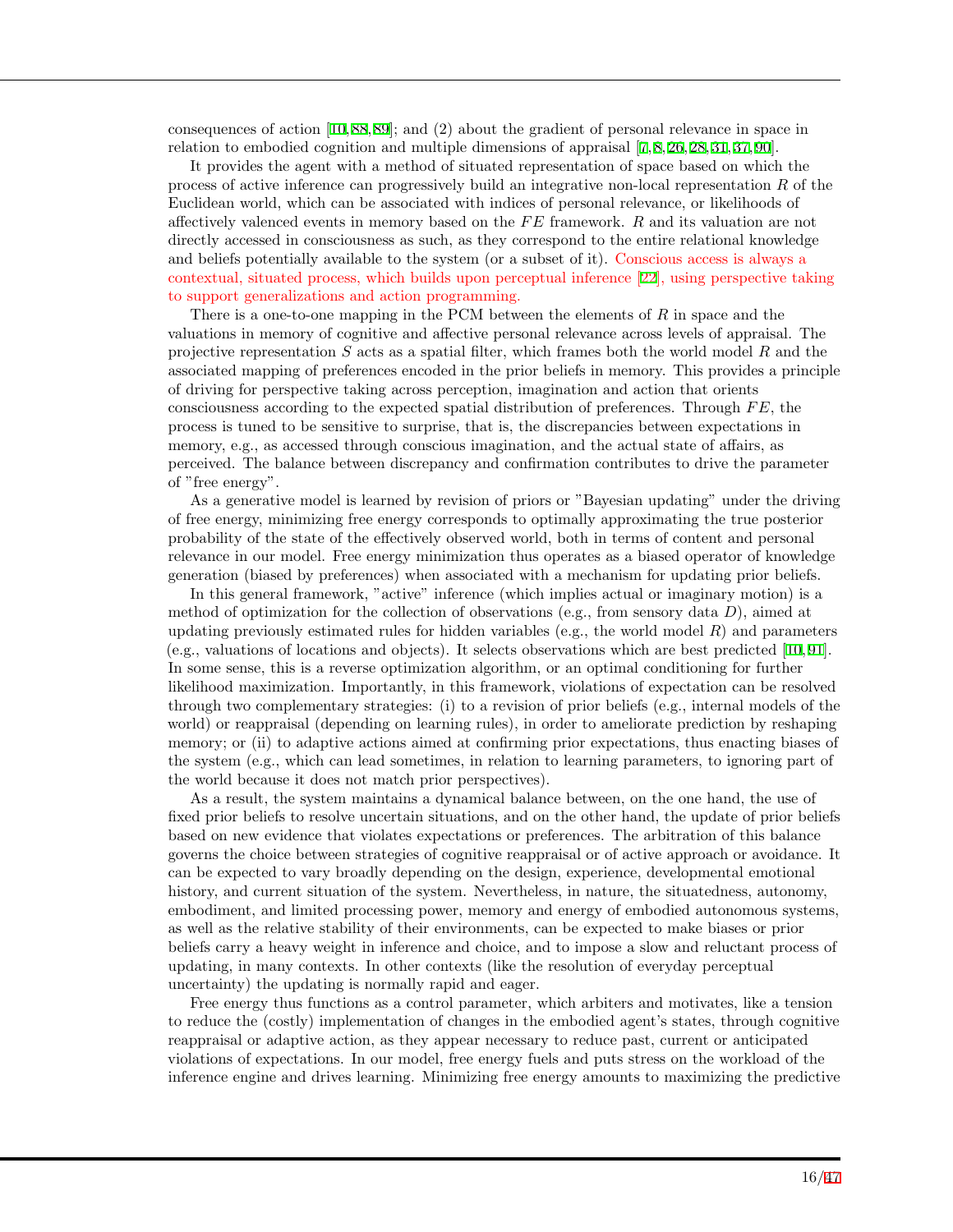consequences of action [10,88,89]; and (2) about the gradient of personal relevance in space in relation to embodied cognition and multiple dimensions of appraisal [7,8,26,28,31,37,90].

It provides the agent with a method of situated representation of space based on which the process of active inference can progressively build an integrative non-local representation $R$ of the Euclidean world, which can be associated with indices of personal relevance, or likelihoods of affectively valenced events in memory based on the $FE$ framework. $R$ and its valuation are not directly accessed in consciousness as such, as they correspond to the entire relational knowledge and beliefs potentially available to the system (or a subset of it). Conscious access is always a contextual, situated process, which builds upon perceptual inference [22], using perspective taking to support generalizations and action programming.

There is a one-to-one mapping in the PCM between the elements of $R$ in space and the valuations in memory of cognitive and affective personal relevance across levels of appraisal. The projective representation $S$ acts as a spatial filter, which frames both the world model $R$ and the associated mapping of preferences encoded in the prior beliefs in memory. This provides a principle of driving for perspective taking across perception, imagination and action that orients consciousness according to the expected spatial distribution of preferences. Through $FE$, the process is tuned to be sensitive to surprise, that is, the discrepancies between expectations in memory, e.g., as accessed through conscious imagination, and the actual state of affairs, as perceived. The balance between discrepancy and confirmation contributes to drive the parameter of "free energy".

As a generative model is learned by revision of priors or "Bayesian updating" under the driving of free energy, minimizing free energy corresponds to optimally approximating the true posterior probability of the state of the effectively observed world, both in terms of content and personal relevance in our model. Free energy minimization thus operates as a biased operator of knowledge generation (biased by preferences) when associated with a mechanism for updating prior beliefs.

In this general framework, "active" inference (which implies actual or imaginary motion) is a method of optimization for the collection of observations (e.g., from sensory data $D$), aimed at updating previously estimated rules for hidden variables (e.g., the world model $R$) and parameters (e.g., valuations of locations and objects). It selects observations which are best predicted [10,91]. In some sense, this is a reverse optimization algorithm, or an optimal conditioning for further likelihood maximization. Importantly, in this framework, violations of expectation can be resolved through two complementary strategies: (i) to a revision of prior beliefs (e.g., internal models of the world) or reappraisal (depending on learning rules), in order to ameliorate prediction by reshaping memory; or (ii) to adaptive actions aimed at confirming prior expectations, thus enacting biases of the system (e.g., which can lead sometimes, in relation to learning parameters, to ignoring part of the world because it does not match prior perspectives).

As a result, the system maintains a dynamical balance between, on the one hand, the use of fixed prior beliefs to resolve uncertain situations, and on the other hand, the update of prior beliefs based on new evidence that violates expectations or preferences. The arbitration of this balance governs the choice between strategies of cognitive reappraisal or of active approach or avoidance. It can be expected to vary broadly depending on the design, experience, developmental emotional history, and current situation of the system. Nevertheless, in nature, the situatedness, autonomy, embodiment, and limited processing power, memory and energy of embodied autonomous systems, as well as the relative stability of their environments, can be expected to make biases or prior beliefs carry a heavy weight in inference and choice, and to impose a slow and reluctant process of updating, in many contexts. In other contexts (like the resolution of everyday perceptual uncertainty) the updating is normally rapid and eager.

Free energy thus functions as a control parameter, which arbiters and motivates, like a tension to reduce the (costly) implementation of changes in the embodied agent's states, through cognitive reappraisal or adaptive action, as they appear necessary to reduce past, current or anticipated violations of expectations. In our model, free energy fuels and puts stress on the workload of the inference engine and drives learning. Minimizing free energy amounts to maximizing the predictive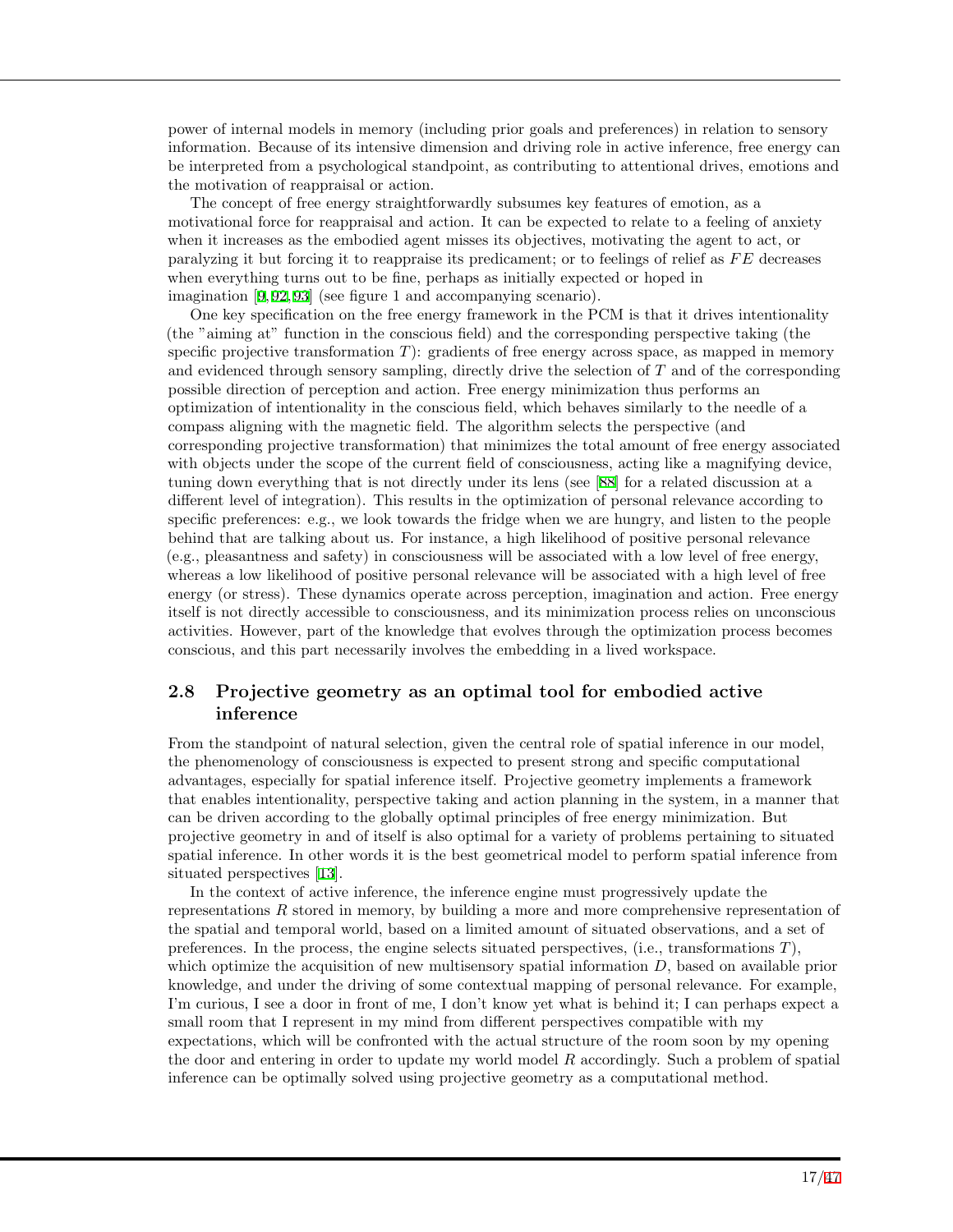power of internal models in memory (including prior goals and preferences) in relation to sensory information. Because of its intensive dimension and driving role in active inference, free energy can be interpreted from a psychological standpoint, as contributing to attentional drives, emotions and the motivation of reappraisal or action.

The concept of free energy straightforwardly subsumes key features of emotion, as a motivational force for reappraisal and action. It can be expected to relate to a feeling of anxiety when it increases as the embodied agent misses its objectives, motivating the agent to act, or paralyzing it but forcing it to reappraise its predicament; or to feelings of relief as $FE$ decreases when everything turns out to be fine, perhaps as initially expected or hoped in imagination [9, 92, 93] (see figure 1 and accompanying scenario).

One key specification on the free energy framework in the PCM is that it drives intentionality (the "aiming at" function in the conscious field) and the corresponding perspective taking (the specific projective transformation $T$): gradients of free energy across space, as mapped in memory and evidenced through sensory sampling, directly drive the selection of $T$ and of the corresponding possible direction of perception and action. Free energy minimization thus performs an optimization of intentionality in the conscious field, which behaves similarly to the needle of a compass aligning with the magnetic field. The algorithm selects the perspective (and corresponding projective transformation) that minimizes the total amount of free energy associated with objects under the scope of the current field of consciousness, acting like a magnifying device, tuning down everything that is not directly under its lens (see [88] for a related discussion at a different level of integration). This results in the optimization of personal relevance according to specific preferences: e.g., we look towards the fridge when we are hungry, and listen to the people behind that are talking about us. For instance, a high likelihood of positive personal relevance (e.g., pleasantness and safety) in consciousness will be associated with a low level of free energy, whereas a low likelihood of positive personal relevance will be associated with a high level of free energy (or stress). These dynamics operate across perception, imagination and action. Free energy itself is not directly accessible to consciousness, and its minimization process relies on unconscious activities. However, part of the knowledge that evolves through the optimization process becomes conscious, and this part necessarily involves the embedding in a lived workspace.

## 2.8 Projective geometry as an optimal tool for embodied active inference

From the standpoint of natural selection, given the central role of spatial inference in our model, the phenomenology of consciousness is expected to present strong and specific computational advantages, especially for spatial inference itself. Projective geometry implements a framework that enables intentionality, perspective taking and action planning in the system, in a manner that can be driven according to the globally optimal principles of free energy minimization. But projective geometry in and of itself is also optimal for a variety of problems pertaining to situated spatial inference. In other words it is the best geometrical model to perform spatial inference from situated perspectives [13].

In the context of active inference, the inference engine must progressively update the representations $R$ stored in memory, by building a more and more comprehensive representation of the spatial and temporal world, based on a limited amount of situated observations, and a set of preferences. In the process, the engine selects situated perspectives, (i.e., transformations $T$), which optimize the acquisition of new multisensory spatial information $D$, based on available prior knowledge, and under the driving of some contextual mapping of personal relevance. For example, I'm curious, I see a door in front of me, I don't know yet what is behind it; I can perhaps expect a small room that I represent in my mind from different perspectives compatible with my expectations, which will be confronted with the actual structure of the room soon by my opening the door and entering in order to update my world model $R$ accordingly. Such a problem of spatial inference can be optimally solved using projective geometry as a computational method.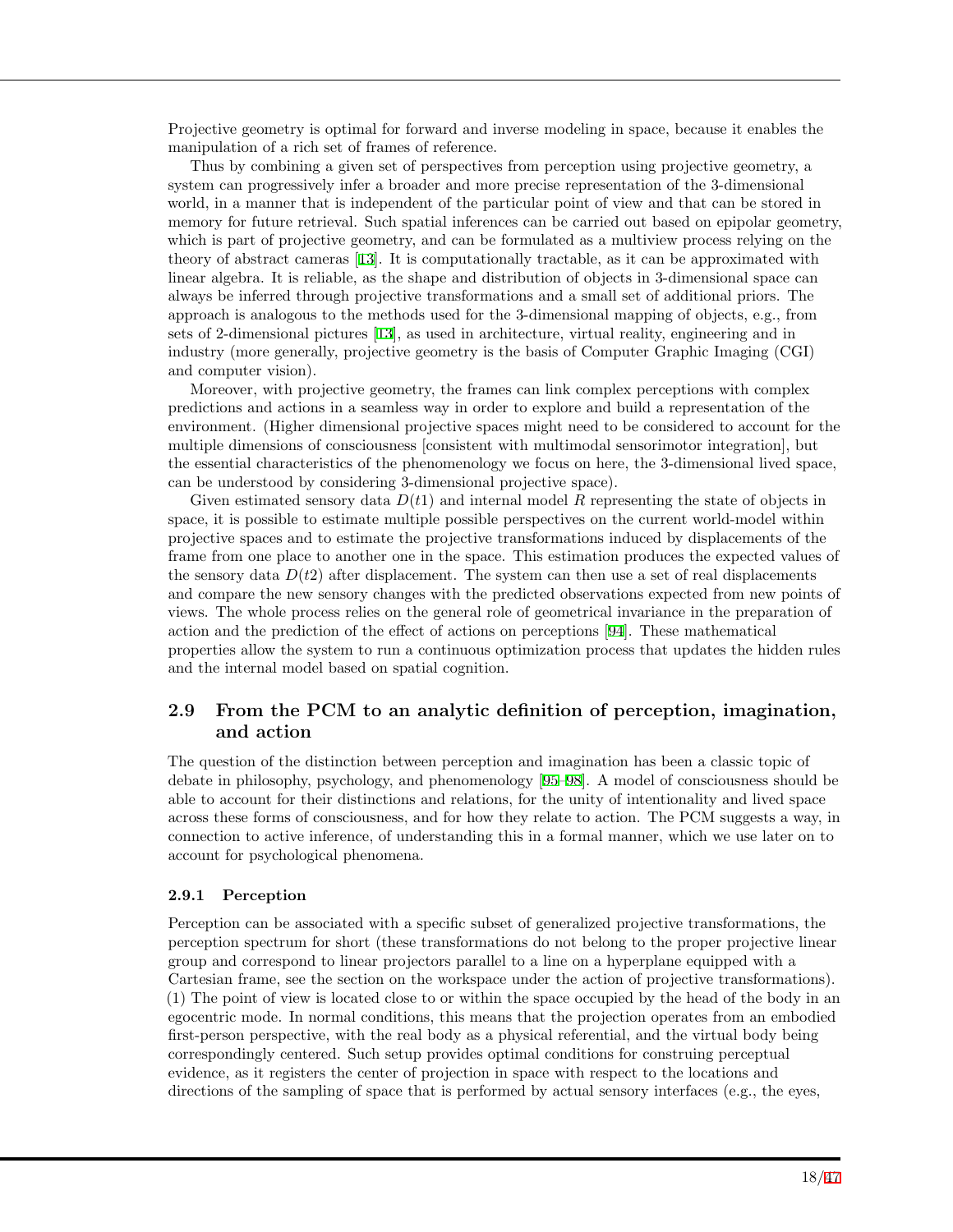Projective geometry is optimal for forward and inverse modeling in space, because it enables the manipulation of a rich set of frames of reference.

Thus by combining a given set of perspectives from perception using projective geometry, a system can progressively infer a broader and more precise representation of the 3-dimensional world, in a manner that is independent of the particular point of view and that can be stored in memory for future retrieval. Such spatial inferences can be carried out based on epipolar geometry, which is part of projective geometry, and can be formulated as a multiview process relying on the theory of abstract cameras [13]. It is computationally tractable, as it can be approximated with linear algebra. It is reliable, as the shape and distribution of objects in 3-dimensional space can always be inferred through projective transformations and a small set of additional priors. The approach is analogous to the methods used for the 3-dimensional mapping of objects, e.g., from sets of 2-dimensional pictures [13], as used in architecture, virtual reality, engineering and in industry (more generally, projective geometry is the basis of Computer Graphic Imaging (CGI) and computer vision).

Moreover, with projective geometry, the frames can link complex perceptions with complex predictions and actions in a seamless way in order to explore and build a representation of the environment. (Higher dimensional projective spaces might need to be considered to account for the multiple dimensions of consciousness [consistent with multimodal sensorimotor integration], but the essential characteristics of the phenomenology we focus on here, the 3-dimensional lived space, can be understood by considering 3-dimensional projective space).

Given estimated sensory data $D(t1)$ and internal model $R$ representing the state of objects in space, it is possible to estimate multiple possible perspectives on the current world-model within projective spaces and to estimate the projective transformations induced by displacements of the frame from one place to another one in the space. This estimation produces the expected values of the sensory data $D(t2)$ after displacement. The system can then use a set of real displacements and compare the new sensory changes with the predicted observations expected from new points of views. The whole process relies on the general role of geometrical invariance in the preparation of action and the prediction of the effect of actions on perceptions [94]. These mathematical properties allow the system to run a continuous optimization process that updates the hidden rules and the internal model based on spatial cognition.

## 2.9 From the PCM to an analytic definition of perception, imagination, and action

The question of the distinction between perception and imagination has been a classic topic of debate in philosophy, psychology, and phenomenology [95–98]. A model of consciousness should be able to account for their distinctions and relations, for the unity of intentionality and lived space across these forms of consciousness, and for how they relate to action. The PCM suggests a way, in connection to active inference, of understanding this in a formal manner, which we use later on to account for psychological phenomena.

### 2.9.1 Perception

Perception can be associated with a specific subset of generalized projective transformations, the perception spectrum for short (these transformations do not belong to the proper projective linear group and correspond to linear projectors parallel to a line on a hyperplane equipped with a Cartesian frame, see the section on the workspace under the action of projective transformations). (1) The point of view is located close to or within the space occupied by the head of the body in an egocentric mode. In normal conditions, this means that the projection operates from an embodied first-person perspective, with the real body as a physical referential, and the virtual body being correspondingly centered. Such setup provides optimal conditions for construing perceptual evidence, as it registers the center of projection in space with respect to the locations and directions of the sampling of space that is performed by actual sensory interfaces (e.g., the eyes,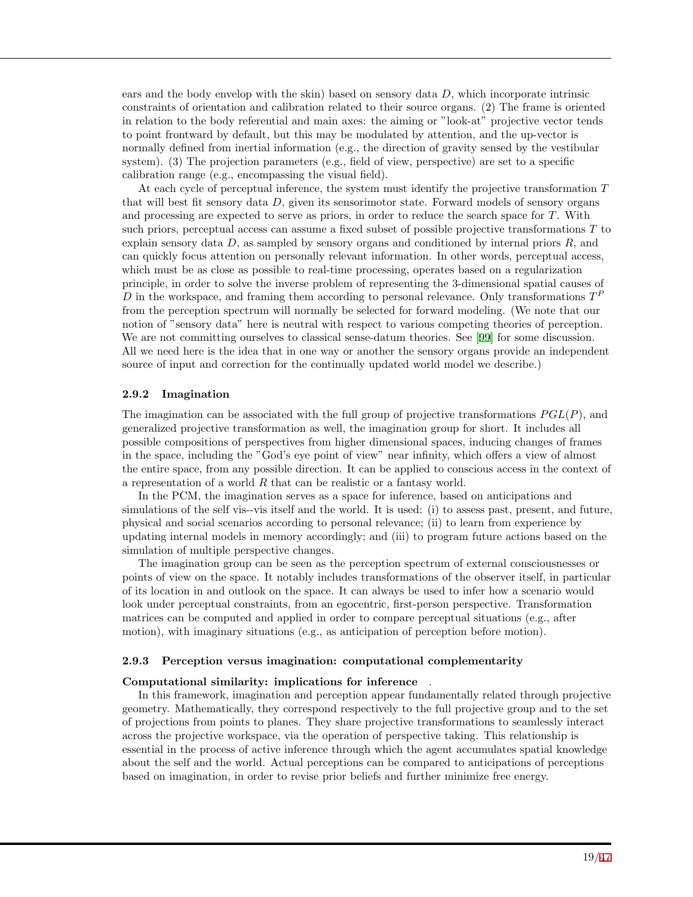ears and the body envelop with the skin) based on sensory data $D$, which incorporate intrinsic constraints of orientation and calibration related to their source organs. (2) The frame is oriented in relation to the body referential and main axes: the aiming or "look-at" projective vector tends to point frontward by default, but this may be modulated by attention, and the up-vector is normally defined from inertial information (e.g., the direction of gravity sensed by the vestibular system). (3) The projection parameters (e.g., field of view, perspective) are set to a specific calibration range (e.g., encompassing the visual field).

At each cycle of perceptual inference, the system must identify the projective transformation $T$ that will best fit sensory data $D$, given its sensorimotor state. Forward models of sensory organs and processing are expected to serve as priors, in order to reduce the search space for $T$. With such priors, perceptual access can assume a fixed subset of possible projective transformations $T$ to explain sensory data $D$, as sampled by sensory organs and conditioned by internal priors $R$, and can quickly focus attention on personally relevant information. In other words, perceptual access, which must be as close as possible to real-time processing, operates based on a regularization principle, in order to solve the inverse problem of representing the 3-dimensional spatial causes of $D$ in the workspace, and framing them according to personal relevance. Only transformations $T^P$ from the perception spectrum will normally be selected for forward modeling. (We note that our notion of "sensory data" here is neutral with respect to various competing theories of perception. We are not committing ourselves to classical sense-datum theories. See [99] for some discussion. All we need here is the idea that in one way or another the sensory organs provide an independent source of input and correction for the continually updated world model we describe.)

### 2.9.2 Imagination

The imagination can be associated with the full group of projective transformations $PGL(P)$, and generalized projective transformation as well, the imagination group for short. It includes all possible compositions of perspectives from higher dimensional spaces, inducing changes of frames in the space, including the "God's eye point of view" near infinity, which offers a view of almost the entire space, from any possible direction. It can be applied to conscious access in the context of a representation of a world $R$ that can be realistic or a fantasy world.

In the PCM, the imagination serves as a space for inference, based on anticipations and simulations of the self vis--vis itself and the world. It is used: (i) to assess past, present, and future, physical and social scenarios according to personal relevance; (ii) to learn from experience by updating internal models in memory accordingly; and (iii) to program future actions based on the simulation of multiple perspective changes.

The imagination group can be seen as the perception spectrum of external consciousnesses or points of view on the space. It notably includes transformations of the observer itself, in particular of its location in and outlook on the space. It can always be used to infer how a scenario would look under perceptual constraints, from an egocentric, first-person perspective. Transformation matrices can be computed and applied in order to compare perceptual situations (e.g., after motion), with imaginary situations (e.g., as anticipation of perception before motion).

### 2.9.3 Perception versus imagination: computational complementarity

**Computational similarity: implications for inference** .

In this framework, imagination and perception appear fundamentally related through projective geometry. Mathematically, they correspond respectively to the full projective group and to the set of projections from points to planes. They share projective transformations to seamlessly interact across the projective workspace, via the operation of perspective taking. This relationship is essential in the process of active inference through which the agent accumulates spatial knowledge about the self and the world. Actual perceptions can be compared to anticipations of perceptions based on imagination, in order to revise prior beliefs and further minimize free energy.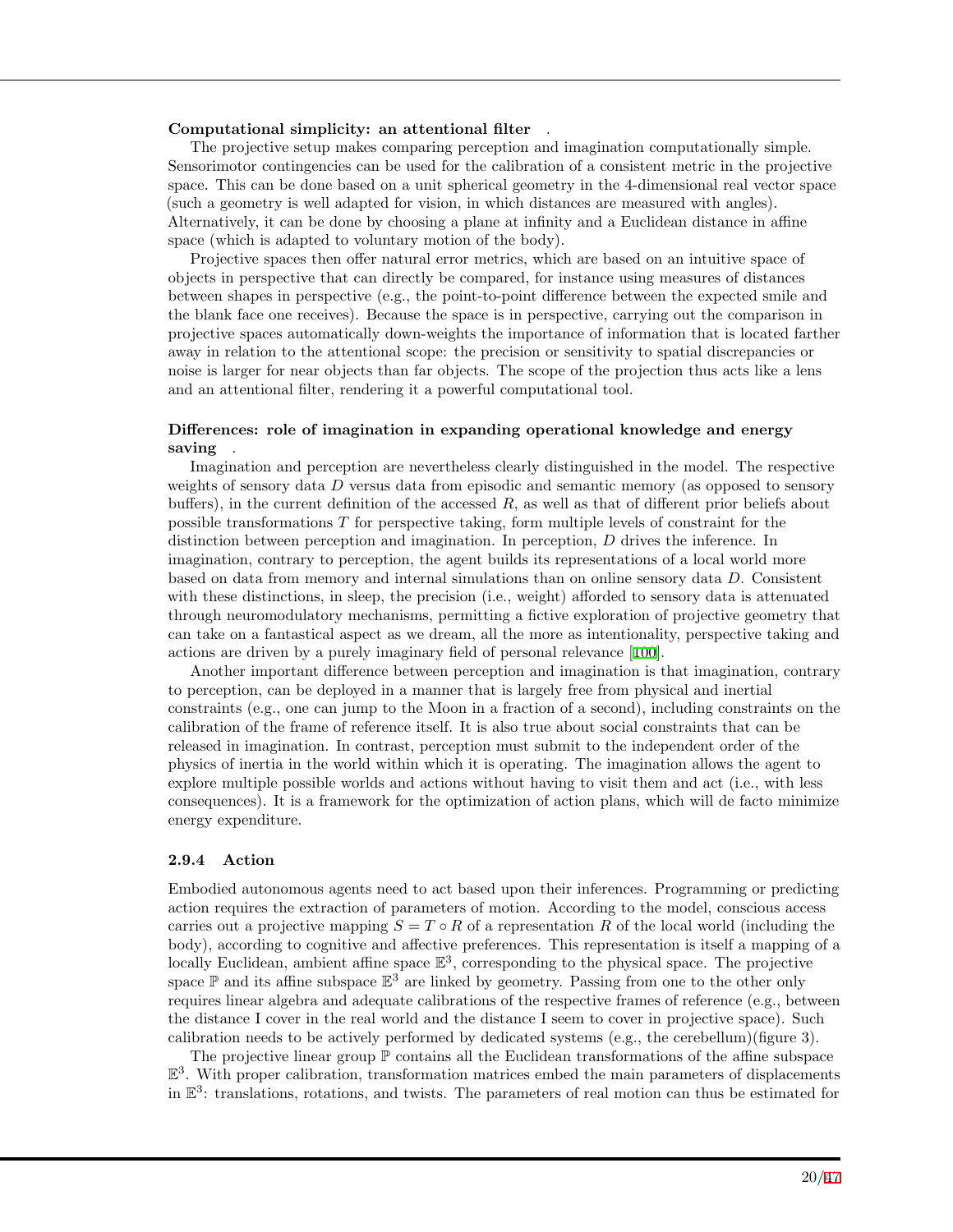**Computational simplicity: an attentional filter** .

The projective setup makes comparing perception and imagination computationally simple. Sensorimotor contingencies can be used for the calibration of a consistent metric in the projective space. This can be done based on a unit spherical geometry in the 4-dimensional real vector space (such a geometry is well adapted for vision, in which distances are measured with angles). Alternatively, it can be done by choosing a plane at infinity and a Euclidean distance in affine space (which is adapted to voluntary motion of the body).

Projective spaces then offer natural error metrics, which are based on an intuitive space of objects in perspective that can directly be compared, for instance using measures of distances between shapes in perspective (e.g., the point-to-point difference between the expected smile and the blank face one receives). Because the space is in perspective, carrying out the comparison in projective spaces automatically down-weights the importance of information that is located farther away in relation to the attentional scope: the precision or sensitivity to spatial discrepancies or noise is larger for near objects than far objects. The scope of the projection thus acts like a lens and an attentional filter, rendering it a powerful computational tool.

**Differences: role of imagination in expanding operational knowledge and energy saving** .

Imagination and perception are nevertheless clearly distinguished in the model. The respective weights of sensory data $D$ versus data from episodic and semantic memory (as opposed to sensory buffers), in the current definition of the accessed $R$, as well as that of different prior beliefs about possible transformations $T$ for perspective taking, form multiple levels of constraint for the distinction between perception and imagination. In perception, $D$ drives the inference. In imagination, contrary to perception, the agent builds its representations of a local world more based on data from memory and internal simulations than on online sensory data $D$. Consistent with these distinctions, in sleep, the precision (i.e., weight) afforded to sensory data is attenuated through neuromodulatory mechanisms, permitting a fictive exploration of projective geometry that can take on a fantastical aspect as we dream, all the more as intentionality, perspective taking and actions are driven by a purely imaginary field of personal relevance [100].

Another important difference between perception and imagination is that imagination, contrary to perception, can be deployed in a manner that is largely free from physical and inertial constraints (e.g., one can jump to the Moon in a fraction of a second), including constraints on the calibration of the frame of reference itself. It is also true about social constraints that can be released in imagination. In contrast, perception must submit to the independent order of the physics of inertia in the world within which it is operating. The imagination allows the agent to explore multiple possible worlds and actions without having to visit them and act (i.e., with less consequences). It is a framework for the optimization of action plans, which will de facto minimize energy expenditure.

### 2.9.4 Action

Embodied autonomous agents need to act based upon their inferences. Programming or predicting action requires the extraction of parameters of motion. According to the model, conscious access carries out a projective mapping $S = T \circ R$ of a representation $R$ of the local world (including the body), according to cognitive and affective preferences. This representation is itself a mapping of a locally Euclidean, ambient affine space $\mathbb{E}^3$, corresponding to the physical space. The projective space $\mathbb{P}$ and its affine subspace $\mathbb{E}^3$ are linked by geometry. Passing from one to the other only requires linear algebra and adequate calibrations of the respective frames of reference (e.g., between the distance I cover in the real world and the distance I seem to cover in projective space). Such calibration needs to be actively performed by dedicated systems (e.g., the cerebellum)(figure 3).

The projective linear group $\mathbb{P}$ contains all the Euclidean transformations of the affine subspace $\mathbb{E}^3$. With proper calibration, transformation matrices embed the main parameters of displacements in $\mathbb{E}^3$: translations, rotations, and twists. The parameters of real motion can thus be estimated for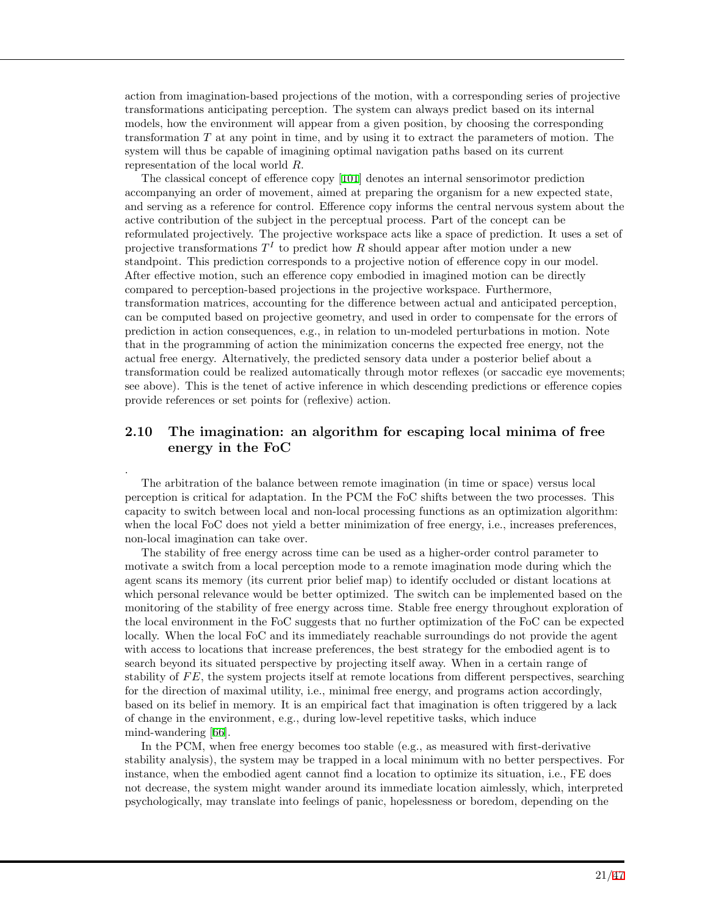action from imagination-based projections of the motion, with a corresponding series of projective transformations anticipating perception. The system can always predict based on its internal models, how the environment will appear from a given position, by choosing the corresponding transformation $T$ at any point in time, and by using it to extract the parameters of motion. The system will thus be capable of imagining optimal navigation paths based on its current representation of the local world $R$.

The classical concept of efference copy [101] denotes an internal sensorimotor prediction accompanying an order of movement, aimed at preparing the organism for a new expected state, and serving as a reference for control. Efference copy informs the central nervous system about the active contribution of the subject in the perceptual process. Part of the concept can be reformulated projectively. The projective workspace acts like a space of prediction. It uses a set of projective transformations $T^I$ to predict how $R$ should appear after motion under a new standpoint. This prediction corresponds to a projective notion of efference copy in our model. After effective motion, such an efference copy embodied in imagined motion can be directly compared to perception-based projections in the projective workspace. Furthermore, transformation matrices, accounting for the difference between actual and anticipated perception, can be computed based on projective geometry, and used in order to compensate for the errors of prediction in action consequences, e.g., in relation to un-modeled perturbations in motion. Note that in the programming of action the minimization concerns the expected free energy, not the actual free energy. Alternatively, the predicted sensory data under a posterior belief about a transformation could be realized automatically through motor reflexes (or saccadic eye movements; see above). This is the tenet of active inference in which descending predictions or efference copies provide references or set points for (reflexive) action.

## 2.10 The imagination: an algorithm for escaping local minima of free energy in the FoC

.

The arbitration of the balance between remote imagination (in time or space) versus local perception is critical for adaptation. In the PCM the FoC shifts between the two processes. This capacity to switch between local and non-local processing functions as an optimization algorithm: when the local FoC does not yield a better minimization of free energy, i.e., increases preferences, non-local imagination can take over.

The stability of free energy across time can be used as a higher-order control parameter to motivate a switch from a local perception mode to a remote imagination mode during which the agent scans its memory (its current prior belief map) to identify occluded or distant locations at which personal relevance would be better optimized. The switch can be implemented based on the monitoring of the stability of free energy across time. Stable free energy throughout exploration of the local environment in the FoC suggests that no further optimization of the FoC can be expected locally. When the local FoC and its immediately reachable surroundings do not provide the agent with access to locations that increase preferences, the best strategy for the embodied agent is to search beyond its situated perspective by projecting itself away. When in a certain range of stability of $FE$, the system projects itself at remote locations from different perspectives, searching for the direction of maximal utility, i.e., minimal free energy, and programs action accordingly, based on its belief in memory. It is an empirical fact that imagination is often triggered by a lack of change in the environment, e.g., during low-level repetitive tasks, which induce mind-wandering [66].

In the PCM, when free energy becomes too stable (e.g., as measured with first-derivative stability analysis), the system may be trapped in a local minimum with no better perspectives. For instance, when the embodied agent cannot find a location to optimize its situation, i.e., FE does not decrease, the system might wander around its immediate location aimlessly, which, interpreted psychologically, may translate into feelings of panic, hopelessness or boredom, depending on the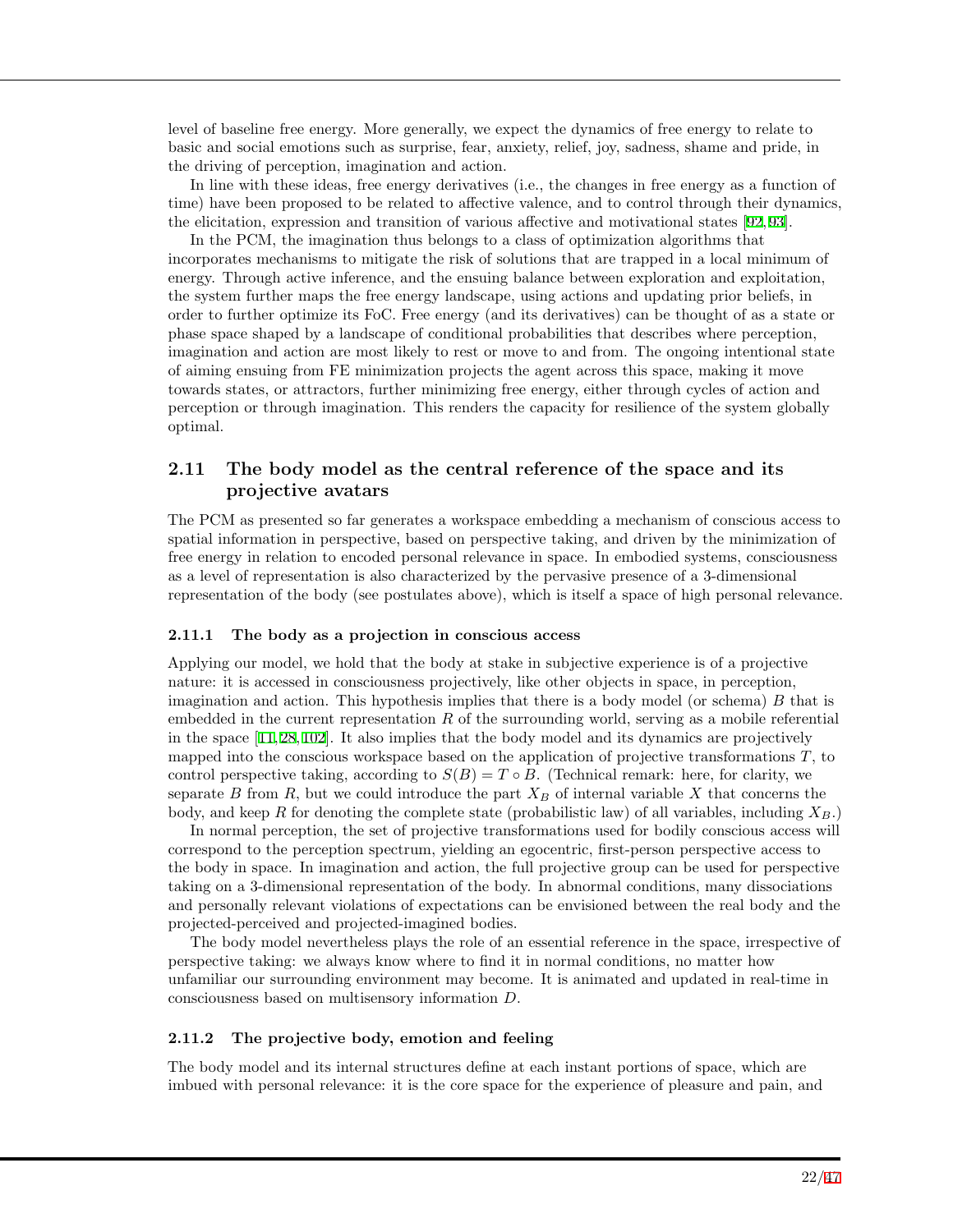level of baseline free energy. More generally, we expect the dynamics of free energy to relate to basic and social emotions such as surprise, fear, anxiety, relief, joy, sadness, shame and pride, in the driving of perception, imagination and action.

In line with these ideas, free energy derivatives (i.e., the changes in free energy as a function of time) have been proposed to be related to affective valence, and to control through their dynamics, the elicitation, expression and transition of various affective and motivational states [92,93].

In the PCM, the imagination thus belongs to a class of optimization algorithms that incorporates mechanisms to mitigate the risk of solutions that are trapped in a local minimum of energy. Through active inference, and the ensuing balance between exploration and exploitation, the system further maps the free energy landscape, using actions and updating prior beliefs, in order to further optimize its FoC. Free energy (and its derivatives) can be thought of as a state or phase space shaped by a landscape of conditional probabilities that describes where perception, imagination and action are most likely to rest or move to and from. The ongoing intentional state of aiming ensuing from FE minimization projects the agent across this space, making it move towards states, or attractors, further minimizing free energy, either through cycles of action and perception or through imagination. This renders the capacity for resilience of the system globally optimal.

## 2.11 The body model as the central reference of the space and its projective avatars

The PCM as presented so far generates a workspace embedding a mechanism of conscious access to spatial information in perspective, based on perspective taking, and driven by the minimization of free energy in relation to encoded personal relevance in space. In embodied systems, consciousness as a level of representation is also characterized by the pervasive presence of a 3-dimensional representation of the body (see postulates above), which is itself a space of high personal relevance.

### 2.11.1 The body as a projection in conscious access

Applying our model, we hold that the body at stake in subjective experience is of a projective nature: it is accessed in consciousness projectively, like other objects in space, in perception, imagination and action. This hypothesis implies that there is a body model (or schema) $B$ that is embedded in the current representation $R$ of the surrounding world, serving as a mobile referential in the space [11,28,102]. It also implies that the body model and its dynamics are projectively mapped into the conscious workspace based on the application of projective transformations $T$, to control perspective taking, according to $S(B) = T \circ B$. (Technical remark: here, for clarity, we separate $B$ from $R$, but we could introduce the part $X_B$ of internal variable $X$ that concerns the body, and keep $R$ for denoting the complete state (probabilistic law) of all variables, including $X_B$.)

In normal perception, the set of projective transformations used for bodily conscious access will correspond to the perception spectrum, yielding an egocentric, first-person perspective access to the body in space. In imagination and action, the full projective group can be used for perspective taking on a 3-dimensional representation of the body. In abnormal conditions, many dissociations and personally relevant violations of expectations can be envisioned between the real body and the projected-perceived and projected-imagined bodies.

The body model nevertheless plays the role of an essential reference in the space, irrespective of perspective taking: we always know where to find it in normal conditions, no matter how unfamiliar our surrounding environment may become. It is animated and updated in real-time in consciousness based on multisensory information $D$.

### 2.11.2 The projective body, emotion and feeling

The body model and its internal structures define at each instant portions of space, which are imbued with personal relevance: it is the core space for the experience of pleasure and pain, and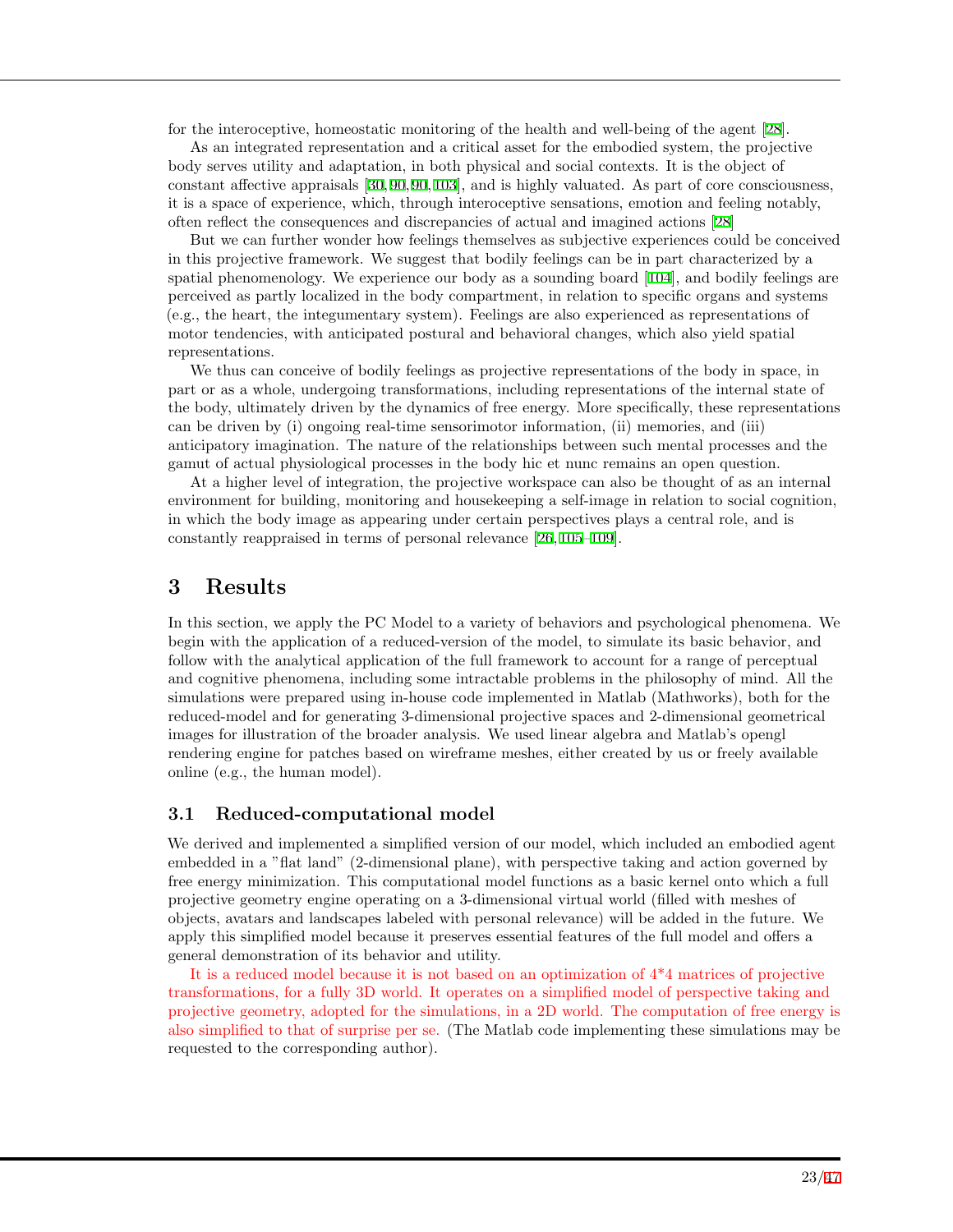for the interoceptive, homeostatic monitoring of the health and well-being of the agent [28].

As an integrated representation and a critical asset for the embodied system, the projective body serves utility and adaptation, in both physical and social contexts. It is the object of constant affective appraisals [30,90,90,103], and is highly valuated. As part of core consciousness, it is a space of experience, which, through interoceptive sensations, emotion and feeling notably, often reflect the consequences and discrepancies of actual and imagined actions [28]

But we can further wonder how feelings themselves as subjective experiences could be conceived in this projective framework. We suggest that bodily feelings can be in part characterized by a spatial phenomenology. We experience our body as a sounding board [104], and bodily feelings are perceived as partly localized in the body compartment, in relation to specific organs and systems (e.g., the heart, the integumentary system). Feelings are also experienced as representations of motor tendencies, with anticipated postural and behavioral changes, which also yield spatial representations.

We thus can conceive of bodily feelings as projective representations of the body in space, in part or as a whole, undergoing transformations, including representations of the internal state of the body, ultimately driven by the dynamics of free energy. More specifically, these representations can be driven by (i) ongoing real-time sensorimotor information, (ii) memories, and (iii) anticipatory imagination. The nature of the relationships between such mental processes and the gamut of actual physiological processes in the body hic et nunc remains an open question.

At a higher level of integration, the projective workspace can also be thought of as an internal environment for building, monitoring and housekeeping a self-image in relation to social cognition, in which the body image as appearing under certain perspectives plays a central role, and is constantly reappraised in terms of personal relevance [26,105–109].

# 3 Results

In this section, we apply the PC Model to a variety of behaviors and psychological phenomena. We begin with the application of a reduced-version of the model, to simulate its basic behavior, and follow with the analytical application of the full framework to account for a range of perceptual and cognitive phenomena, including some intractable problems in the philosophy of mind. All the simulations were prepared using in-house code implemented in Matlab (Mathworks), both for the reduced-model and for generating 3-dimensional projective spaces and 2-dimensional geometrical images for illustration of the broader analysis. We used linear algebra and Matlab's opengl rendering engine for patches based on wireframe meshes, either created by us or freely available online (e.g., the human model).

## 3.1 Reduced-computational model

We derived and implemented a simplified version of our model, which included an embodied agent embedded in a "flat land" (2-dimensional plane), with perspective taking and action governed by free energy minimization. This computational model functions as a basic kernel onto which a full projective geometry engine operating on a 3-dimensional virtual world (filled with meshes of objects, avatars and landscapes labeled with personal relevance) will be added in the future. We apply this simplified model because it preserves essential features of the full model and offers a general demonstration of its behavior and utility.

It is a reduced model because it is not based on an optimization of 4*4 matrices of projective transformations, for a fully 3D world. It operates on a simplified model of perspective taking and projective geometry, adopted for the simulations, in a 2D world. The computation of free energy is also simplified to that of surprise per se. (The Matlab code implementing these simulations may be requested to the corresponding author).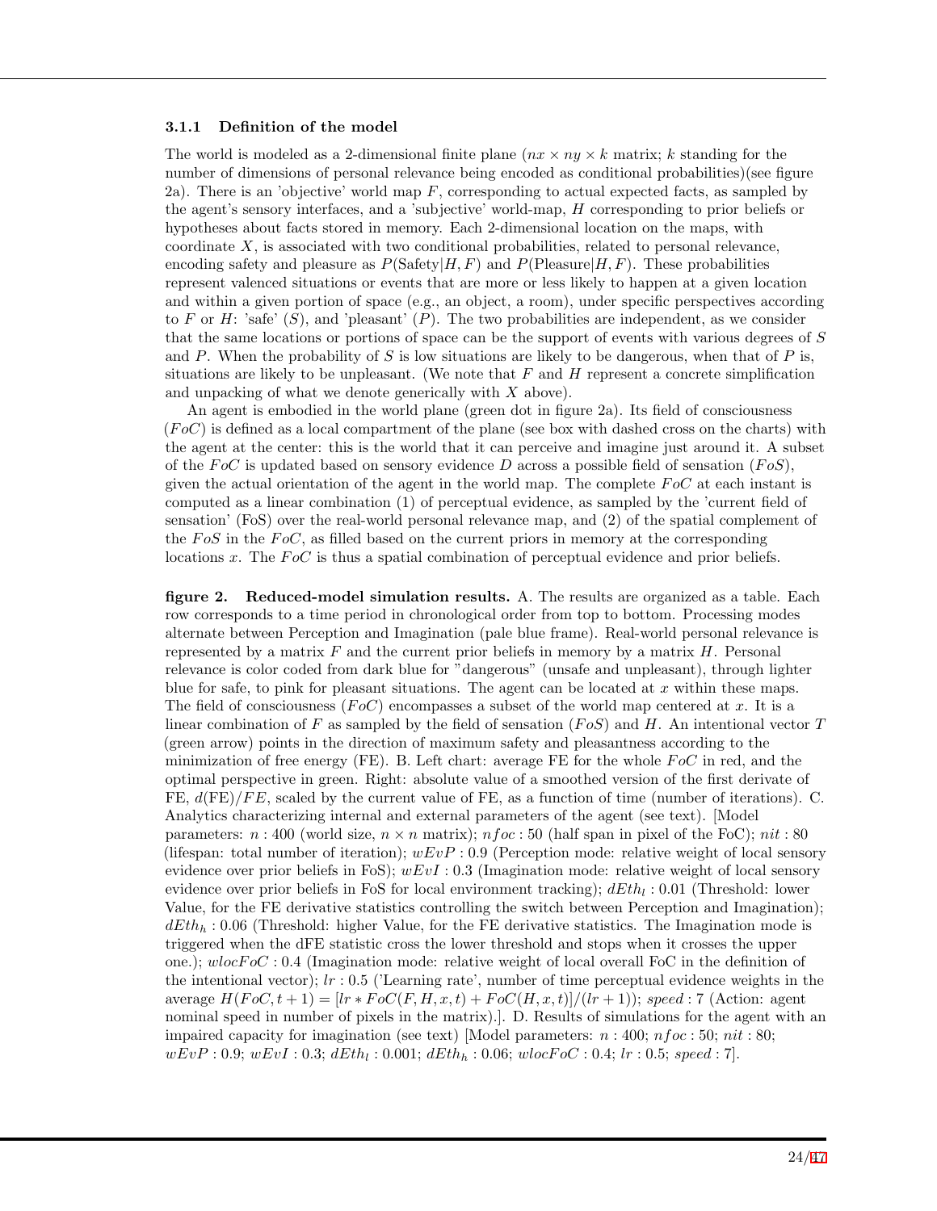### 3.1.1 Definition of the model

The world is modeled as a 2-dimensional finite plane ($nx \times ny \times k$ matrix; $k$ standing for the number of dimensions of personal relevance being encoded as conditional probabilities)(see figure 2a). There is an 'objective' world map $F$, corresponding to actual expected facts, as sampled by the agent's sensory interfaces, and a 'subjective' world-map, $H$ corresponding to prior beliefs or hypotheses about facts stored in memory. Each 2-dimensional location on the maps, with coordinate $X$, is associated with two conditional probabilities, related to personal relevance, encoding safety and pleasure as $P(\text{Safety}|H, F)$ and $P(\text{Pleasure}|H, F)$. These probabilities represent valenced situations or events that are more or less likely to happen at a given location and within a given portion of space (e.g., an object, a room), under specific perspectives according to $F$ or $H$: 'safe' ($S$), and 'pleasant' ($P$). The two probabilities are independent, as we consider that the same locations or portions of space can be the support of events with various degrees of $S$ and $P$. When the probability of $S$ is low situations are likely to be dangerous, when that of $P$ is, situations are likely to be unpleasant. (We note that $F$ and $H$ represent a concrete simplification and unpacking of what we denote generically with $X$ above).

An agent is embodied in the world plane (green dot in figure 2a). Its field of consciousness ($FoC$) is defined as a local compartment of the plane (see box with dashed cross on the charts) with the agent at the center: this is the world that it can perceive and imagine just around it. A subset of the $FoC$ is updated based on sensory evidence $D$ across a possible field of sensation ($FoS$), given the actual orientation of the agent in the world map. The complete $FoC$ at each instant is computed as a linear combination (1) of perceptual evidence, as sampled by the 'current field of sensation' (FoS) over the real-world personal relevance map, and (2) of the spatial complement of the $FoS$ in the $FoC$, as filled based on the current priors in memory at the corresponding locations $x$. The $FoC$ is thus a spatial combination of perceptual evidence and prior beliefs.

**figure 2. Reduced-model simulation results.** A. The results are organized as a table. Each row corresponds to a time period in chronological order from top to bottom. Processing modes alternate between Perception and Imagination (pale blue frame). Real-world personal relevance is represented by a matrix $F$ and the current prior beliefs in memory by a matrix $H$. Personal relevance is color coded from dark blue for "dangerous" (unsafe and unpleasant), through lighter blue for safe, to pink for pleasant situations. The agent can be located at $x$ within these maps. The field of consciousness ($FoC$) encompasses a subset of the world map centered at $x$. It is a linear combination of $F$ as sampled by the field of sensation ($FoS$) and $H$. An intentional vector $T$ (green arrow) points in the direction of maximum safety and pleasantness according to the minimization of free energy (FE). B. Left chart: average FE for the whole $FoC$ in red, and the optimal perspective in green. Right: absolute value of a smoothed version of the first derivate of FE, $d(\text{FE})/FE$, scaled by the current value of FE, as a function of time (number of iterations). C. Analytics characterizing internal and external parameters of the agent (see text). [Model parameters: $n$ : 400 (world size, $n \times n$ matrix); $nfoc$ : 50 (half span in pixel of the FoC); $nit$ : 80 (lifespan: total number of iteration); $wEvP$ : 0.9 (Perception mode: relative weight of local sensory evidence over prior beliefs in FoS); $wEvI$ : 0.3 (Imagination mode: relative weight of local sensory evidence over prior beliefs in FoS for local environment tracking); $dEth_l$ : 0.01 (Threshold: lower Value, for the FE derivative statistics controlling the switch between Perception and Imagination); $dEth_h$ : 0.06 (Threshold: higher Value, for the FE derivative statistics. The Imagination mode is triggered when the dFE statistic cross the lower threshold and stops when it crosses the upper one.); $wlocFoC$ : 0.4 (Imagination mode: relative weight of local overall FoC in the definition of the intentional vector); $lr$ : 0.5 ('Learning rate', number of time perceptual evidence weights in the average $H(FoC, t+1) = [lr * FoC(F, H, x, t) + FoC(H, x, t)]/(lr + 1)$); $speed$ : 7 (Action: agent nominal speed in number of pixels in the matrix).]. D. Results of simulations for the agent with an impaired capacity for imagination (see text) [Model parameters: $n$ : 400; $nfoc$ : 50; $nit$ : 80; $wEvP$ : 0.9; $wEvI$ : 0.3; $dEth_l$ : 0.001; $dEth_h$ : 0.06; $wlocFoC$ : 0.4; $lr$ : 0.5; $speed$ : 7].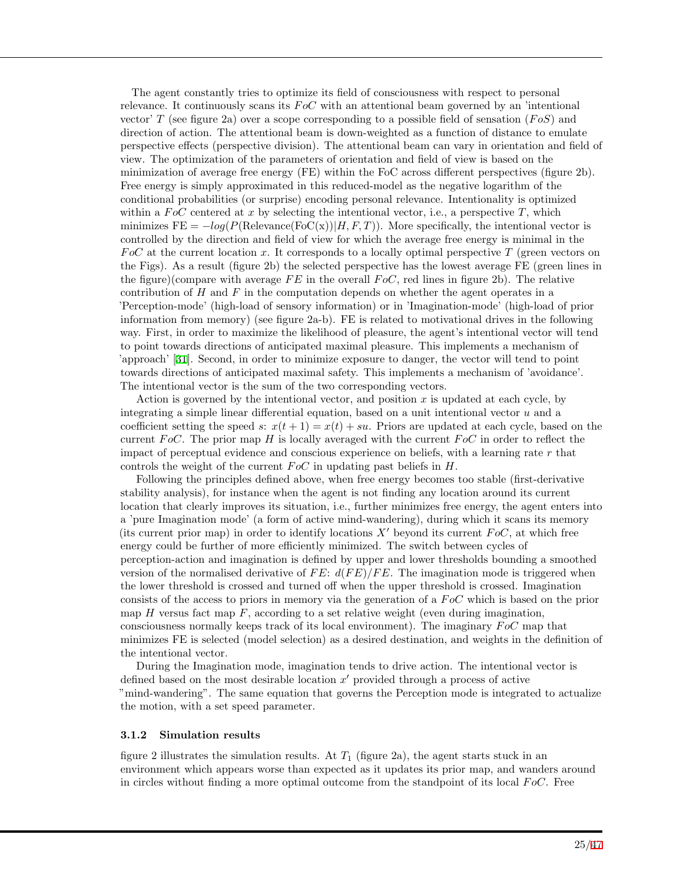The agent constantly tries to optimize its field of consciousness with respect to personal relevance. It continuously scans its $FoC$ with an attentional beam governed by an 'intentional vector' $T$ (see figure 2a) over a scope corresponding to a possible field of sensation ($FoS$) and direction of action. The attentional beam is down-weighted as a function of distance to emulate perspective effects (perspective division). The attentional beam can vary in orientation and field of view. The optimization of the parameters of orientation and field of view is based on the minimization of average free energy (FE) within the FoC across different perspectives (figure 2b). Free energy is simply approximated in this reduced-model as the negative logarithm of the conditional probabilities (or surprise) encoding personal relevance. Intentionality is optimized within a $FoC$ centered at $x$ by selecting the intentional vector, i.e., a perspective $T$, which minimizes $\text{FE} = -log(P(\text{Relevance}(\text{FoC(x)})|H, F, T))$. More specifically, the intentional vector is controlled by the direction and field of view for which the average free energy is minimal in the $FoC$ at the current location $x$. It corresponds to a locally optimal perspective $T$ (green vectors on the Figs). As a result (figure 2b) the selected perspective has the lowest average FE (green lines in the figure)(compare with average $FE$ in the overall $FoC$, red lines in figure 2b). The relative contribution of $H$ and $F$ in the computation depends on whether the agent operates in a 'Perception-mode' (high-load of sensory information) or in 'Imagination-mode' (high-load of prior information from memory) (see figure 2a-b). FE is related to motivational drives in the following way. First, in order to maximize the likelihood of pleasure, the agent's intentional vector will tend to point towards directions of anticipated maximal pleasure. This implements a mechanism of 'approach' [31]. Second, in order to minimize exposure to danger, the vector will tend to point towards directions of anticipated maximal safety. This implements a mechanism of 'avoidance'. The intentional vector is the sum of the two corresponding vectors.

Action is governed by the intentional vector, and position $x$ is updated at each cycle, by integrating a simple linear differential equation, based on a unit intentional vector $u$ and a coefficient setting the speed $s$: $x(t+1) = x(t) + su$. Priors are updated at each cycle, based on the current $FoC$. The prior map $H$ is locally averaged with the current $FoC$ in order to reflect the impact of perceptual evidence and conscious experience on beliefs, with a learning rate $r$ that controls the weight of the current $FoC$ in updating past beliefs in $H$.

Following the principles defined above, when free energy becomes too stable (first-derivative stability analysis), for instance when the agent is not finding any location around its current location that clearly improves its situation, i.e., further minimizes free energy, the agent enters into a 'pure Imagination mode' (a form of active mind-wandering), during which it scans its memory (its current prior map) in order to identify locations $X'$ beyond its current $FoC$, at which free energy could be further of more efficiently minimized. The switch between cycles of perception-action and imagination is defined by upper and lower thresholds bounding a smoothed version of the normalised derivative of $FE$: $d(FE)/FE$. The imagination mode is triggered when the lower threshold is crossed and turned off when the upper threshold is crossed. Imagination consists of the access to priors in memory via the generation of a $FoC$ which is based on the prior map $H$ versus fact map $F$, according to a set relative weight (even during imagination, consciousness normally keeps track of its local environment). The imaginary $FoC$ map that minimizes FE is selected (model selection) as a desired destination, and weights in the definition of the intentional vector.

During the Imagination mode, imagination tends to drive action. The intentional vector is defined based on the most desirable location $x'$ provided through a process of active "mind-wandering". The same equation that governs the Perception mode is integrated to actualize the motion, with a set speed parameter.

### 3.1.2 Simulation results

figure 2 illustrates the simulation results. At $T_1$ (figure 2a), the agent starts stuck in an environment which appears worse than expected as it updates its prior map, and wanders around in circles without finding a more optimal outcome from the standpoint of its local $FoC$. Free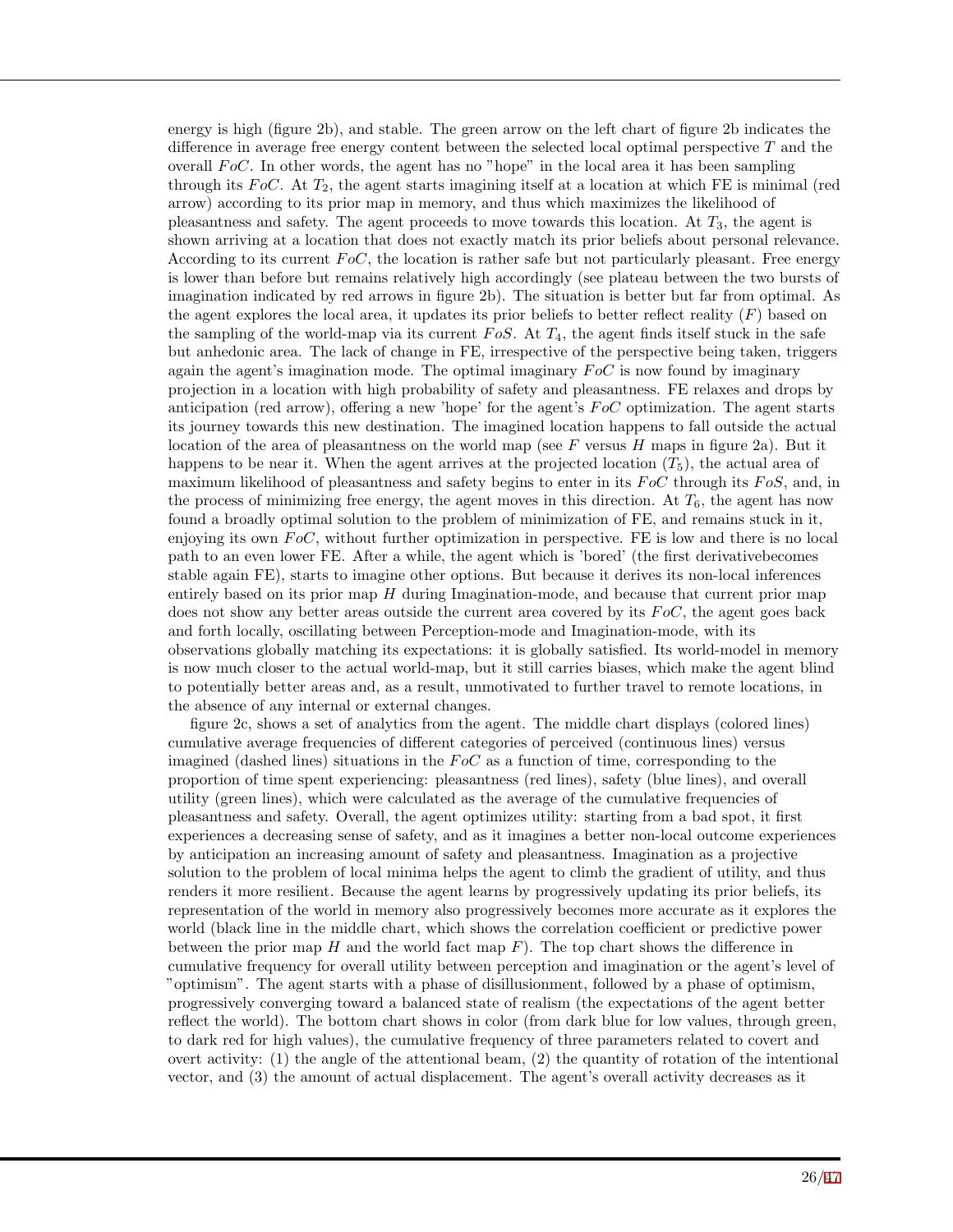energy is high (figure 2b), and stable. The green arrow on the left chart of figure 2b indicates the difference in average free energy content between the selected local optimal perspective $T$ and the overall $FoC$. In other words, the agent has no "hope" in the local area it has been sampling through its $FoC$. At $T_2$, the agent starts imagining itself at a location at which FE is minimal (red arrow) according to its prior map in memory, and thus which maximizes the likelihood of pleasantness and safety. The agent proceeds to move towards this location. At $T_3$, the agent is shown arriving at a location that does not exactly match its prior beliefs about personal relevance. According to its current $FoC$, the location is rather safe but not particularly pleasant. Free energy is lower than before but remains relatively high accordingly (see plateau between the two bursts of imagination indicated by red arrows in figure 2b). The situation is better but far from optimal. As the agent explores the local area, it updates its prior beliefs to better reflect reality ($F$) based on the sampling of the world-map via its current $FoS$. At $T_4$, the agent finds itself stuck in the safe but anhedonic area. The lack of change in FE, irrespective of the perspective being taken, triggers again the agent's imagination mode. The optimal imaginary $FoC$ is now found by imaginary projection in a location with high probability of safety and pleasantness. FE relaxes and drops by anticipation (red arrow), offering a new 'hope' for the agent's $FoC$ optimization. The agent starts its journey towards this new destination. The imagined location happens to fall outside the actual location of the area of pleasantness on the world map (see $F$ versus $H$ maps in figure 2a). But it happens to be near it. When the agent arrives at the projected location ($T_5$), the actual area of maximum likelihood of pleasantness and safety begins to enter in its $FoC$ through its $FoS$, and, in the process of minimizing free energy, the agent moves in this direction. At $T_6$, the agent has now found a broadly optimal solution to the problem of minimization of FE, and remains stuck in it, enjoying its own $FoC$, without further optimization in perspective. FE is low and there is no local path to an even lower FE. After a while, the agent which is 'bored' (the first derivativebecomes stable again FE), starts to imagine other options. But because it derives its non-local inferences entirely based on its prior map $H$ during Imagination-mode, and because that current prior map does not show any better areas outside the current area covered by its $FoC$, the agent goes back and forth locally, oscillating between Perception-mode and Imagination-mode, with its observations globally matching its expectations: it is globally satisfied. Its world-model in memory is now much closer to the actual world-map, but it still carries biases, which make the agent blind to potentially better areas and, as a result, unmotivated to further travel to remote locations, in the absence of any internal or external changes.

figure 2c, shows a set of analytics from the agent. The middle chart displays (colored lines) cumulative average frequencies of different categories of perceived (continuous lines) versus imagined (dashed lines) situations in the $FoC$ as a function of time, corresponding to the proportion of time spent experiencing: pleasantness (red lines), safety (blue lines), and overall utility (green lines), which were calculated as the average of the cumulative frequencies of pleasantness and safety. Overall, the agent optimizes utility: starting from a bad spot, it first experiences a decreasing sense of safety, and as it imagines a better non-local outcome experiences by anticipation an increasing amount of safety and pleasantness. Imagination as a projective solution to the problem of local minima helps the agent to climb the gradient of utility, and thus renders it more resilient. Because the agent learns by progressively updating its prior beliefs, its representation of the world in memory also progressively becomes more accurate as it explores the world (black line in the middle chart, which shows the correlation coefficient or predictive power between the prior map $H$ and the world fact map $F$). The top chart shows the difference in cumulative frequency for overall utility between perception and imagination or the agent's level of "optimism". The agent starts with a phase of disillusionment, followed by a phase of optimism, progressively converging toward a balanced state of realism (the expectations of the agent better reflect the world). The bottom chart shows in color (from dark blue for low values, through green, to dark red for high values), the cumulative frequency of three parameters related to covert and overt activity: (1) the angle of the attentional beam, (2) the quantity of rotation of the intentional vector, and (3) the amount of actual displacement. The agent's overall activity decreases as it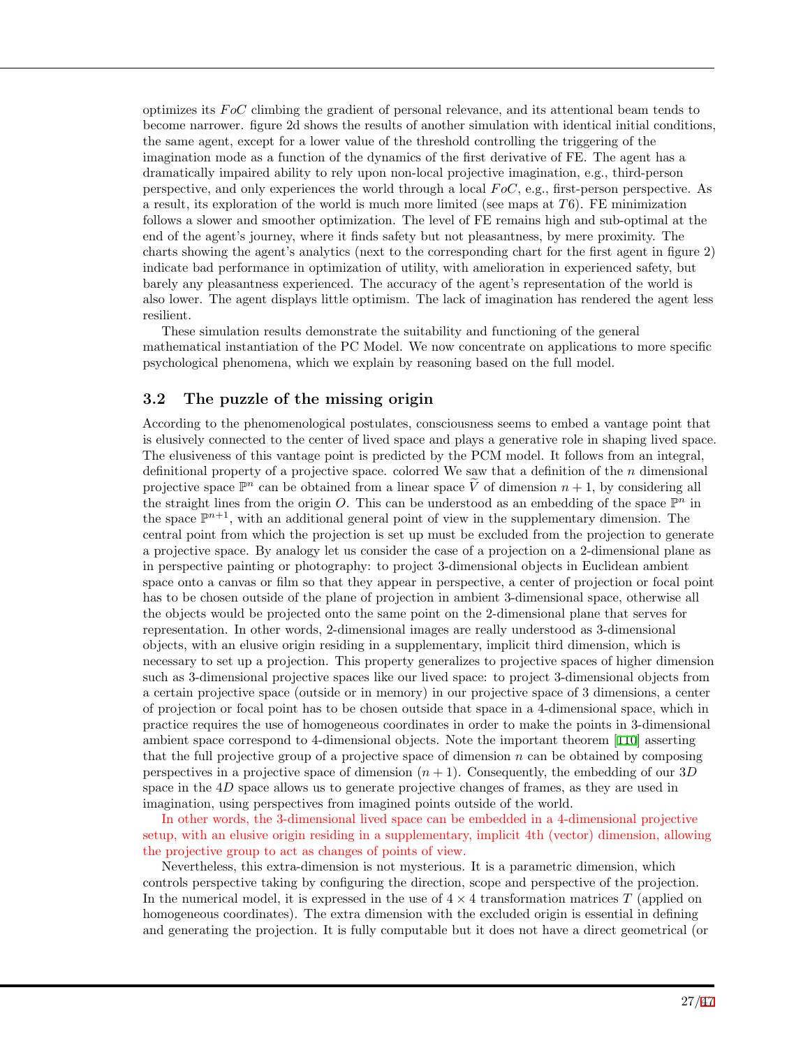optimizes its $FoC$ climbing the gradient of personal relevance, and its attentional beam tends to become narrower. figure 2d shows the results of another simulation with identical initial conditions, the same agent, except for a lower value of the threshold controlling the triggering of the imagination mode as a function of the dynamics of the first derivative of FE. The agent has a dramatically impaired ability to rely upon non-local projective imagination, e.g., third-person perspective, and only experiences the world through a local $FoC$, e.g., first-person perspective. As a result, its exploration of the world is much more limited (see maps at $T6$). FE minimization follows a slower and smoother optimization. The level of FE remains high and sub-optimal at the end of the agent's journey, where it finds safety but not pleasantness, by mere proximity. The charts showing the agent's analytics (next to the corresponding chart for the first agent in figure 2) indicate bad performance in optimization of utility, with amelioration in experienced safety, but barely any pleasantness experienced. The accuracy of the agent's representation of the world is also lower. The agent displays little optimism. The lack of imagination has rendered the agent less resilient.

These simulation results demonstrate the suitability and functioning of the general mathematical instantiation of the PC Model. We now concentrate on applications to more specific psychological phenomena, which we explain by reasoning based on the full model.

### 3.2 The puzzle of the missing origin

According to the phenomenological postulates, consciousness seems to embed a vantage point that is elusively connected to the center of lived space and plays a generative role in shaping lived space. The elusiveness of this vantage point is predicted by the PCM model. It follows from an integral, definitional property of a projective space. colorred We saw that a definition of the $n$ dimensional projective space $\mathbb{P}^n$ can be obtained from a linear space $\widetilde{V}$ of dimension $n+1$, by considering all the straight lines from the origin $O$. This can be understood as an embedding of the space $\mathbb{P}^n$ in the space $\mathbb{P}^{n+1}$, with an additional general point of view in the supplementary dimension. The central point from which the projection is set up must be excluded from the projection to generate a projective space. By analogy let us consider the case of a projection on a 2-dimensional plane as in perspective painting or photography: to project 3-dimensional objects in Euclidean ambient space onto a canvas or film so that they appear in perspective, a center of projection or focal point has to be chosen outside of the plane of projection in ambient 3-dimensional space, otherwise all the objects would be projected onto the same point on the 2-dimensional plane that serves for representation. In other words, 2-dimensional images are really understood as 3-dimensional objects, with an elusive origin residing in a supplementary, implicit third dimension, which is necessary to set up a projection. This property generalizes to projective spaces of higher dimension such as 3-dimensional projective spaces like our lived space: to project 3-dimensional objects from a certain projective space (outside or in memory) in our projective space of 3 dimensions, a center of projection or focal point has to be chosen outside that space in a 4-dimensional space, which in practice requires the use of homogeneous coordinates in order to make the points in 3-dimensional ambient space correspond to 4-dimensional objects. Note the important theorem [110] asserting that the full projective group of a projective space of dimension $n$ can be obtained by composing perspectives in a projective space of dimension $(n+1)$. Consequently, the embedding of our $3D$ space in the $4D$ space allows us to generate projective changes of frames, as they are used in imagination, using perspectives from imagined points outside of the world.

In other words, the 3-dimensional lived space can be embedded in a 4-dimensional projective setup, with an elusive origin residing in a supplementary, implicit 4th (vector) dimension, allowing the projective group to act as changes of points of view.

Nevertheless, this extra-dimension is not mysterious. It is a parametric dimension, which controls perspective taking by configuring the direction, scope and perspective of the projection. In the numerical model, it is expressed in the use of $4 \times 4$ transformation matrices $T$ (applied on homogeneous coordinates). The extra dimension with the excluded origin is essential in defining and generating the projection. It is fully computable but it does not have a direct geometrical (or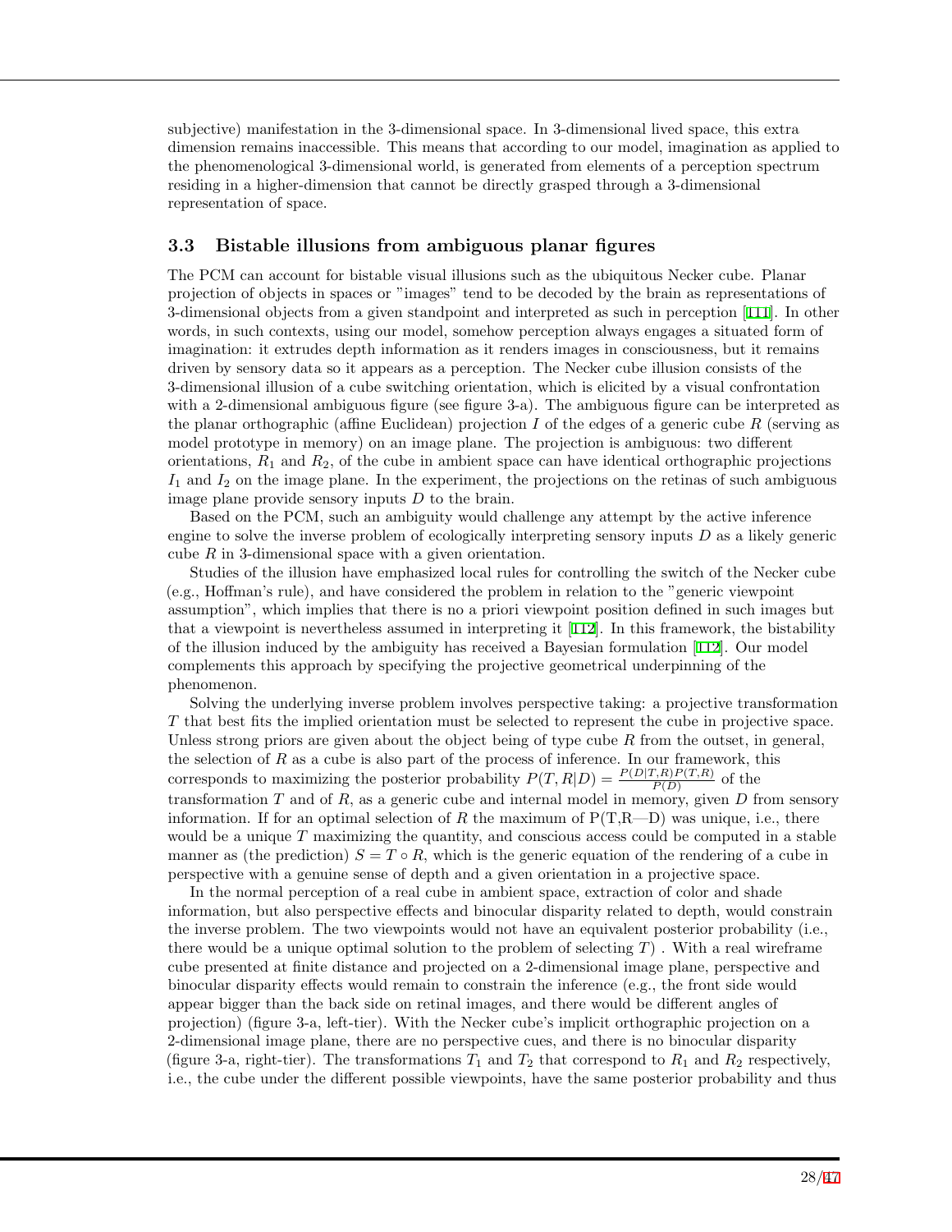subjective) manifestation in the 3-dimensional space. In 3-dimensional lived space, this extra dimension remains inaccessible. This means that according to our model, imagination as applied to the phenomenological 3-dimensional world, is generated from elements of a perception spectrum residing in a higher-dimension that cannot be directly grasped through a 3-dimensional representation of space.

### 3.3 Bistable illusions from ambiguous planar figures

The PCM can account for bistable visual illusions such as the ubiquitous Necker cube. Planar projection of objects in spaces or "images" tend to be decoded by the brain as representations of 3-dimensional objects from a given standpoint and interpreted as such in perception [111]. In other words, in such contexts, using our model, somehow perception always engages a situated form of imagination: it extrudes depth information as it renders images in consciousness, but it remains driven by sensory data so it appears as a perception. The Necker cube illusion consists of the 3-dimensional illusion of a cube switching orientation, which is elicited by a visual confrontation with a 2-dimensional ambiguous figure (see figure 3-a). The ambiguous figure can be interpreted as the planar orthographic (affine Euclidean) projection $I$ of the edges of a generic cube $R$ (serving as model prototype in memory) on an image plane. The projection is ambiguous: two different orientations, $R_1$ and $R_2$, of the cube in ambient space can have identical orthographic projections $I_1$ and $I_2$ on the image plane. In the experiment, the projections on the retinas of such ambiguous image plane provide sensory inputs $D$ to the brain.

Based on the PCM, such an ambiguity would challenge any attempt by the active inference engine to solve the inverse problem of ecologically interpreting sensory inputs $D$ as a likely generic cube $R$ in 3-dimensional space with a given orientation.

Studies of the illusion have emphasized local rules for controlling the switch of the Necker cube (e.g., Hoffman's rule), and have considered the problem in relation to the "generic viewpoint assumption", which implies that there is no a priori viewpoint position defined in such images but that a viewpoint is nevertheless assumed in interpreting it [112]. In this framework, the bistability of the illusion induced by the ambiguity has received a Bayesian formulation [112]. Our model complements this approach by specifying the projective geometrical underpinning of the phenomenon.

Solving the underlying inverse problem involves perspective taking: a projective transformation $T$ that best fits the implied orientation must be selected to represent the cube in projective space. Unless strong priors are given about the object being of type cube $R$ from the outset, in general, the selection of $R$ as a cube is also part of the process of inference. In our framework, this corresponds to maximizing the posterior probability $P(T, R|D) = \frac{P(D|T,R)P(T,R)}{P(D)}$ of the transformation $T$ and of $R$, as a generic cube and internal model in memory, given $D$ from sensory information. If for an optimal selection of $R$ the maximum of P(T,R—D) was unique, i.e., there would be a unique $T$ maximizing the quantity, and conscious access could be computed in a stable manner as (the prediction) $S = T \circ R$, which is the generic equation of the rendering of a cube in perspective with a genuine sense of depth and a given orientation in a projective space.

In the normal perception of a real cube in ambient space, extraction of color and shade information, but also perspective effects and binocular disparity related to depth, would constrain the inverse problem. The two viewpoints would not have an equivalent posterior probability (i.e., there would be a unique optimal solution to the problem of selecting $T$) . With a real wireframe cube presented at finite distance and projected on a 2-dimensional image plane, perspective and binocular disparity effects would remain to constrain the inference (e.g., the front side would appear bigger than the back side on retinal images, and there would be different angles of projection) (figure 3-a, left-tier). With the Necker cube's implicit orthographic projection on a 2-dimensional image plane, there are no perspective cues, and there is no binocular disparity (figure 3-a, right-tier). The transformations $T_1$ and $T_2$ that correspond to $R_1$ and $R_2$ respectively, i.e., the cube under the different possible viewpoints, have the same posterior probability and thus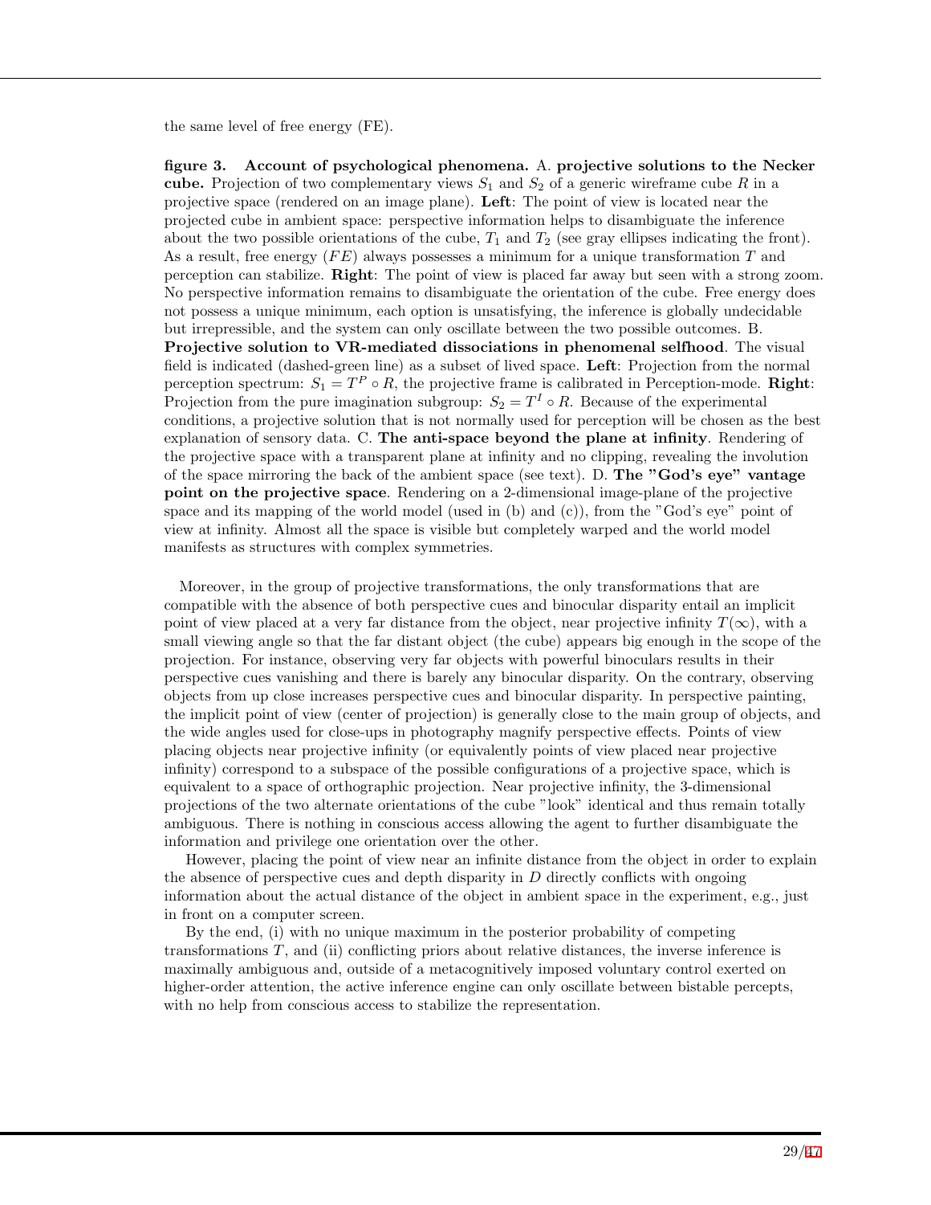the same level of free energy (FE).

**figure 3. Account of psychological phenomena.** A. **projective solutions to the Necker cube.** Projection of two complementary views $S_1$ and $S_2$ of a generic wireframe cube $R$ in a projective space (rendered on an image plane). **Left**: The point of view is located near the projected cube in ambient space: perspective information helps to disambiguate the inference about the two possible orientations of the cube, $T_1$ and $T_2$ (see gray ellipses indicating the front). As a result, free energy ($FE$) always possesses a minimum for a unique transformation $T$ and perception can stabilize. **Right**: The point of view is placed far away but seen with a strong zoom. No perspective information remains to disambiguate the orientation of the cube. Free energy does not possess a unique minimum, each option is unsatisfying, the inference is globally undecidable but irrepressible, and the system can only oscillate between the two possible outcomes. B. **Projective solution to VR-mediated dissociations in phenomenal selfhood**. The visual field is indicated (dashed-green line) as a subset of lived space. **Left**: Projection from the normal perception spectrum: $S_1 = T^P \circ R$, the projective frame is calibrated in Perception-mode. **Right**: Projection from the pure imagination subgroup: $S_2 = T^I \circ R$. Because of the experimental conditions, a projective solution that is not normally used for perception will be chosen as the best explanation of sensory data. C. **The anti-space beyond the plane at infinity**. Rendering of the projective space with a transparent plane at infinity and no clipping, revealing the involution of the space mirroring the back of the ambient space (see text). D. **The "God's eye" vantage point on the projective space**. Rendering on a 2-dimensional image-plane of the projective space and its mapping of the world model (used in (b) and (c)), from the "God's eye" point of view at infinity. Almost all the space is visible but completely warped and the world model manifests as structures with complex symmetries.

Moreover, in the group of projective transformations, the only transformations that are compatible with the absence of both perspective cues and binocular disparity entail an implicit point of view placed at a very far distance from the object, near projective infinity $T(\infty)$, with a small viewing angle so that the far distant object (the cube) appears big enough in the scope of the projection. For instance, observing very far objects with powerful binoculars results in their perspective cues vanishing and there is barely any binocular disparity. On the contrary, observing objects from up close increases perspective cues and binocular disparity. In perspective painting, the implicit point of view (center of projection) is generally close to the main group of objects, and the wide angles used for close-ups in photography magnify perspective effects. Points of view placing objects near projective infinity (or equivalently points of view placed near projective infinity) correspond to a subspace of the possible configurations of a projective space, which is equivalent to a space of orthographic projection. Near projective infinity, the 3-dimensional projections of the two alternate orientations of the cube "look" identical and thus remain totally ambiguous. There is nothing in conscious access allowing the agent to further disambiguate the information and privilege one orientation over the other.

However, placing the point of view near an infinite distance from the object in order to explain the absence of perspective cues and depth disparity in $D$ directly conflicts with ongoing information about the actual distance of the object in ambient space in the experiment, e.g., just in front on a computer screen.

By the end, (i) with no unique maximum in the posterior probability of competing transformations $T$, and (ii) conflicting priors about relative distances, the inverse inference is maximally ambiguous and, outside of a metacognitively imposed voluntary control exerted on higher-order attention, the active inference engine can only oscillate between bistable percepts, with no help from conscious access to stabilize the representation.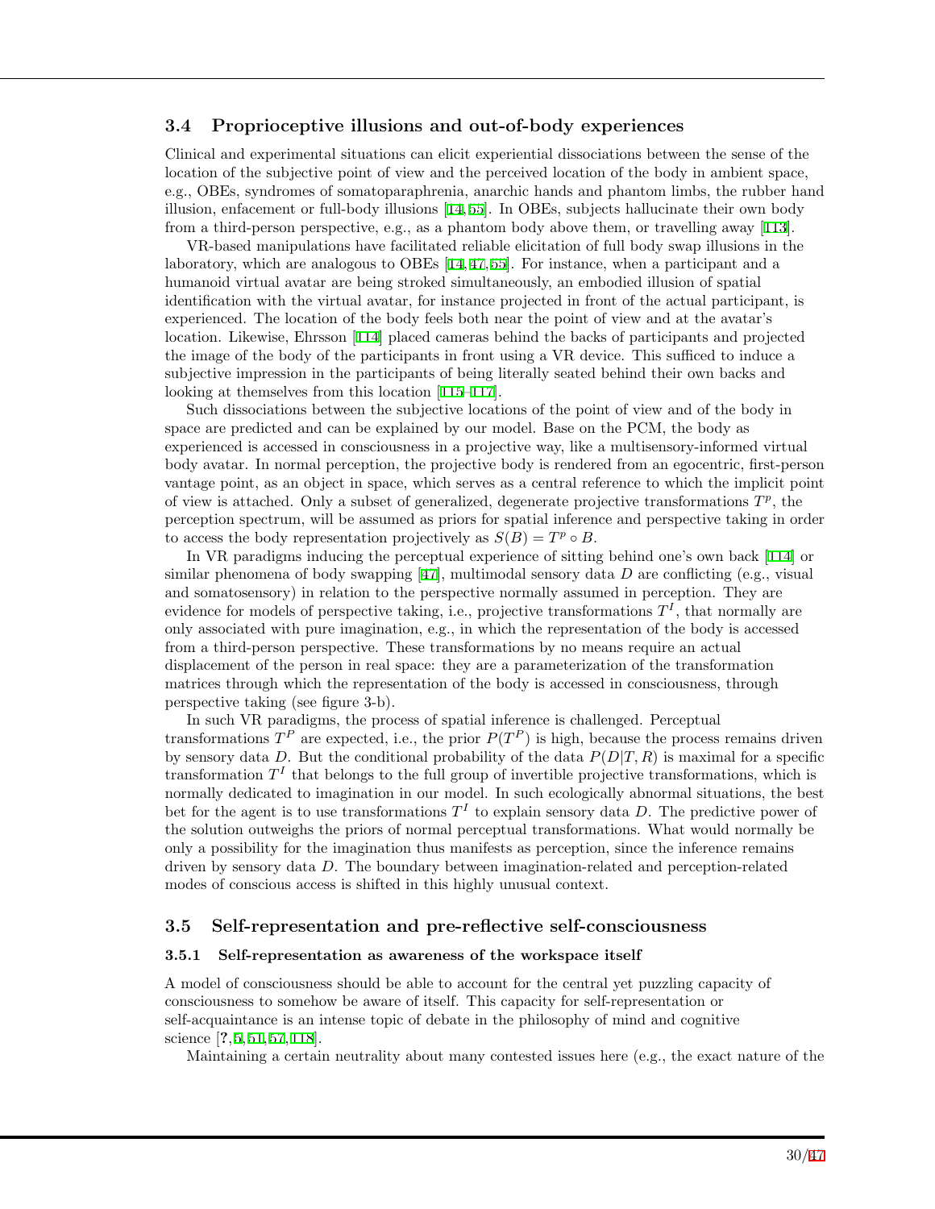### 3.4 Proprioceptive illusions and out-of-body experiences

Clinical and experimental situations can elicit experiential dissociations between the sense of the location of the subjective point of view and the perceived location of the body in ambient space, e.g., OBEs, syndromes of somatoparaphrenia, anarchic hands and phantom limbs, the rubber hand illusion, enfacement or full-body illusions [14, 55]. In OBEs, subjects hallucinate their own body from a third-person perspective, e.g., as a phantom body above them, or travelling away [113].

VR-based manipulations have facilitated reliable elicitation of full body swap illusions in the laboratory, which are analogous to OBEs [14, 47, 55]. For instance, when a participant and a humanoid virtual avatar are being stroked simultaneously, an embodied illusion of spatial identification with the virtual avatar, for instance projected in front of the actual participant, is experienced. The location of the body feels both near the point of view and at the avatar's location. Likewise, Ehrsson [114] placed cameras behind the backs of participants and projected the image of the body of the participants in front using a VR device. This sufficed to induce a subjective impression in the participants of being literally seated behind their own backs and looking at themselves from this location [115–117].

Such dissociations between the subjective locations of the point of view and of the body in space are predicted and can be explained by our model. Base on the PCM, the body as experienced is accessed in consciousness in a projective way, like a multisensory-informed virtual body avatar. In normal perception, the projective body is rendered from an egocentric, first-person vantage point, as an object in space, which serves as a central reference to which the implicit point of view is attached. Only a subset of generalized, degenerate projective transformations $T^p$, the perception spectrum, will be assumed as priors for spatial inference and perspective taking in order to access the body representation projectively as $S(B) = T^p \circ B$.

In VR paradigms inducing the perceptual experience of sitting behind one's own back [114] or similar phenomena of body swapping [47], multimodal sensory data $D$ are conflicting (e.g., visual and somatosensory) in relation to the perspective normally assumed in perception. They are evidence for models of perspective taking, i.e., projective transformations $T^I$, that normally are only associated with pure imagination, e.g., in which the representation of the body is accessed from a third-person perspective. These transformations by no means require an actual displacement of the person in real space: they are a parameterization of the transformation matrices through which the representation of the body is accessed in consciousness, through perspective taking (see figure 3-b).

In such VR paradigms, the process of spatial inference is challenged. Perceptual transformations $T^P$ are expected, i.e., the prior $P(T^P)$ is high, because the process remains driven by sensory data $D$. But the conditional probability of the data $P(D|T, R)$ is maximal for a specific transformation $T^I$ that belongs to the full group of invertible projective transformations, which is normally dedicated to imagination in our model. In such ecologically abnormal situations, the best bet for the agent is to use transformations $T^I$ to explain sensory data $D$. The predictive power of the solution outweighs the priors of normal perceptual transformations. What would normally be only a possibility for the imagination thus manifests as perception, since the inference remains driven by sensory data $D$. The boundary between imagination-related and perception-related modes of conscious access is shifted in this highly unusual context.

### 3.5 Self-representation and pre-reflective self-consciousness

#### 3.5.1 Self-representation as awareness of the workspace itself

A model of consciousness should be able to account for the central yet puzzling capacity of consciousness to somehow be aware of itself. This capacity for self-representation or self-acquaintance is an intense topic of debate in the philosophy of mind and cognitive science [?, 5, 51, 57, 118].

Maintaining a certain neutrality about many contested issues here (e.g., the exact nature of the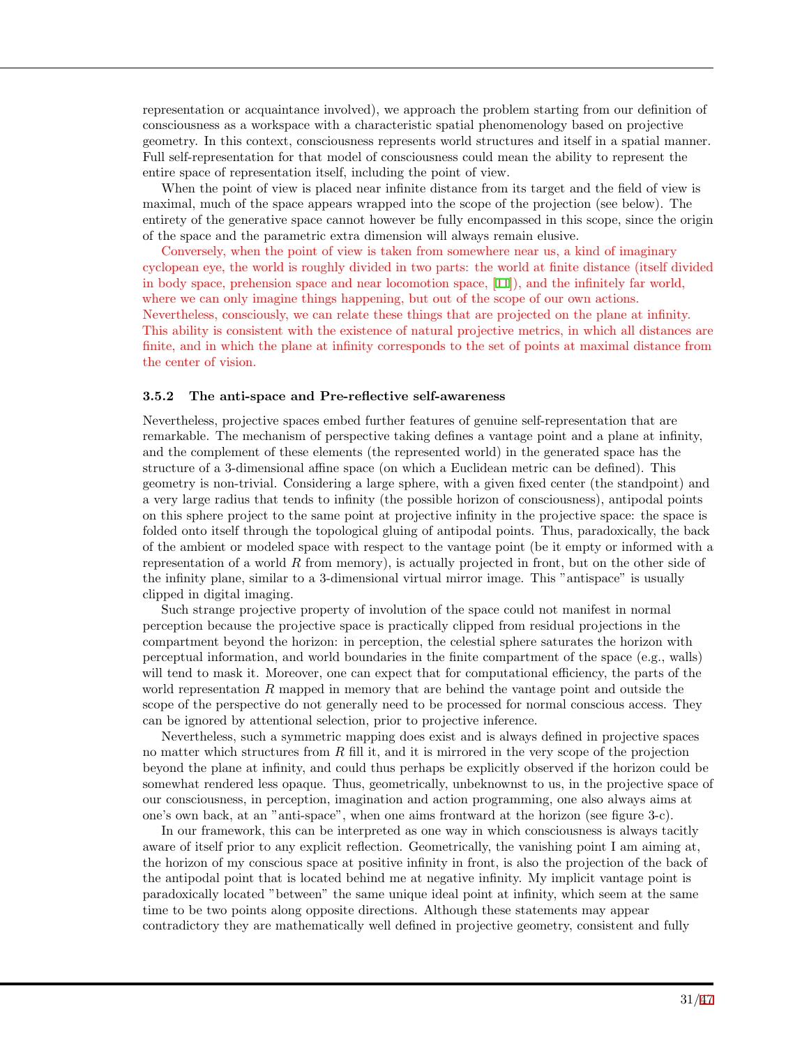representation or acquaintance involved), we approach the problem starting from our definition of consciousness as a workspace with a characteristic spatial phenomenology based on projective geometry. In this context, consciousness represents world structures and itself in a spatial manner. Full self-representation for that model of consciousness could mean the ability to represent the entire space of representation itself, including the point of view.

When the point of view is placed near infinite distance from its target and the field of view is maximal, much of the space appears wrapped into the scope of the projection (see below). The entirety of the generative space cannot however be fully encompassed in this scope, since the origin of the space and the parametric extra dimension will always remain elusive.

Conversely, when the point of view is taken from somewhere near us, a kind of imaginary cyclopean eye, the world is roughly divided in two parts: the world at finite distance (itself divided in body space, prehension space and near locomotion space, [11]), and the infinitely far world, where we can only imagine things happening, but out of the scope of our own actions. Nevertheless, consciously, we can relate these things that are projected on the plane at infinity. This ability is consistent with the existence of natural projective metrics, in which all distances are finite, and in which the plane at infinity corresponds to the set of points at maximal distance from the center of vision.

### 3.5.2 The anti-space and Pre-reflective self-awareness

Nevertheless, projective spaces embed further features of genuine self-representation that are remarkable. The mechanism of perspective taking defines a vantage point and a plane at infinity, and the complement of these elements (the represented world) in the generated space has the structure of a 3-dimensional affine space (on which a Euclidean metric can be defined). This geometry is non-trivial. Considering a large sphere, with a given fixed center (the standpoint) and a very large radius that tends to infinity (the possible horizon of consciousness), antipodal points on this sphere project to the same point at projective infinity in the projective space: the space is folded onto itself through the topological gluing of antipodal points. Thus, paradoxically, the back of the ambient or modeled space with respect to the vantage point (be it empty or informed with a representation of a world $R$ from memory), is actually projected in front, but on the other side of the infinity plane, similar to a 3-dimensional virtual mirror image. This "antispace" is usually clipped in digital imaging.

Such strange projective property of involution of the space could not manifest in normal perception because the projective space is practically clipped from residual projections in the compartment beyond the horizon: in perception, the celestial sphere saturates the horizon with perceptual information, and world boundaries in the finite compartment of the space (e.g., walls) will tend to mask it. Moreover, one can expect that for computational efficiency, the parts of the world representation $R$ mapped in memory that are behind the vantage point and outside the scope of the perspective do not generally need to be processed for normal conscious access. They can be ignored by attentional selection, prior to projective inference.

Nevertheless, such a symmetric mapping does exist and is always defined in projective spaces no matter which structures from $R$ fill it, and it is mirrored in the very scope of the projection beyond the plane at infinity, and could thus perhaps be explicitly observed if the horizon could be somewhat rendered less opaque. Thus, geometrically, unbeknownst to us, in the projective space of our consciousness, in perception, imagination and action programming, one also always aims at one's own back, at an "anti-space", when one aims frontward at the horizon (see figure 3-c).

In our framework, this can be interpreted as one way in which consciousness is always tacitly aware of itself prior to any explicit reflection. Geometrically, the vanishing point I am aiming at, the horizon of my conscious space at positive infinity in front, is also the projection of the back of the antipodal point that is located behind me at negative infinity. My implicit vantage point is paradoxically located "between" the same unique ideal point at infinity, which seem at the same time to be two points along opposite directions. Although these statements may appear contradictory they are mathematically well defined in projective geometry, consistent and fully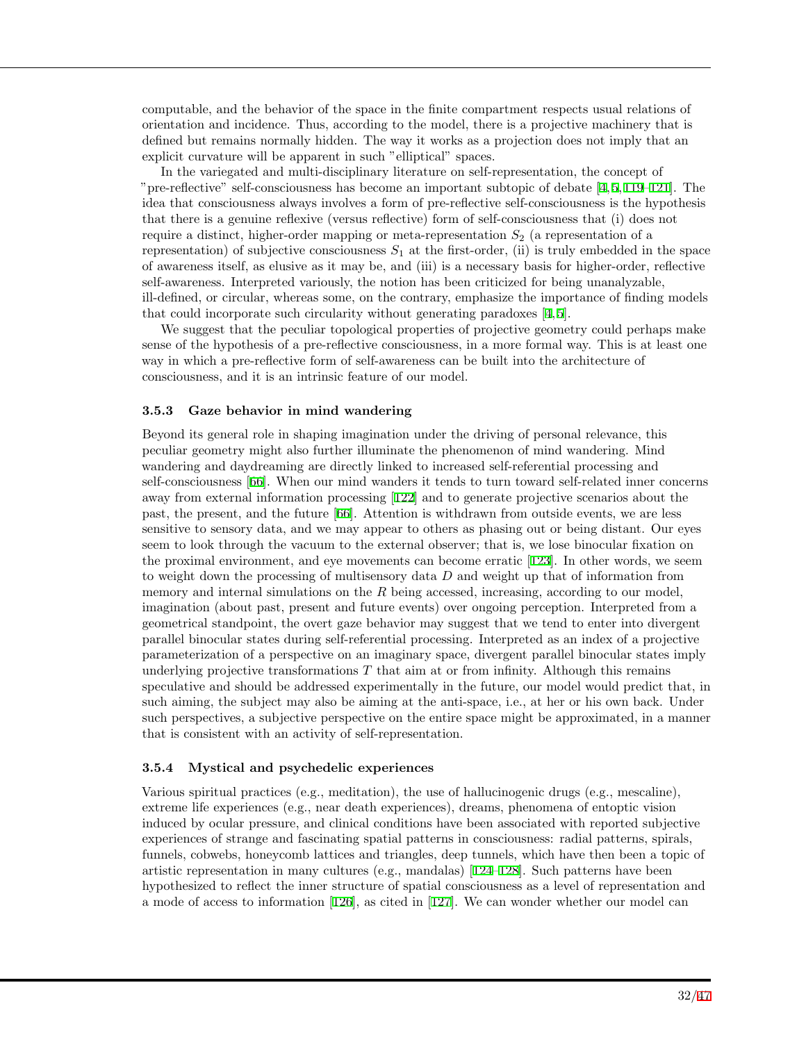computable, and the behavior of the space in the finite compartment respects usual relations of orientation and incidence. Thus, according to the model, there is a projective machinery that is defined but remains normally hidden. The way it works as a projection does not imply that an explicit curvature will be apparent in such "elliptical" spaces.

In the variegated and multi-disciplinary literature on self-representation, the concept of "pre-reflective" self-consciousness has become an important subtopic of debate [4,5,119–121]. The idea that consciousness always involves a form of pre-reflective self-consciousness is the hypothesis that there is a genuine reflexive (versus reflective) form of self-consciousness that (i) does not require a distinct, higher-order mapping or meta-representation $S_2$ (a representation of a representation) of subjective consciousness $S_1$ at the first-order, (ii) is truly embedded in the space of awareness itself, as elusive as it may be, and (iii) is a necessary basis for higher-order, reflective self-awareness. Interpreted variously, the notion has been criticized for being unanalyzable, ill-defined, or circular, whereas some, on the contrary, emphasize the importance of finding models that could incorporate such circularity without generating paradoxes [4,5].

We suggest that the peculiar topological properties of projective geometry could perhaps make sense of the hypothesis of a pre-reflective consciousness, in a more formal way. This is at least one way in which a pre-reflective form of self-awareness can be built into the architecture of consciousness, and it is an intrinsic feature of our model.

### 3.5.3 Gaze behavior in mind wandering

Beyond its general role in shaping imagination under the driving of personal relevance, this peculiar geometry might also further illuminate the phenomenon of mind wandering. Mind wandering and daydreaming are directly linked to increased self-referential processing and self-consciousness [66]. When our mind wanders it tends to turn toward self-related inner concerns away from external information processing [122] and to generate projective scenarios about the past, the present, and the future [66]. Attention is withdrawn from outside events, we are less sensitive to sensory data, and we may appear to others as phasing out or being distant. Our eyes seem to look through the vacuum to the external observer; that is, we lose binocular fixation on the proximal environment, and eye movements can become erratic [123]. In other words, we seem to weight down the processing of multisensory data $D$ and weight up that of information from memory and internal simulations on the $R$ being accessed, increasing, according to our model, imagination (about past, present and future events) over ongoing perception. Interpreted from a geometrical standpoint, the overt gaze behavior may suggest that we tend to enter into divergent parallel binocular states during self-referential processing. Interpreted as an index of a projective parameterization of a perspective on an imaginary space, divergent parallel binocular states imply underlying projective transformations $T$ that aim at or from infinity. Although this remains speculative and should be addressed experimentally in the future, our model would predict that, in such aiming, the subject may also be aiming at the anti-space, i.e., at her or his own back. Under such perspectives, a subjective perspective on the entire space might be approximated, in a manner that is consistent with an activity of self-representation.

### 3.5.4 Mystical and psychedelic experiences

Various spiritual practices (e.g., meditation), the use of hallucinogenic drugs (e.g., mescaline), extreme life experiences (e.g., near death experiences), dreams, phenomena of entoptic vision induced by ocular pressure, and clinical conditions have been associated with reported subjective experiences of strange and fascinating spatial patterns in consciousness: radial patterns, spirals, funnels, cobwebs, honeycomb lattices and triangles, deep tunnels, which have then been a topic of artistic representation in many cultures (e.g., mandalas) [124–128]. Such patterns have been hypothesized to reflect the inner structure of spatial consciousness as a level of representation and a mode of access to information [126], as cited in [127]. We can wonder whether our model can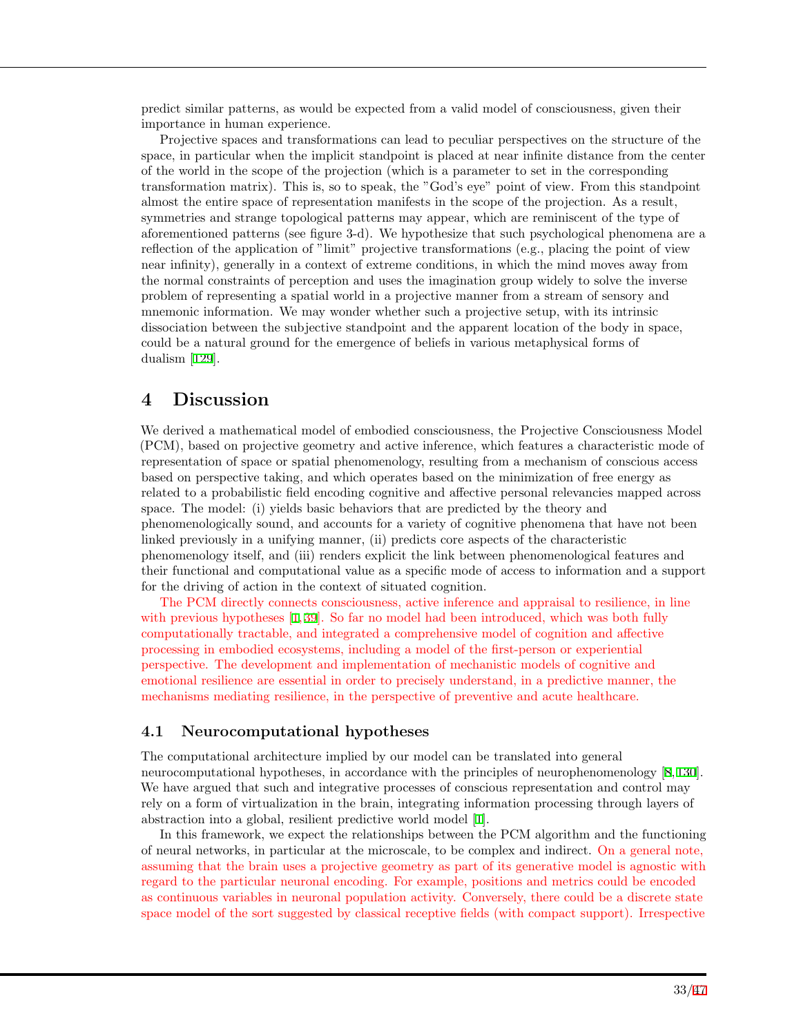predict similar patterns, as would be expected from a valid model of consciousness, given their importance in human experience.

Projective spaces and transformations can lead to peculiar perspectives on the structure of the space, in particular when the implicit standpoint is placed at near infinite distance from the center of the world in the scope of the projection (which is a parameter to set in the corresponding transformation matrix). This is, so to speak, the "God's eye" point of view. From this standpoint almost the entire space of representation manifests in the scope of the projection. As a result, symmetries and strange topological patterns may appear, which are reminiscent of the type of aforementioned patterns (see figure 3-d). We hypothesize that such psychological phenomena are a reflection of the application of "limit" projective transformations (e.g., placing the point of view near infinity), generally in a context of extreme conditions, in which the mind moves away from the normal constraints of perception and uses the imagination group widely to solve the inverse problem of representing a spatial world in a projective manner from a stream of sensory and mnemonic information. We may wonder whether such a projective setup, with its intrinsic dissociation between the subjective standpoint and the apparent location of the body in space, could be a natural ground for the emergence of beliefs in various metaphysical forms of dualism [129].

# 4 Discussion

We derived a mathematical model of embodied consciousness, the Projective Consciousness Model (PCM), based on projective geometry and active inference, which features a characteristic mode of representation of space or spatial phenomenology, resulting from a mechanism of conscious access based on perspective taking, and which operates based on the minimization of free energy as related to a probabilistic field encoding cognitive and affective personal relevancies mapped across space. The model: (i) yields basic behaviors that are predicted by the theory and phenomenologically sound, and accounts for a variety of cognitive phenomena that have not been linked previously in a unifying manner, (ii) predicts core aspects of the characteristic phenomenology itself, and (iii) renders explicit the link between phenomenological features and their functional and computational value as a specific mode of access to information and a support for the driving of action in the context of situated cognition.

The PCM directly connects consciousness, active inference and appraisal to resilience, in line with previous hypotheses [1,39]. So far no model had been introduced, which was both fully computationally tractable, and integrated a comprehensive model of cognition and affective processing in embodied ecosystems, including a model of the first-person or experiential perspective. The development and implementation of mechanistic models of cognitive and emotional resilience are essential in order to precisely understand, in a predictive manner, the mechanisms mediating resilience, in the perspective of preventive and acute healthcare.

## 4.1 Neurocomputational hypotheses

The computational architecture implied by our model can be translated into general neurocomputational hypotheses, in accordance with the principles of neurophenomenology [8,130]. We have argued that such and integrative processes of conscious representation and control may rely on a form of virtualization in the brain, integrating information processing through layers of abstraction into a global, resilient predictive world model [1].

In this framework, we expect the relationships between the PCM algorithm and the functioning of neural networks, in particular at the microscale, to be complex and indirect. On a general note, assuming that the brain uses a projective geometry as part of its generative model is agnostic with regard to the particular neuronal encoding. For example, positions and metrics could be encoded as continuous variables in neuronal population activity. Conversely, there could be a discrete state space model of the sort suggested by classical receptive fields (with compact support). Irrespective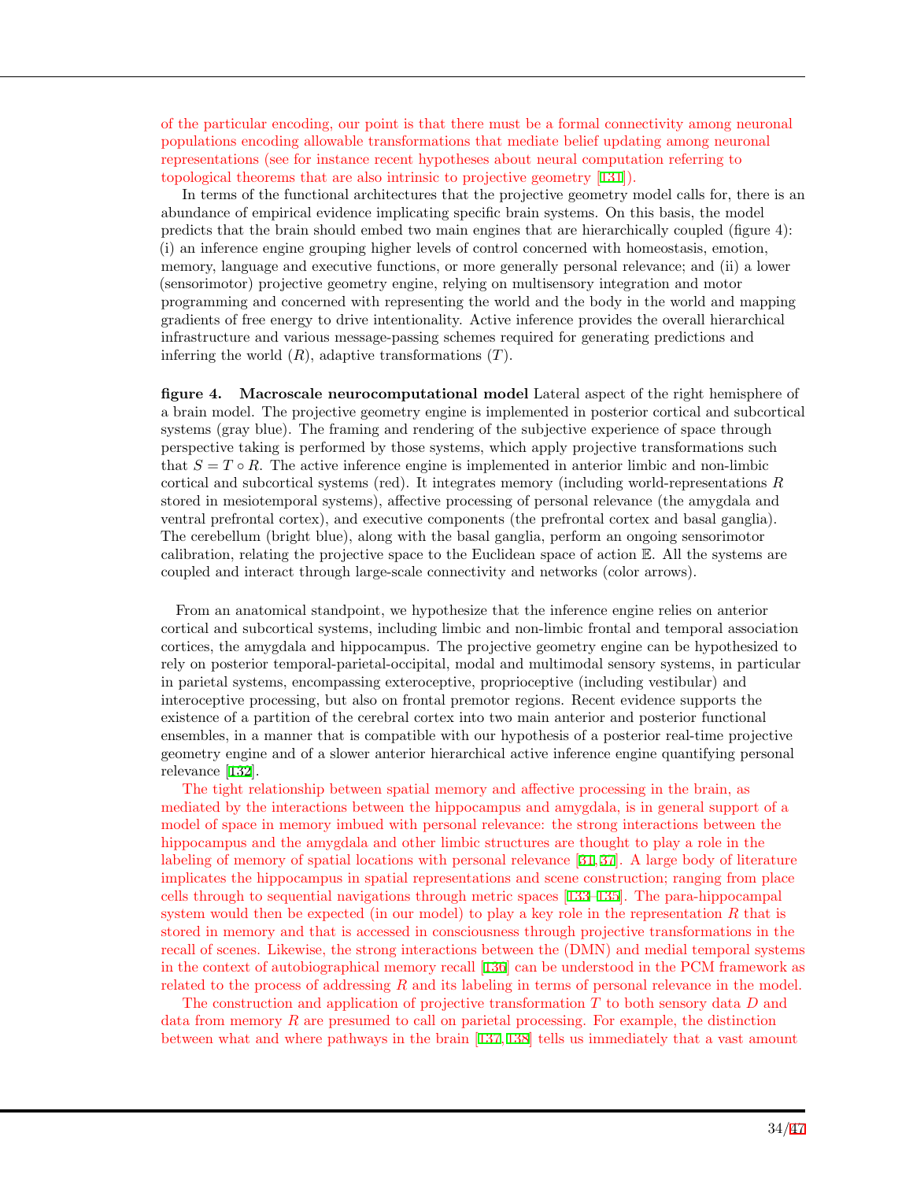of the particular encoding, our point is that there must be a formal connectivity among neuronal populations encoding allowable transformations that mediate belief updating among neuronal representations (see for instance recent hypotheses about neural computation referring to topological theorems that are also intrinsic to projective geometry [131]).

In terms of the functional architectures that the projective geometry model calls for, there is an abundance of empirical evidence implicating specific brain systems. On this basis, the model predicts that the brain should embed two main engines that are hierarchically coupled (figure 4): (i) an inference engine grouping higher levels of control concerned with homeostasis, emotion, memory, language and executive functions, or more generally personal relevance; and (ii) a lower (sensorimotor) projective geometry engine, relying on multisensory integration and motor programming and concerned with representing the world and the body in the world and mapping gradients of free energy to drive intentionality. Active inference provides the overall hierarchical infrastructure and various message-passing schemes required for generating predictions and inferring the world ($R$), adaptive transformations ($T$).

**figure 4. Macroscale neurocomputational model** Lateral aspect of the right hemisphere of a brain model. The projective geometry engine is implemented in posterior cortical and subcortical systems (gray blue). The framing and rendering of the subjective experience of space through perspective taking is performed by those systems, which apply projective transformations such that $S = T \circ R$. The active inference engine is implemented in anterior limbic and non-limbic cortical and subcortical systems (red). It integrates memory (including world-representations $R$ stored in mesiotemporal systems), affective processing of personal relevance (the amygdala and ventral prefrontal cortex), and executive components (the prefrontal cortex and basal ganglia). The cerebellum (bright blue), along with the basal ganglia, perform an ongoing sensorimotor calibration, relating the projective space to the Euclidean space of action $\mathbb{E}$. All the systems are coupled and interact through large-scale connectivity and networks (color arrows).

From an anatomical standpoint, we hypothesize that the inference engine relies on anterior cortical and subcortical systems, including limbic and non-limbic frontal and temporal association cortices, the amygdala and hippocampus. The projective geometry engine can be hypothesized to rely on posterior temporal-parietal-occipital, modal and multimodal sensory systems, in particular in parietal systems, encompassing exteroceptive, proprioceptive (including vestibular) and interoceptive processing, but also on frontal premotor regions. Recent evidence supports the existence of a partition of the cerebral cortex into two main anterior and posterior functional ensembles, in a manner that is compatible with our hypothesis of a posterior real-time projective geometry engine and of a slower anterior hierarchical active inference engine quantifying personal relevance [132].

The tight relationship between spatial memory and affective processing in the brain, as mediated by the interactions between the hippocampus and amygdala, is in general support of a model of space in memory imbued with personal relevance: the strong interactions between the hippocampus and the amygdala and other limbic structures are thought to play a role in the labeling of memory of spatial locations with personal relevance [31,37]. A large body of literature implicates the hippocampus in spatial representations and scene construction; ranging from place cells through to sequential navigations through metric spaces [133–135]. The para-hippocampal system would then be expected (in our model) to play a key role in the representation $R$ that is stored in memory and that is accessed in consciousness through projective transformations in the recall of scenes. Likewise, the strong interactions between the (DMN) and medial temporal systems in the context of autobiographical memory recall [136] can be understood in the PCM framework as related to the process of addressing $R$ and its labeling in terms of personal relevance in the model.

The construction and application of projective transformation $T$ to both sensory data $D$ and data from memory $R$ are presumed to call on parietal processing. For example, the distinction between what and where pathways in the brain [137,138] tells us immediately that a vast amount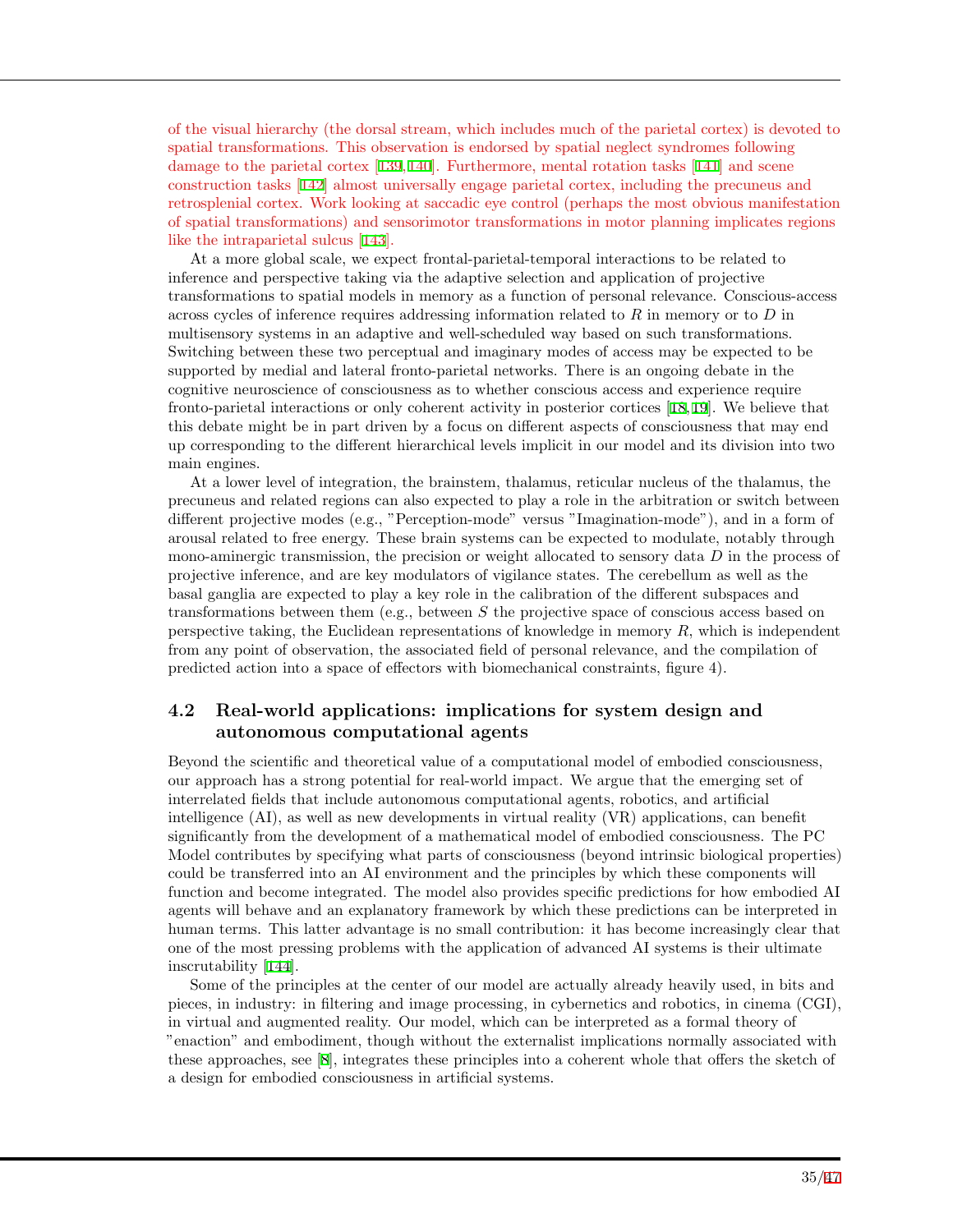of the visual hierarchy (the dorsal stream, which includes much of the parietal cortex) is devoted to spatial transformations. This observation is endorsed by spatial neglect syndromes following damage to the parietal cortex [139,140]. Furthermore, mental rotation tasks [141] and scene construction tasks [142] almost universally engage parietal cortex, including the precuneus and retrosplenial cortex. Work looking at saccadic eye control (perhaps the most obvious manifestation of spatial transformations) and sensorimotor transformations in motor planning implicates regions like the intraparietal sulcus [143].

At a more global scale, we expect frontal-parietal-temporal interactions to be related to inference and perspective taking via the adaptive selection and application of projective transformations to spatial models in memory as a function of personal relevance. Conscious-access across cycles of inference requires addressing information related to $R$ in memory or to $D$ in multisensory systems in an adaptive and well-scheduled way based on such transformations. Switching between these two perceptual and imaginary modes of access may be expected to be supported by medial and lateral fronto-parietal networks. There is an ongoing debate in the cognitive neuroscience of consciousness as to whether conscious access and experience require fronto-parietal interactions or only coherent activity in posterior cortices [18,19]. We believe that this debate might be in part driven by a focus on different aspects of consciousness that may end up corresponding to the different hierarchical levels implicit in our model and its division into two main engines.

At a lower level of integration, the brainstem, thalamus, reticular nucleus of the thalamus, the precuneus and related regions can also expected to play a role in the arbitration or switch between different projective modes (e.g., "Perception-mode" versus "Imagination-mode"), and in a form of arousal related to free energy. These brain systems can be expected to modulate, notably through mono-aminergic transmission, the precision or weight allocated to sensory data $D$ in the process of projective inference, and are key modulators of vigilance states. The cerebellum as well as the basal ganglia are expected to play a key role in the calibration of the different subspaces and transformations between them (e.g., between $S$ the projective space of conscious access based on perspective taking, the Euclidean representations of knowledge in memory $R$, which is independent from any point of observation, the associated field of personal relevance, and the compilation of predicted action into a space of effectors with biomechanical constraints, figure 4).

## 4.2 Real-world applications: implications for system design and autonomous computational agents

Beyond the scientific and theoretical value of a computational model of embodied consciousness, our approach has a strong potential for real-world impact. We argue that the emerging set of interrelated fields that include autonomous computational agents, robotics, and artificial intelligence (AI), as well as new developments in virtual reality (VR) applications, can benefit significantly from the development of a mathematical model of embodied consciousness. The PC Model contributes by specifying what parts of consciousness (beyond intrinsic biological properties) could be transferred into an AI environment and the principles by which these components will function and become integrated. The model also provides specific predictions for how embodied AI agents will behave and an explanatory framework by which these predictions can be interpreted in human terms. This latter advantage is no small contribution: it has become increasingly clear that one of the most pressing problems with the application of advanced AI systems is their ultimate inscrutability [144].

Some of the principles at the center of our model are actually already heavily used, in bits and pieces, in industry: in filtering and image processing, in cybernetics and robotics, in cinema (CGI), in virtual and augmented reality. Our model, which can be interpreted as a formal theory of "enaction" and embodiment, though without the externalist implications normally associated with these approaches, see [8], integrates these principles into a coherent whole that offers the sketch of a design for embodied consciousness in artificial systems.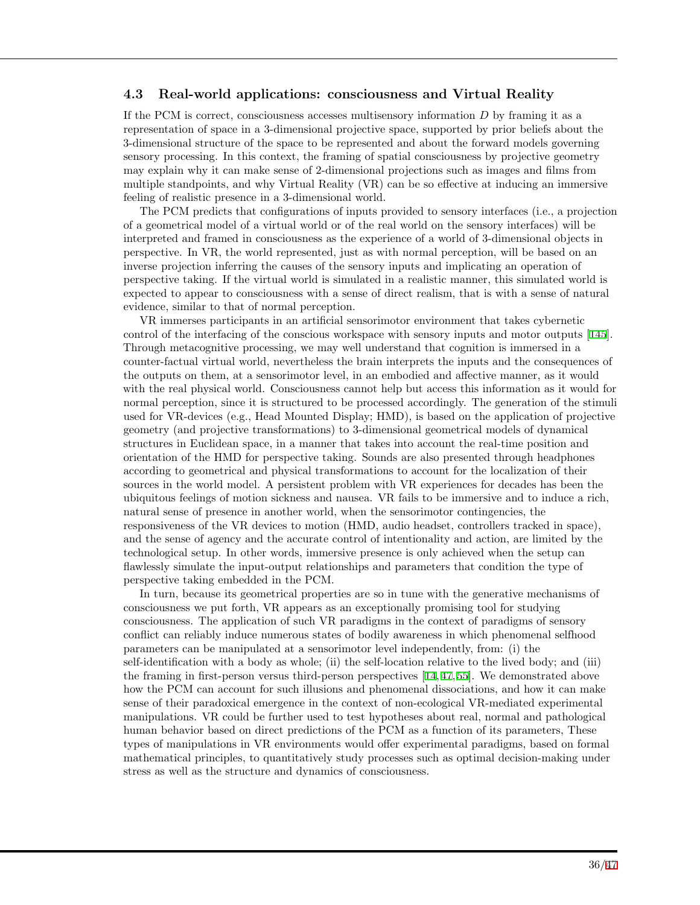### 4.3 Real-world applications: consciousness and Virtual Reality

If the PCM is correct, consciousness accesses multisensory information $D$ by framing it as a representation of space in a 3-dimensional projective space, supported by prior beliefs about the 3-dimensional structure of the space to be represented and about the forward models governing sensory processing. In this context, the framing of spatial consciousness by projective geometry may explain why it can make sense of 2-dimensional projections such as images and films from multiple standpoints, and why Virtual Reality (VR) can be so effective at inducing an immersive feeling of realistic presence in a 3-dimensional world.

The PCM predicts that configurations of inputs provided to sensory interfaces (i.e., a projection of a geometrical model of a virtual world or of the real world on the sensory interfaces) will be interpreted and framed in consciousness as the experience of a world of 3-dimensional objects in perspective. In VR, the world represented, just as with normal perception, will be based on an inverse projection inferring the causes of the sensory inputs and implicating an operation of perspective taking. If the virtual world is simulated in a realistic manner, this simulated world is expected to appear to consciousness with a sense of direct realism, that is with a sense of natural evidence, similar to that of normal perception.

VR immerses participants in an artificial sensorimotor environment that takes cybernetic control of the interfacing of the conscious workspace with sensory inputs and motor outputs [145]. Through metacognitive processing, we may well understand that cognition is immersed in a counter-factual virtual world, nevertheless the brain interprets the inputs and the consequences of the outputs on them, at a sensorimotor level, in an embodied and affective manner, as it would with the real physical world. Consciousness cannot help but access this information as it would for normal perception, since it is structured to be processed accordingly. The generation of the stimuli used for VR-devices (e.g., Head Mounted Display; HMD), is based on the application of projective geometry (and projective transformations) to 3-dimensional geometrical models of dynamical structures in Euclidean space, in a manner that takes into account the real-time position and orientation of the HMD for perspective taking. Sounds are also presented through headphones according to geometrical and physical transformations to account for the localization of their sources in the world model. A persistent problem with VR experiences for decades has been the ubiquitous feelings of motion sickness and nausea. VR fails to be immersive and to induce a rich, natural sense of presence in another world, when the sensorimotor contingencies, the responsiveness of the VR devices to motion (HMD, audio headset, controllers tracked in space), and the sense of agency and the accurate control of intentionality and action, are limited by the technological setup. In other words, immersive presence is only achieved when the setup can flawlessly simulate the input-output relationships and parameters that condition the type of perspective taking embedded in the PCM.

In turn, because its geometrical properties are so in tune with the generative mechanisms of consciousness we put forth, VR appears as an exceptionally promising tool for studying consciousness. The application of such VR paradigms in the context of paradigms of sensory conflict can reliably induce numerous states of bodily awareness in which phenomenal selfhood parameters can be manipulated at a sensorimotor level independently, from: (i) the self-identification with a body as whole; (ii) the self-location relative to the lived body; and (iii) the framing in first-person versus third-person perspectives [14, 47, 55]. We demonstrated above how the PCM can account for such illusions and phenomenal dissociations, and how it can make sense of their paradoxical emergence in the context of non-ecological VR-mediated experimental manipulations. VR could be further used to test hypotheses about real, normal and pathological human behavior based on direct predictions of the PCM as a function of its parameters, These types of manipulations in VR environments would offer experimental paradigms, based on formal mathematical principles, to quantitatively study processes such as optimal decision-making under stress as well as the structure and dynamics of consciousness.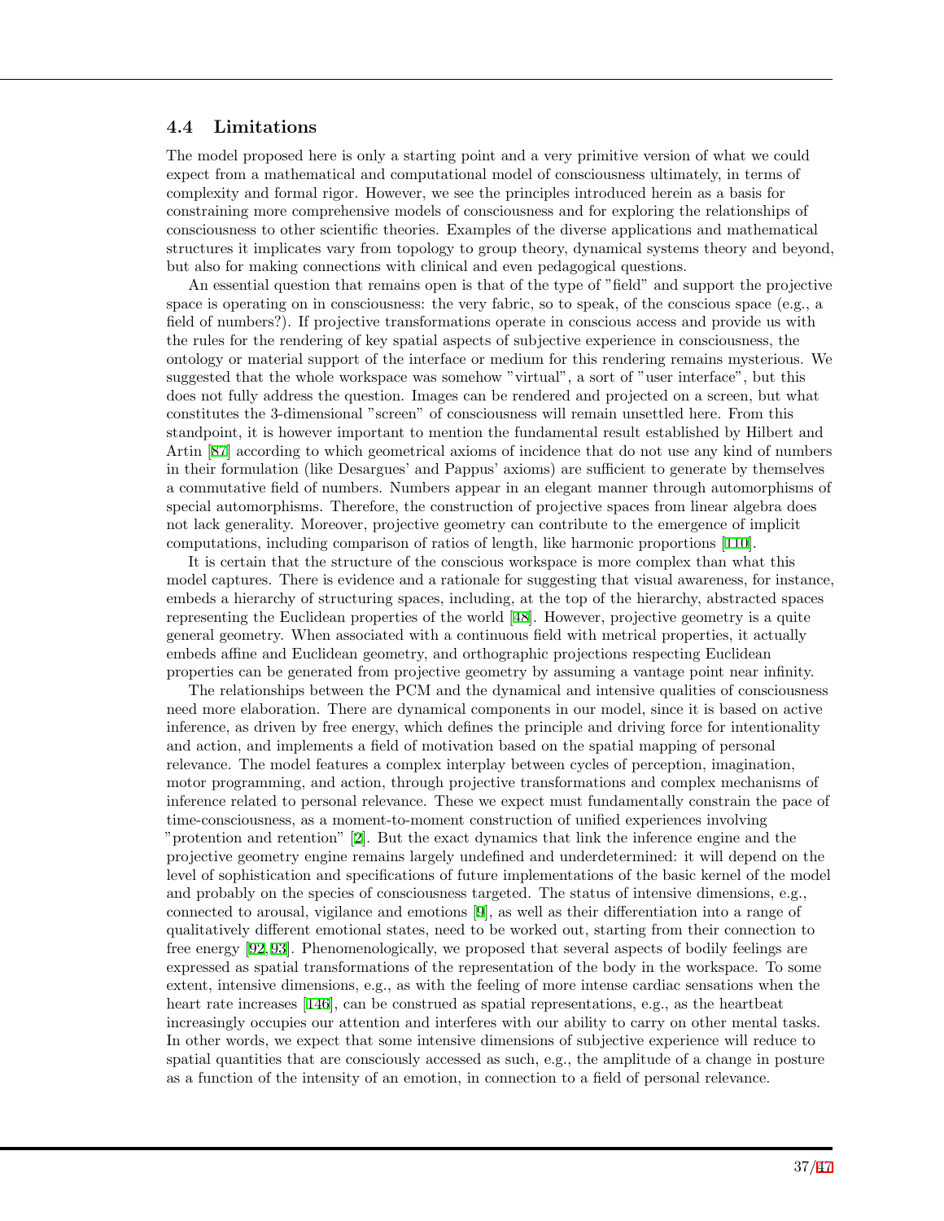### 4.4 Limitations

The model proposed here is only a starting point and a very primitive version of what we could expect from a mathematical and computational model of consciousness ultimately, in terms of complexity and formal rigor. However, we see the principles introduced herein as a basis for constraining more comprehensive models of consciousness and for exploring the relationships of consciousness to other scientific theories. Examples of the diverse applications and mathematical structures it implicates vary from topology to group theory, dynamical systems theory and beyond, but also for making connections with clinical and even pedagogical questions.

An essential question that remains open is that of the type of "field" and support the projective space is operating on in consciousness: the very fabric, so to speak, of the conscious space (e.g., a field of numbers?). If projective transformations operate in conscious access and provide us with the rules for the rendering of key spatial aspects of subjective experience in consciousness, the ontology or material support of the interface or medium for this rendering remains mysterious. We suggested that the whole workspace was somehow "virtual", a sort of "user interface", but this does not fully address the question. Images can be rendered and projected on a screen, but what constitutes the 3-dimensional "screen" of consciousness will remain unsettled here. From this standpoint, it is however important to mention the fundamental result established by Hilbert and Artin [87] according to which geometrical axioms of incidence that do not use any kind of numbers in their formulation (like Desargues' and Pappus' axioms) are sufficient to generate by themselves a commutative field of numbers. Numbers appear in an elegant manner through automorphisms of special automorphisms. Therefore, the construction of projective spaces from linear algebra does not lack generality. Moreover, projective geometry can contribute to the emergence of implicit computations, including comparison of ratios of length, like harmonic proportions [110].

It is certain that the structure of the conscious workspace is more complex than what this model captures. There is evidence and a rationale for suggesting that visual awareness, for instance, embeds a hierarchy of structuring spaces, including, at the top of the hierarchy, abstracted spaces representing the Euclidean properties of the world [48]. However, projective geometry is a quite general geometry. When associated with a continuous field with metrical properties, it actually embeds affine and Euclidean geometry, and orthographic projections respecting Euclidean properties can be generated from projective geometry by assuming a vantage point near infinity.

The relationships between the PCM and the dynamical and intensive qualities of consciousness need more elaboration. There are dynamical components in our model, since it is based on active inference, as driven by free energy, which defines the principle and driving force for intentionality and action, and implements a field of motivation based on the spatial mapping of personal relevance. The model features a complex interplay between cycles of perception, imagination, motor programming, and action, through projective transformations and complex mechanisms of inference related to personal relevance. These we expect must fundamentally constrain the pace of time-consciousness, as a moment-to-moment construction of unified experiences involving "protention and retention" [2]. But the exact dynamics that link the inference engine and the projective geometry engine remains largely undefined and underdetermined: it will depend on the level of sophistication and specifications of future implementations of the basic kernel of the model and probably on the species of consciousness targeted. The status of intensive dimensions, e.g., connected to arousal, vigilance and emotions [9], as well as their differentiation into a range of qualitatively different emotional states, need to be worked out, starting from their connection to free energy [92,93]. Phenomenologically, we proposed that several aspects of bodily feelings are expressed as spatial transformations of the representation of the body in the workspace. To some extent, intensive dimensions, e.g., as with the feeling of more intense cardiac sensations when the heart rate increases [146], can be construed as spatial representations, e.g., as the heartbeat increasingly occupies our attention and interferes with our ability to carry on other mental tasks. In other words, we expect that some intensive dimensions of subjective experience will reduce to spatial quantities that are consciously accessed as such, e.g., the amplitude of a change in posture as a function of the intensity of an emotion, in connection to a field of personal relevance.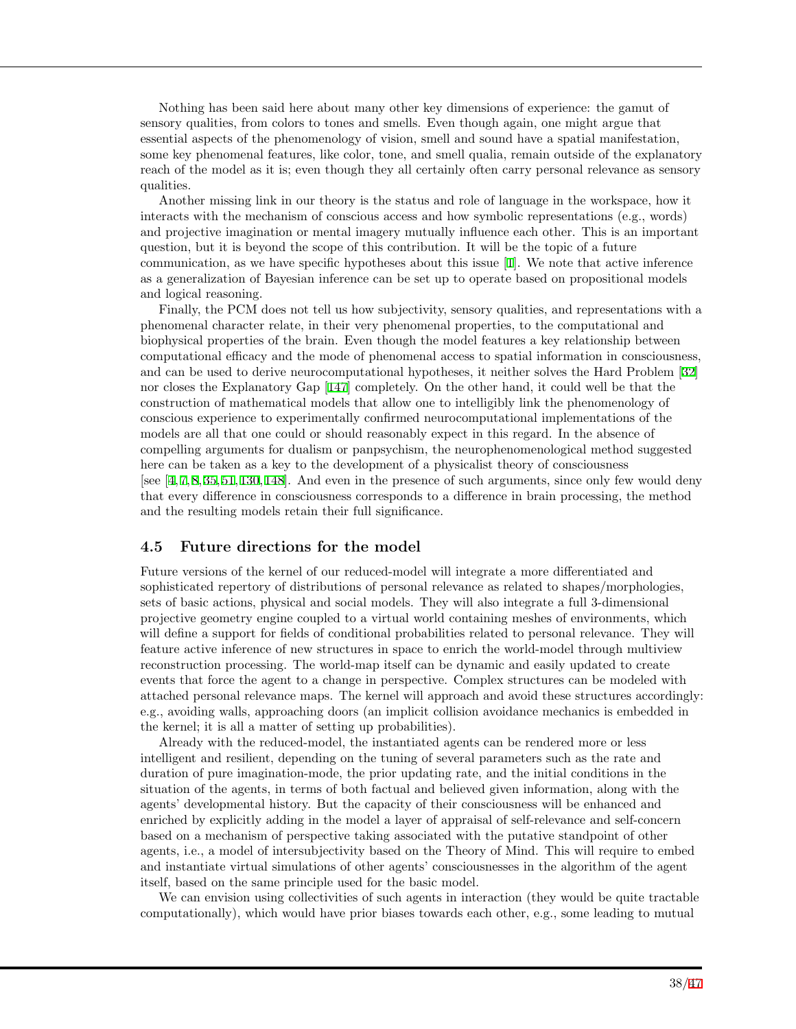Nothing has been said here about many other key dimensions of experience: the gamut of sensory qualities, from colors to tones and smells. Even though again, one might argue that essential aspects of the phenomenology of vision, smell and sound have a spatial manifestation, some key phenomenal features, like color, tone, and smell qualia, remain outside of the explanatory reach of the model as it is; even though they all certainly often carry personal relevance as sensory qualities.

Another missing link in our theory is the status and role of language in the workspace, how it interacts with the mechanism of conscious access and how symbolic representations (e.g., words) and projective imagination or mental imagery mutually influence each other. This is an important question, but it is beyond the scope of this contribution. It will be the topic of a future communication, as we have specific hypotheses about this issue [1]. We note that active inference as a generalization of Bayesian inference can be set up to operate based on propositional models and logical reasoning.

Finally, the PCM does not tell us how subjectivity, sensory qualities, and representations with a phenomenal character relate, in their very phenomenal properties, to the computational and biophysical properties of the brain. Even though the model features a key relationship between computational efficacy and the mode of phenomenal access to spatial information in consciousness, and can be used to derive neurocomputational hypotheses, it neither solves the Hard Problem [32] nor closes the Explanatory Gap [147] completely. On the other hand, it could well be that the construction of mathematical models that allow one to intelligibly link the phenomenology of conscious experience to experimentally confirmed neurocomputational implementations of the models are all that one could or should reasonably expect in this regard. In the absence of compelling arguments for dualism or panpsychism, the neurophenomenological method suggested here can be taken as a key to the development of a physicalist theory of consciousness [see [4, 7, 8, 35, 51, 130, 148]. And even in the presence of such arguments, since only few would deny that every difference in consciousness corresponds to a difference in brain processing, the method and the resulting models retain their full significance.

### 4.5 Future directions for the model

Future versions of the kernel of our reduced-model will integrate a more differentiated and sophisticated repertory of distributions of personal relevance as related to shapes/morphologies, sets of basic actions, physical and social models. They will also integrate a full 3-dimensional projective geometry engine coupled to a virtual world containing meshes of environments, which will define a support for fields of conditional probabilities related to personal relevance. They will feature active inference of new structures in space to enrich the world-model through multiview reconstruction processing. The world-map itself can be dynamic and easily updated to create events that force the agent to a change in perspective. Complex structures can be modeled with attached personal relevance maps. The kernel will approach and avoid these structures accordingly: e.g., avoiding walls, approaching doors (an implicit collision avoidance mechanics is embedded in the kernel; it is all a matter of setting up probabilities).

Already with the reduced-model, the instantiated agents can be rendered more or less intelligent and resilient, depending on the tuning of several parameters such as the rate and duration of pure imagination-mode, the prior updating rate, and the initial conditions in the situation of the agents, in terms of both factual and believed given information, along with the agents' developmental history. But the capacity of their consciousness will be enhanced and enriched by explicitly adding in the model a layer of appraisal of self-relevance and self-concern based on a mechanism of perspective taking associated with the putative standpoint of other agents, i.e., a model of intersubjectivity based on the Theory of Mind. This will require to embed and instantiate virtual simulations of other agents' consciousnesses in the algorithm of the agent itself, based on the same principle used for the basic model.

We can envision using collectivities of such agents in interaction (they would be quite tractable computationally), which would have prior biases towards each other, e.g., some leading to mutual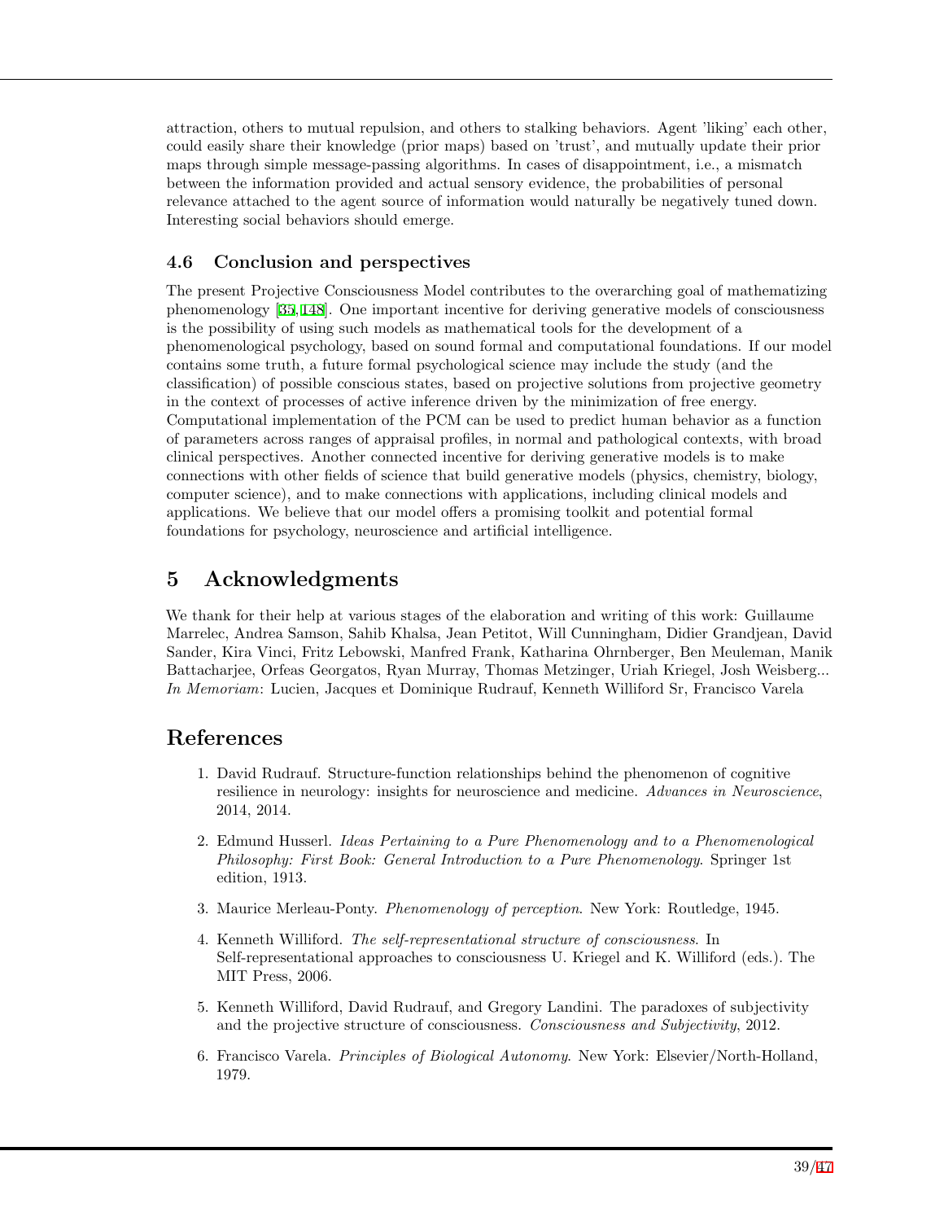attraction, others to mutual repulsion, and others to stalking behaviors. Agent 'liking' each other, could easily share their knowledge (prior maps) based on 'trust', and mutually update their prior maps through simple message-passing algorithms. In cases of disappointment, i.e., a mismatch between the information provided and actual sensory evidence, the probabilities of personal relevance attached to the agent source of information would naturally be negatively tuned down. Interesting social behaviors should emerge.

### 4.6 Conclusion and perspectives

The present Projective Consciousness Model contributes to the overarching goal of mathematizing phenomenology [35,148]. One important incentive for deriving generative models of consciousness is the possibility of using such models as mathematical tools for the development of a phenomenological psychology, based on sound formal and computational foundations. If our model contains some truth, a future formal psychological science may include the study (and the classification) of possible conscious states, based on projective solutions from projective geometry in the context of processes of active inference driven by the minimization of free energy. Computational implementation of the PCM can be used to predict human behavior as a function of parameters across ranges of appraisal profiles, in normal and pathological contexts, with broad clinical perspectives. Another connected incentive for deriving generative models is to make connections with other fields of science that build generative models (physics, chemistry, biology, computer science), and to make connections with applications, including clinical models and applications. We believe that our model offers a promising toolkit and potential formal foundations for psychology, neuroscience and artificial intelligence.

## 5 Acknowledgments

We thank for their help at various stages of the elaboration and writing of this work: Guillaume Marrelec, Andrea Samson, Sahib Khalsa, Jean Petitot, Will Cunningham, Didier Grandjean, David Sander, Kira Vinci, Fritz Lebowski, Manfred Frank, Katharina Ohrnberger, Ben Meuleman, Manik Battacharjee, Orfeas Georgatos, Ryan Murray, Thomas Metzinger, Uriah Kriegel, Josh Weisberg... *In Memoriam*: Lucien, Jacques et Dominique Rudrauf, Kenneth Williford Sr, Francisco Varela

## References

1. David Rudrauf. Structure-function relationships behind the phenomenon of cognitive resilience in neurology: insights for neuroscience and medicine. *Advances in Neuroscience*, 2014, 2014.

2. Edmund Husserl. *Ideas Pertaining to a Pure Phenomenology and to a Phenomenological Philosophy: First Book: General Introduction to a Pure Phenomenology*. Springer 1st edition, 1913.

3. Maurice Merleau-Ponty. *Phenomenology of perception*. New York: Routledge, 1945.

4. Kenneth Williford. *The self-representational structure of consciousness*. In Self-representational approaches to consciousness U. Kriegel and K. Williford (eds.). The MIT Press, 2006.

5. Kenneth Williford, David Rudrauf, and Gregory Landini. The paradoxes of subjectivity and the projective structure of consciousness. *Consciousness and Subjectivity*, 2012.

6. Francisco Varela. *Principles of Biological Autonomy*. New York: Elsevier/North-Holland, 1979.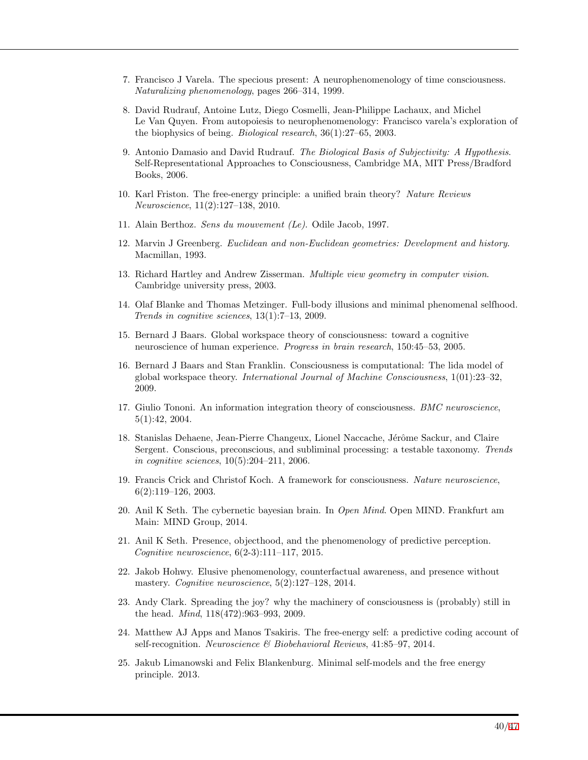7. Francisco J Varela. The specious present: A neurophenomenology of time consciousness. *Naturalizing phenomenology*, pages 266–314, 1999.
8. David Rudrauf, Antoine Lutz, Diego Cosmelli, Jean-Philippe Lachaux, and Michel Le Van Quyen. From autopoiesis to neurophenomenology: Francisco varela's exploration of the biophysics of being. *Biological research*, 36(1):27–65, 2003.
9. Antonio Damasio and David Rudrauf. *The Biological Basis of Subjectivity: A Hypothesis*. Self-Representational Approaches to Consciousness, Cambridge MA, MIT Press/Bradford Books, 2006.
10. Karl Friston. The free-energy principle: a unified brain theory? *Nature Reviews Neuroscience*, 11(2):127–138, 2010.
11. Alain Berthoz. *Sens du mouvement (Le)*. Odile Jacob, 1997.
12. Marvin J Greenberg. *Euclidean and non-Euclidean geometries: Development and history*. Macmillan, 1993.
13. Richard Hartley and Andrew Zisserman. *Multiple view geometry in computer vision*. Cambridge university press, 2003.
14. Olaf Blanke and Thomas Metzinger. Full-body illusions and minimal phenomenal selfhood. *Trends in cognitive sciences*, 13(1):7–13, 2009.
15. Bernard J Baars. Global workspace theory of consciousness: toward a cognitive neuroscience of human experience. *Progress in brain research*, 150:45–53, 2005.
16. Bernard J Baars and Stan Franklin. Consciousness is computational: The lida model of global workspace theory. *International Journal of Machine Consciousness*, 1(01):23–32, 2009.
17. Giulio Tononi. An information integration theory of consciousness. *BMC neuroscience*, 5(1):42, 2004.
18. Stanislas Dehaene, Jean-Pierre Changeux, Lionel Naccache, Jérôme Sackur, and Claire Sergent. Conscious, preconscious, and subliminal processing: a testable taxonomy. *Trends in cognitive sciences*, 10(5):204–211, 2006.
19. Francis Crick and Christof Koch. A framework for consciousness. *Nature neuroscience*, 6(2):119–126, 2003.
20. Anil K Seth. The cybernetic bayesian brain. In *Open Mind*. Open MIND. Frankfurt am Main: MIND Group, 2014.
21. Anil K Seth. Presence, objecthood, and the phenomenology of predictive perception. *Cognitive neuroscience*, 6(2-3):111–117, 2015.
22. Jakob Hohwy. Elusive phenomenology, counterfactual awareness, and presence without mastery. *Cognitive neuroscience*, 5(2):127–128, 2014.
23. Andy Clark. Spreading the joy? why the machinery of consciousness is (probably) still in the head. *Mind*, 118(472):963–993, 2009.
24. Matthew AJ Apps and Manos Tsakiris. The free-energy self: a predictive coding account of self-recognition. *Neuroscience & Biobehavioral Reviews*, 41:85–97, 2014.
25. Jakub Limanowski and Felix Blankenburg. Minimal self-models and the free energy principle. 2013.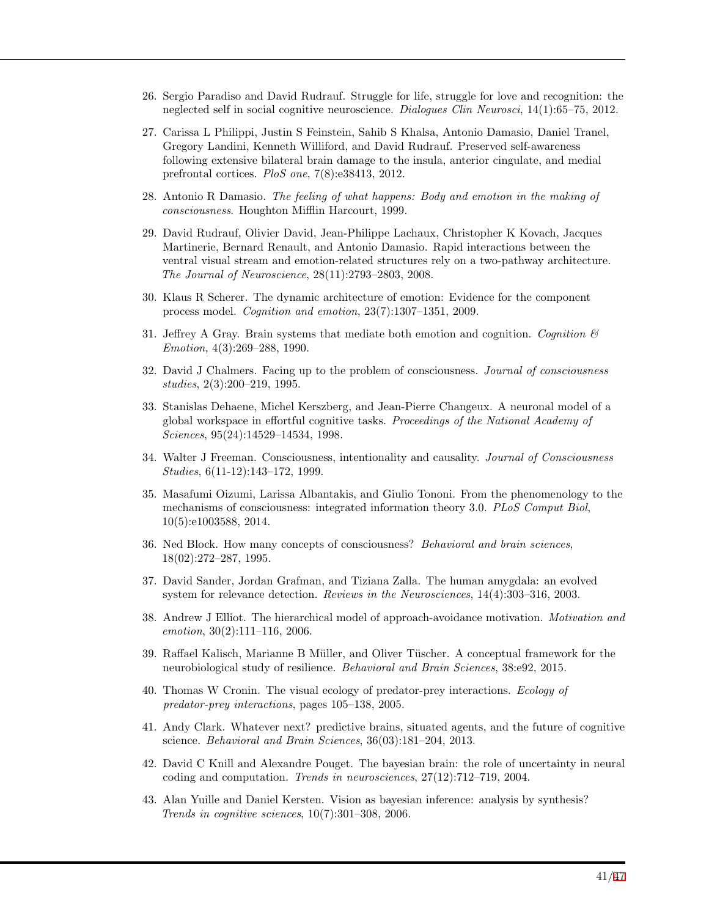26. Sergio Paradiso and David Rudrauf. Struggle for life, struggle for love and recognition: the neglected self in social cognitive neuroscience. *Dialogues Clin Neurosci*, 14(1):65–75, 2012.

27. Carissa L Philippi, Justin S Feinstein, Sahib S Khalsa, Antonio Damasio, Daniel Tranel, Gregory Landini, Kenneth Williford, and David Rudrauf. Preserved self-awareness following extensive bilateral brain damage to the insula, anterior cingulate, and medial prefrontal cortices. *PloS one*, 7(8):e38413, 2012.

28. Antonio R Damasio. *The feeling of what happens: Body and emotion in the making of consciousness*. Houghton Mifflin Harcourt, 1999.

29. David Rudrauf, Olivier David, Jean-Philippe Lachaux, Christopher K Kovach, Jacques Martinerie, Bernard Renault, and Antonio Damasio. Rapid interactions between the ventral visual stream and emotion-related structures rely on a two-pathway architecture. *The Journal of Neuroscience*, 28(11):2793–2803, 2008.

30. Klaus R Scherer. The dynamic architecture of emotion: Evidence for the component process model. *Cognition and emotion*, 23(7):1307–1351, 2009.

31. Jeffrey A Gray. Brain systems that mediate both emotion and cognition. *Cognition & Emotion*, 4(3):269–288, 1990.

32. David J Chalmers. Facing up to the problem of consciousness. *Journal of consciousness studies*, 2(3):200–219, 1995.

33. Stanislas Dehaene, Michel Kerszberg, and Jean-Pierre Changeux. A neuronal model of a global workspace in effortful cognitive tasks. *Proceedings of the National Academy of Sciences*, 95(24):14529–14534, 1998.

34. Walter J Freeman. Consciousness, intentionality and causality. *Journal of Consciousness Studies*, 6(11-12):143–172, 1999.

35. Masafumi Oizumi, Larissa Albantakis, and Giulio Tononi. From the phenomenology to the mechanisms of consciousness: integrated information theory 3.0. *PLoS Comput Biol*, 10(5):e1003588, 2014.

36. Ned Block. How many concepts of consciousness? *Behavioral and brain sciences*, 18(02):272–287, 1995.

37. David Sander, Jordan Grafman, and Tiziana Zalla. The human amygdala: an evolved system for relevance detection. *Reviews in the Neurosciences*, 14(4):303–316, 2003.

38. Andrew J Elliot. The hierarchical model of approach-avoidance motivation. *Motivation and emotion*, 30(2):111–116, 2006.

39. Raffael Kalisch, Marianne B Müller, and Oliver Tüscher. A conceptual framework for the neurobiological study of resilience. *Behavioral and Brain Sciences*, 38:e92, 2015.

40. Thomas W Cronin. The visual ecology of predator-prey interactions. *Ecology of predator-prey interactions*, pages 105–138, 2005.

41. Andy Clark. Whatever next? predictive brains, situated agents, and the future of cognitive science. *Behavioral and Brain Sciences*, 36(03):181–204, 2013.

42. David C Knill and Alexandre Pouget. The bayesian brain: the role of uncertainty in neural coding and computation. *Trends in neurosciences*, 27(12):712–719, 2004.

43. Alan Yuille and Daniel Kersten. Vision as bayesian inference: analysis by synthesis? *Trends in cognitive sciences*, 10(7):301–308, 2006.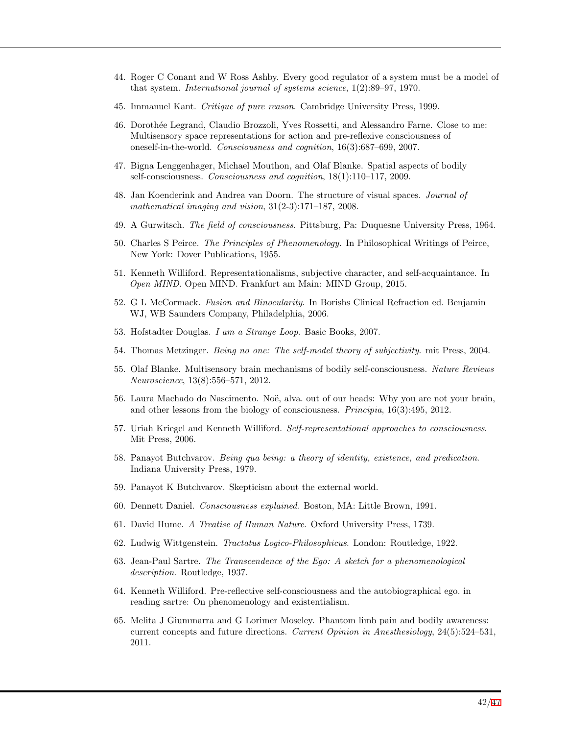44. Roger C Conant and W Ross Ashby. Every good regulator of a system must be a model of that system. *International journal of systems science*, 1(2):89–97, 1970.

45. Immanuel Kant. *Critique of pure reason*. Cambridge University Press, 1999.

46. Dorothée Legrand, Claudio Brozzoli, Yves Rossetti, and Alessandro Farne. Close to me: Multisensory space representations for action and pre-reflexive consciousness of oneself-in-the-world. *Consciousness and cognition*, 16(3):687–699, 2007.

47. Bigna Lenggenhager, Michael Mouthon, and Olaf Blanke. Spatial aspects of bodily self-consciousness. *Consciousness and cognition*, 18(1):110–117, 2009.

48. Jan Koenderink and Andrea van Doorn. The structure of visual spaces. *Journal of mathematical imaging and vision*, 31(2-3):171–187, 2008.

49. A Gurwitsch. *The field of consciousness.* Pittsburg, Pa: Duquesne University Press, 1964.

50. Charles S Peirce. *The Principles of Phenomenology.* In Philosophical Writings of Peirce, New York: Dover Publications, 1955.

51. Kenneth Williford. Representationalisms, subjective character, and self-acquaintance. In *Open MIND*. Open MIND. Frankfurt am Main: MIND Group, 2015.

52. G L McCormack. *Fusion and Binocularity*. In Borishs Clinical Refraction ed. Benjamin WJ, WB Saunders Company, Philadelphia, 2006.

53. Hofstadter Douglas. *I am a Strange Loop*. Basic Books, 2007.

54. Thomas Metzinger. *Being no one: The self-model theory of subjectivity*. mit Press, 2004.

55. Olaf Blanke. Multisensory brain mechanisms of bodily self-consciousness. *Nature Reviews Neuroscience*, 13(8):556–571, 2012.

56. Laura Machado do Nascimento. Noë, alva. out of our heads: Why you are not your brain, and other lessons from the biology of consciousness. *Principia*, 16(3):495, 2012.

57. Uriah Kriegel and Kenneth Williford. *Self-representational approaches to consciousness*. Mit Press, 2006.

58. Panayot Butchvarov. *Being qua being: a theory of identity, existence, and predication*. Indiana University Press, 1979.

59. Panayot K Butchvarov. Skepticism about the external world.

60. Dennett Daniel. *Consciousness explained*. Boston, MA: Little Brown, 1991.

61. David Hume. *A Treatise of Human Nature*. Oxford University Press, 1739.

62. Ludwig Wittgenstein. *Tractatus Logico-Philosophicus*. London: Routledge, 1922.

63. Jean-Paul Sartre. *The Transcendence of the Ego: A sketch for a phenomenological description*. Routledge, 1937.

64. Kenneth Williford. Pre-reflective self-consciousness and the autobiographical ego. in reading sartre: On phenomenology and existentialism.

65. Melita J Giummarra and G Lorimer Moseley. Phantom limb pain and bodily awareness: current concepts and future directions. *Current Opinion in Anesthesiology*, 24(5):524–531, 2011.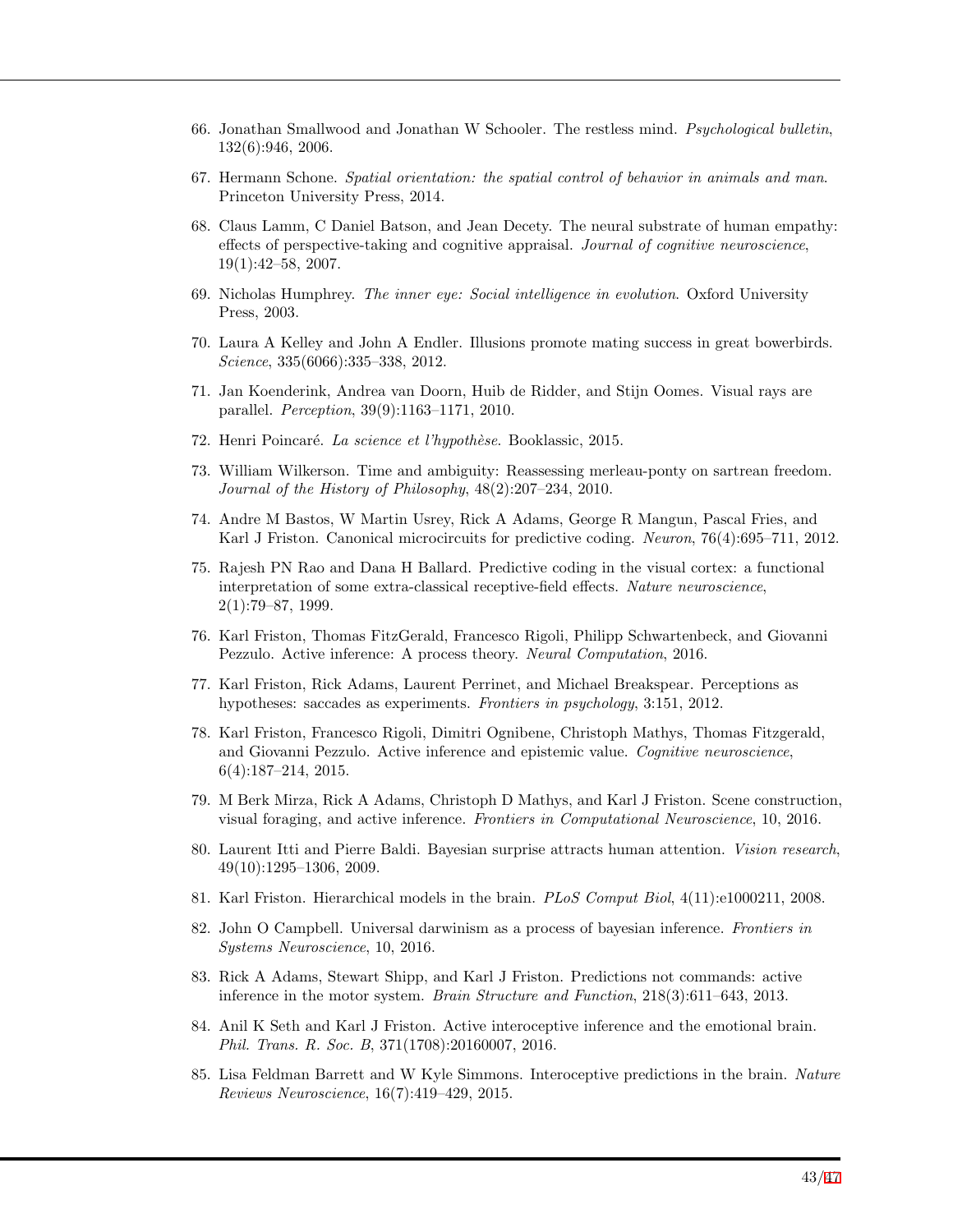66. Jonathan Smallwood and Jonathan W Schooler. The restless mind. *Psychological bulletin*, 132(6):946, 2006.

67. Hermann Schone. *Spatial orientation: the spatial control of behavior in animals and man*. Princeton University Press, 2014.

68. Claus Lamm, C Daniel Batson, and Jean Decety. The neural substrate of human empathy: effects of perspective-taking and cognitive appraisal. *Journal of cognitive neuroscience*, 19(1):42–58, 2007.

69. Nicholas Humphrey. *The inner eye: Social intelligence in evolution*. Oxford University Press, 2003.

70. Laura A Kelley and John A Endler. Illusions promote mating success in great bowerbirds. *Science*, 335(6066):335–338, 2012.

71. Jan Koenderink, Andrea van Doorn, Huib de Ridder, and Stijn Oomes. Visual rays are parallel. *Perception*, 39(9):1163–1171, 2010.

72. Henri Poincaré. *La science et l'hypothèse*. Booklassic, 2015.

73. William Wilkerson. Time and ambiguity: Reassessing merleau-ponty on sartrean freedom. *Journal of the History of Philosophy*, 48(2):207–234, 2010.

74. Andre M Bastos, W Martin Usrey, Rick A Adams, George R Mangun, Pascal Fries, and Karl J Friston. Canonical microcircuits for predictive coding. *Neuron*, 76(4):695–711, 2012.

75. Rajesh PN Rao and Dana H Ballard. Predictive coding in the visual cortex: a functional interpretation of some extra-classical receptive-field effects. *Nature neuroscience*, 2(1):79–87, 1999.

76. Karl Friston, Thomas FitzGerald, Francesco Rigoli, Philipp Schwartenbeck, and Giovanni Pezzulo. Active inference: A process theory. *Neural Computation*, 2016.

77. Karl Friston, Rick Adams, Laurent Perrinet, and Michael Breakspear. Perceptions as hypotheses: saccades as experiments. *Frontiers in psychology*, 3:151, 2012.

78. Karl Friston, Francesco Rigoli, Dimitri Ognibene, Christoph Mathys, Thomas Fitzgerald, and Giovanni Pezzulo. Active inference and epistemic value. *Cognitive neuroscience*, 6(4):187–214, 2015.

79. M Berk Mirza, Rick A Adams, Christoph D Mathys, and Karl J Friston. Scene construction, visual foraging, and active inference. *Frontiers in Computational Neuroscience*, 10, 2016.

80. Laurent Itti and Pierre Baldi. Bayesian surprise attracts human attention. *Vision research*, 49(10):1295–1306, 2009.

81. Karl Friston. Hierarchical models in the brain. *PLoS Comput Biol*, 4(11):e1000211, 2008.

82. John O Campbell. Universal darwinism as a process of bayesian inference. *Frontiers in Systems Neuroscience*, 10, 2016.

83. Rick A Adams, Stewart Shipp, and Karl J Friston. Predictions not commands: active inference in the motor system. *Brain Structure and Function*, 218(3):611–643, 2013.

84. Anil K Seth and Karl J Friston. Active interoceptive inference and the emotional brain. *Phil. Trans. R. Soc. B*, 371(1708):20160007, 2016.

85. Lisa Feldman Barrett and W Kyle Simmons. Interoceptive predictions in the brain. *Nature Reviews Neuroscience*, 16(7):419–429, 2015.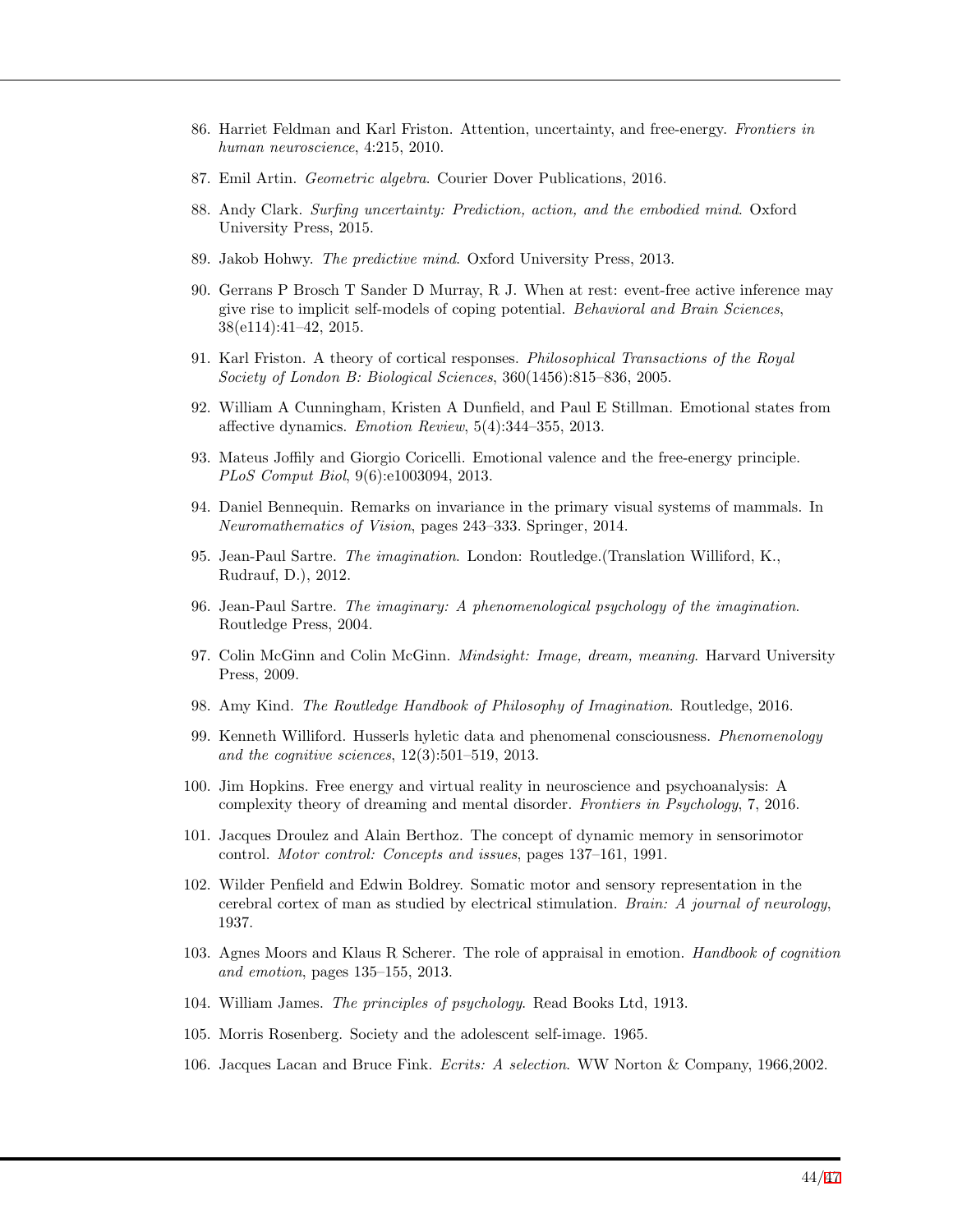86. Harriet Feldman and Karl Friston. Attention, uncertainty, and free-energy. *Frontiers in human neuroscience*, 4:215, 2010.

87. Emil Artin. *Geometric algebra*. Courier Dover Publications, 2016.

88. Andy Clark. *Surfing uncertainty: Prediction, action, and the embodied mind*. Oxford University Press, 2015.

89. Jakob Hohwy. *The predictive mind*. Oxford University Press, 2013.

90. Gerrans P Brosch T Sander D Murray, R J. When at rest: event-free active inference may give rise to implicit self-models of coping potential. *Behavioral and Brain Sciences*, 38(e114):41–42, 2015.

91. Karl Friston. A theory of cortical responses. *Philosophical Transactions of the Royal Society of London B: Biological Sciences*, 360(1456):815–836, 2005.

92. William A Cunningham, Kristen A Dunfield, and Paul E Stillman. Emotional states from affective dynamics. *Emotion Review*, 5(4):344–355, 2013.

93. Mateus Joffily and Giorgio Coricelli. Emotional valence and the free-energy principle. *PLoS Comput Biol*, 9(6):e1003094, 2013.

94. Daniel Bennequin. Remarks on invariance in the primary visual systems of mammals. In *Neuromathematics of Vision*, pages 243–333. Springer, 2014.

95. Jean-Paul Sartre. *The imagination*. London: Routledge.(Translation Williford, K., Rudrauf, D.), 2012.

96. Jean-Paul Sartre. *The imaginary: A phenomenological psychology of the imagination*. Routledge Press, 2004.

97. Colin McGinn and Colin McGinn. *Mindsight: Image, dream, meaning*. Harvard University Press, 2009.

98. Amy Kind. *The Routledge Handbook of Philosophy of Imagination*. Routledge, 2016.

99. Kenneth Williford. Husserls hyletic data and phenomenal consciousness. *Phenomenology and the cognitive sciences*, 12(3):501–519, 2013.

100. Jim Hopkins. Free energy and virtual reality in neuroscience and psychoanalysis: A complexity theory of dreaming and mental disorder. *Frontiers in Psychology*, 7, 2016.

101. Jacques Droulez and Alain Berthoz. The concept of dynamic memory in sensorimotor control. *Motor control: Concepts and issues*, pages 137–161, 1991.

102. Wilder Penfield and Edwin Boldrey. Somatic motor and sensory representation in the cerebral cortex of man as studied by electrical stimulation. *Brain: A journal of neurology*, 1937.

103. Agnes Moors and Klaus R Scherer. The role of appraisal in emotion. *Handbook of cognition and emotion*, pages 135–155, 2013.

104. William James. *The principles of psychology*. Read Books Ltd, 1913.

105. Morris Rosenberg. Society and the adolescent self-image. 1965.

106. Jacques Lacan and Bruce Fink. *Ecrits: A selection*. WW Norton & Company, 1966,2002.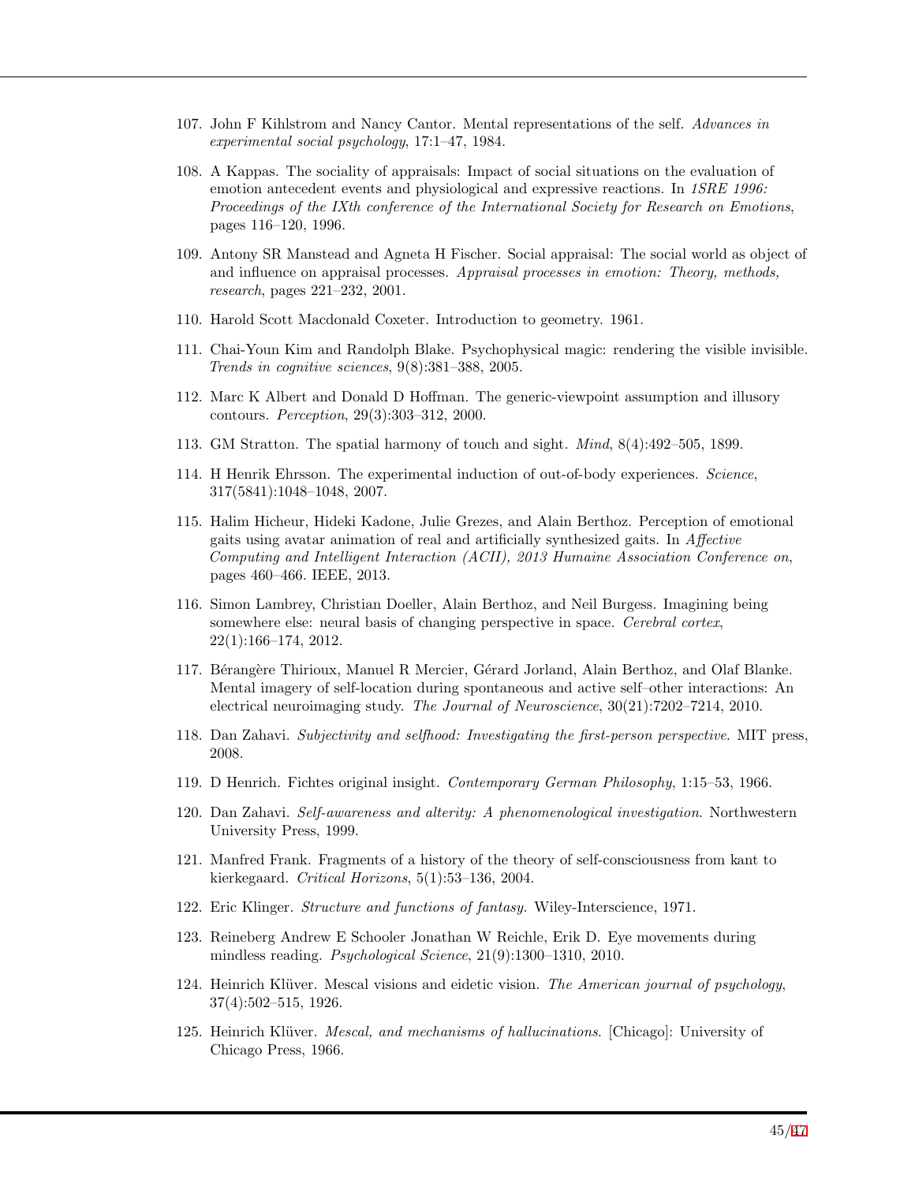107. John F Kihlstrom and Nancy Cantor. Mental representations of the self. *Advances in experimental social psychology*, 17:1–47, 1984.

108. A Kappas. The sociality of appraisals: Impact of social situations on the evaluation of emotion antecedent events and physiological and expressive reactions. In *ISRE 1996: Proceedings of the IXth conference of the International Society for Research on Emotions*, pages 116–120, 1996.

109. Antony SR Manstead and Agneta H Fischer. Social appraisal: The social world as object of and influence on appraisal processes. *Appraisal processes in emotion: Theory, methods, research*, pages 221–232, 2001.

110. Harold Scott Macdonald Coxeter. Introduction to geometry. 1961.

111. Chai-Youn Kim and Randolph Blake. Psychophysical magic: rendering the visible invisible. *Trends in cognitive sciences*, 9(8):381–388, 2005.

112. Marc K Albert and Donald D Hoffman. The generic-viewpoint assumption and illusory contours. *Perception*, 29(3):303–312, 2000.

113. GM Stratton. The spatial harmony of touch and sight. *Mind*, 8(4):492–505, 1899.

114. H Henrik Ehrsson. The experimental induction of out-of-body experiences. *Science*, 317(5841):1048–1048, 2007.

115. Halim Hicheur, Hideki Kadone, Julie Grezes, and Alain Berthoz. Perception of emotional gaits using avatar animation of real and artificially synthesized gaits. In *Affective Computing and Intelligent Interaction (ACII), 2013 Humaine Association Conference on*, pages 460–466. IEEE, 2013.

116. Simon Lambrey, Christian Doeller, Alain Berthoz, and Neil Burgess. Imagining being somewhere else: neural basis of changing perspective in space. *Cerebral cortex*, 22(1):166–174, 2012.

117. Bérangère Thirioux, Manuel R Mercier, Gérard Jorland, Alain Berthoz, and Olaf Blanke. Mental imagery of self-location during spontaneous and active self–other interactions: An electrical neuroimaging study. *The Journal of Neuroscience*, 30(21):7202–7214, 2010.

118. Dan Zahavi. *Subjectivity and selfhood: Investigating the first-person perspective*. MIT press, 2008.

119. D Henrich. Fichtes original insight. *Contemporary German Philosophy*, 1:15–53, 1966.

120. Dan Zahavi. *Self-awareness and alterity: A phenomenological investigation*. Northwestern University Press, 1999.

121. Manfred Frank. Fragments of a history of the theory of self-consciousness from kant to kierkegaard. *Critical Horizons*, 5(1):53–136, 2004.

122. Eric Klinger. *Structure and functions of fantasy*. Wiley-Interscience, 1971.

123. Reineberg Andrew E Schooler Jonathan W Reichle, Erik D. Eye movements during mindless reading. *Psychological Science*, 21(9):1300–1310, 2010.

124. Heinrich Klüver. Mescal visions and eidetic vision. *The American journal of psychology*, 37(4):502–515, 1926.

125. Heinrich Klüver. *Mescal, and mechanisms of hallucinations*. [Chicago]: University of Chicago Press, 1966.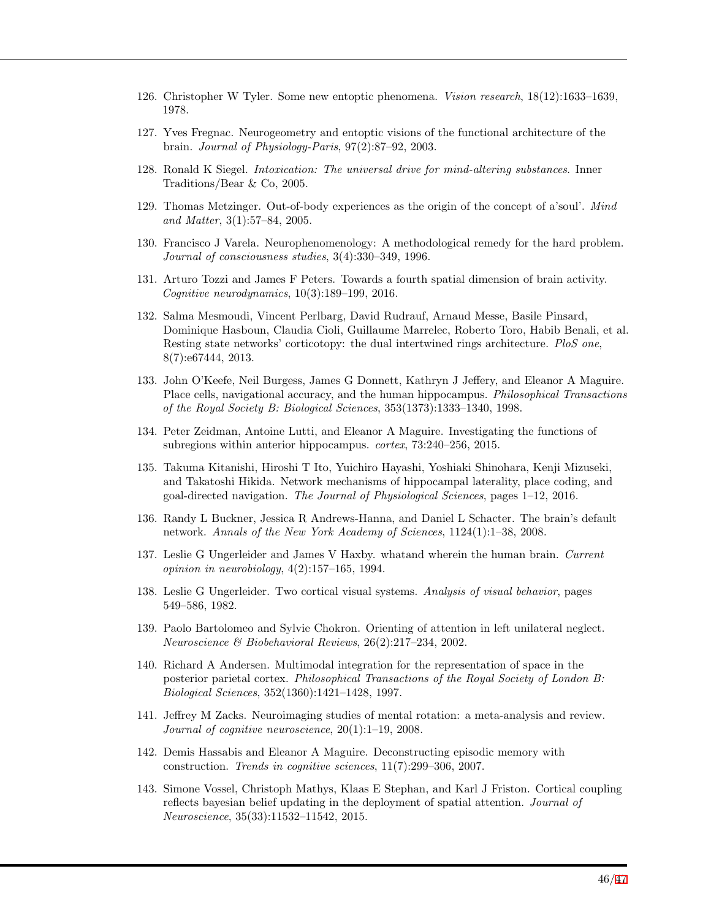126. Christopher W Tyler. Some new entoptic phenomena. *Vision research*, 18(12):1633–1639, 1978.

127. Yves Fregnac. Neurogeometry and entoptic visions of the functional architecture of the brain. *Journal of Physiology-Paris*, 97(2):87–92, 2003.

128. Ronald K Siegel. *Intoxication: The universal drive for mind-altering substances*. Inner Traditions/Bear & Co, 2005.

129. Thomas Metzinger. Out-of-body experiences as the origin of the concept of a'soul'. *Mind and Matter*, 3(1):57–84, 2005.

130. Francisco J Varela. Neurophenomenology: A methodological remedy for the hard problem. *Journal of consciousness studies*, 3(4):330–349, 1996.

131. Arturo Tozzi and James F Peters. Towards a fourth spatial dimension of brain activity. *Cognitive neurodynamics*, 10(3):189–199, 2016.

132. Salma Mesmoudi, Vincent Perlbarg, David Rudrauf, Arnaud Messe, Basile Pinsard, Dominique Hasboun, Claudia Cioli, Guillaume Marrelec, Roberto Toro, Habib Benali, et al. Resting state networks' corticotopy: the dual intertwined rings architecture. *PloS one*, 8(7):e67444, 2013.

133. John O'Keefe, Neil Burgess, James G Donnett, Kathryn J Jeffery, and Eleanor A Maguire. Place cells, navigational accuracy, and the human hippocampus. *Philosophical Transactions of the Royal Society B: Biological Sciences*, 353(1373):1333–1340, 1998.

134. Peter Zeidman, Antoine Lutti, and Eleanor A Maguire. Investigating the functions of subregions within anterior hippocampus. *cortex*, 73:240–256, 2015.

135. Takuma Kitanishi, Hiroshi T Ito, Yuichiro Hayashi, Yoshiaki Shinohara, Kenji Mizuseki, and Takatoshi Hikida. Network mechanisms of hippocampal laterality, place coding, and goal-directed navigation. *The Journal of Physiological Sciences*, pages 1–12, 2016.

136. Randy L Buckner, Jessica R Andrews-Hanna, and Daniel L Schacter. The brain's default network. *Annals of the New York Academy of Sciences*, 1124(1):1–38, 2008.

137. Leslie G Ungerleider and James V Haxby. whatand wherein the human brain. *Current opinion in neurobiology*, 4(2):157–165, 1994.

138. Leslie G Ungerleider. Two cortical visual systems. *Analysis of visual behavior*, pages 549–586, 1982.

139. Paolo Bartolomeo and Sylvie Chokron. Orienting of attention in left unilateral neglect. *Neuroscience & Biobehavioral Reviews*, 26(2):217–234, 2002.

140. Richard A Andersen. Multimodal integration for the representation of space in the posterior parietal cortex. *Philosophical Transactions of the Royal Society of London B: Biological Sciences*, 352(1360):1421–1428, 1997.

141. Jeffrey M Zacks. Neuroimaging studies of mental rotation: a meta-analysis and review. *Journal of cognitive neuroscience*, 20(1):1–19, 2008.

142. Demis Hassabis and Eleanor A Maguire. Deconstructing episodic memory with construction. *Trends in cognitive sciences*, 11(7):299–306, 2007.

143. Simone Vossel, Christoph Mathys, Klaas E Stephan, and Karl J Friston. Cortical coupling reflects bayesian belief updating in the deployment of spatial attention. *Journal of Neuroscience*, 35(33):11532–11542, 2015.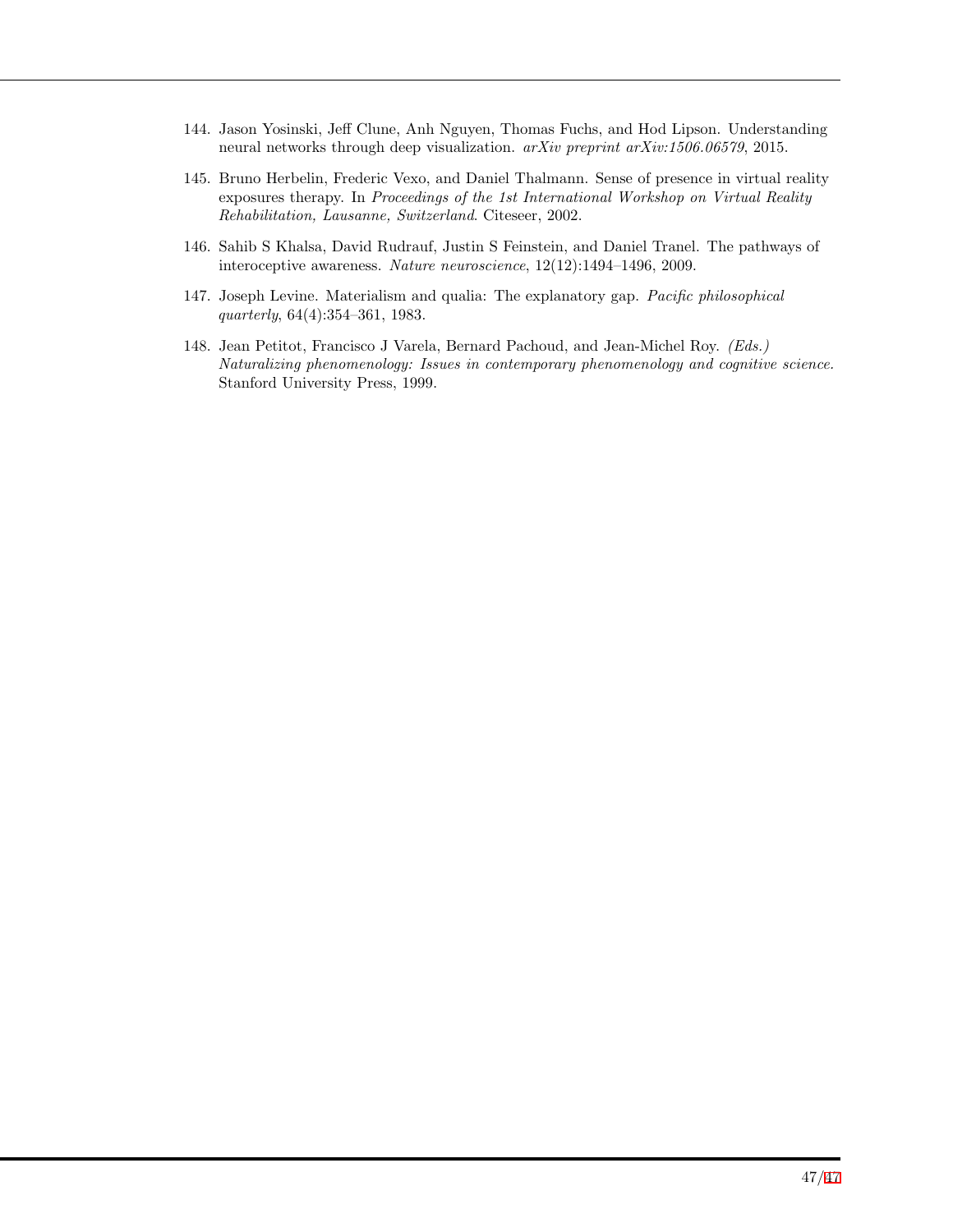144. Jason Yosinski, Jeff Clune, Anh Nguyen, Thomas Fuchs, and Hod Lipson. Understanding neural networks through deep visualization. *arXiv preprint arXiv:1506.06579*, 2015.

145. Bruno Herbelin, Frederic Vexo, and Daniel Thalmann. Sense of presence in virtual reality exposures therapy. In *Proceedings of the 1st International Workshop on Virtual Reality Rehabilitation, Lausanne, Switzerland*. Citeseer, 2002.

146. Sahib S Khalsa, David Rudrauf, Justin S Feinstein, and Daniel Tranel. The pathways of interoceptive awareness. *Nature neuroscience*, 12(12):1494–1496, 2009.

147. Joseph Levine. Materialism and qualia: The explanatory gap. *Pacific philosophical quarterly*, 64(4):354–361, 1983.

148. Jean Petitot, Francisco J Varela, Bernard Pachoud, and Jean-Michel Roy. *(Eds.) Naturalizing phenomenology: Issues in contemporary phenomenology and cognitive science.* Stanford University Press, 1999.